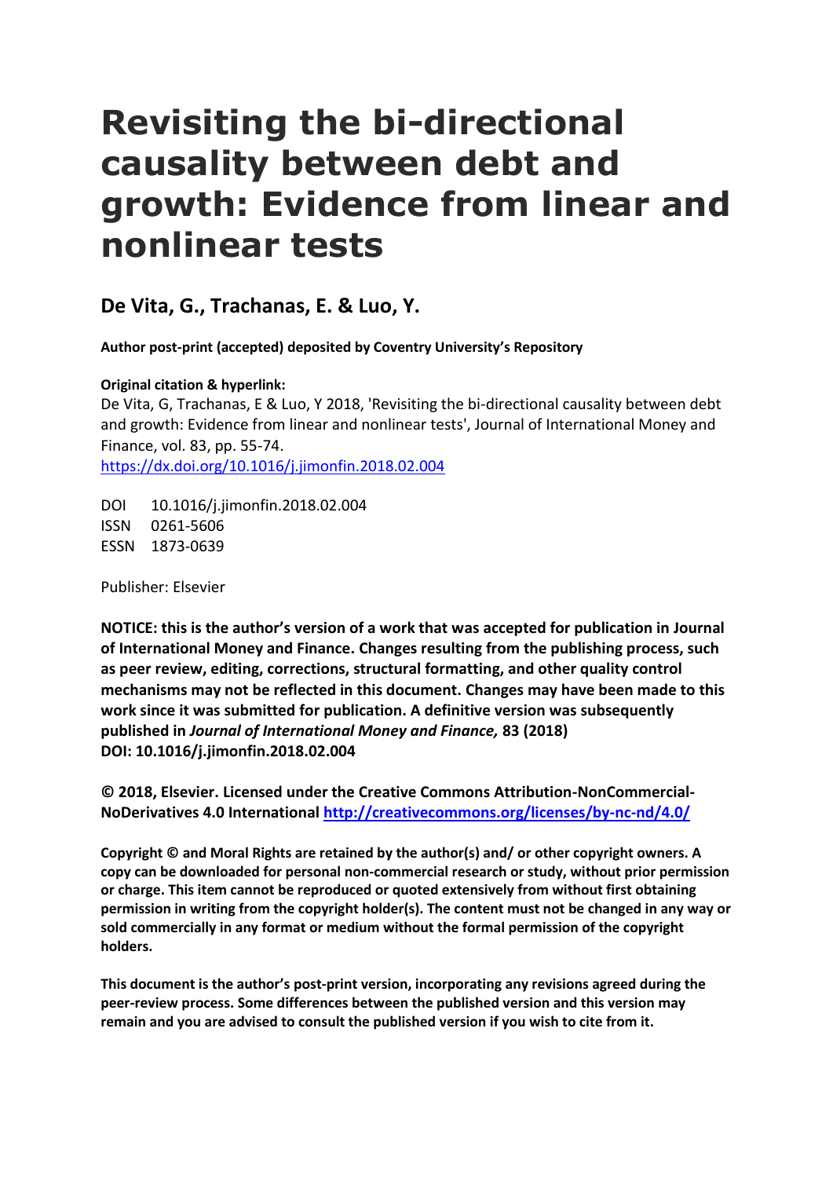# Revisiting the bi-directional causality between debt and growth: Evidence from linear and nonlinear tests

## De Vita, G., Trachanas, E. & Luo, Y.

**Author post-print (accepted) deposited by Coventry University's Repository**

**Original citation & hyperlink:**

De Vita, G, Trachanas, E & Luo, Y 2018, 'Revisiting the bi-directional causality between debt and growth: Evidence from linear and nonlinear tests', Journal of International Money and Finance, vol. 83, pp. 55-74.

https://dx.doi.org/10.1016/j.jimonfin.2018.02.004

DOI 10.1016/j.jimonfin.2018.02.004

ISSN 0261-5606

ESSN 1873-0639

Publisher: Elsevier

**NOTICE: this is the author's version of a work that was accepted for publication in Journal of International Money and Finance. Changes resulting from the publishing process, such as peer review, editing, corrections, structural formatting, and other quality control mechanisms may not be reflected in this document. Changes may have been made to this work since it was submitted for publication. A definitive version was subsequently published in *Journal of International Money and Finance,* 83 (2018) DOI: 10.1016/j.jimonfin.2018.02.004**

**© 2018, Elsevier. Licensed under the Creative Commons Attribution-NonCommercial-NoDerivatives 4.0 International http://creativecommons.org/licenses/by-nc-nd/4.0/**

**Copyright © and Moral Rights are retained by the author(s) and/ or other copyright owners. A copy can be downloaded for personal non-commercial research or study, without prior permission or charge. This item cannot be reproduced or quoted extensively from without first obtaining permission in writing from the copyright holder(s). The content must not be changed in any way or sold commercially in any format or medium without the formal permission of the copyright holders.**

**This document is the author's post-print version, incorporating any revisions agreed during the peer-review process. Some differences between the published version and this version may remain and you are advised to consult the published version if you wish to cite from it.**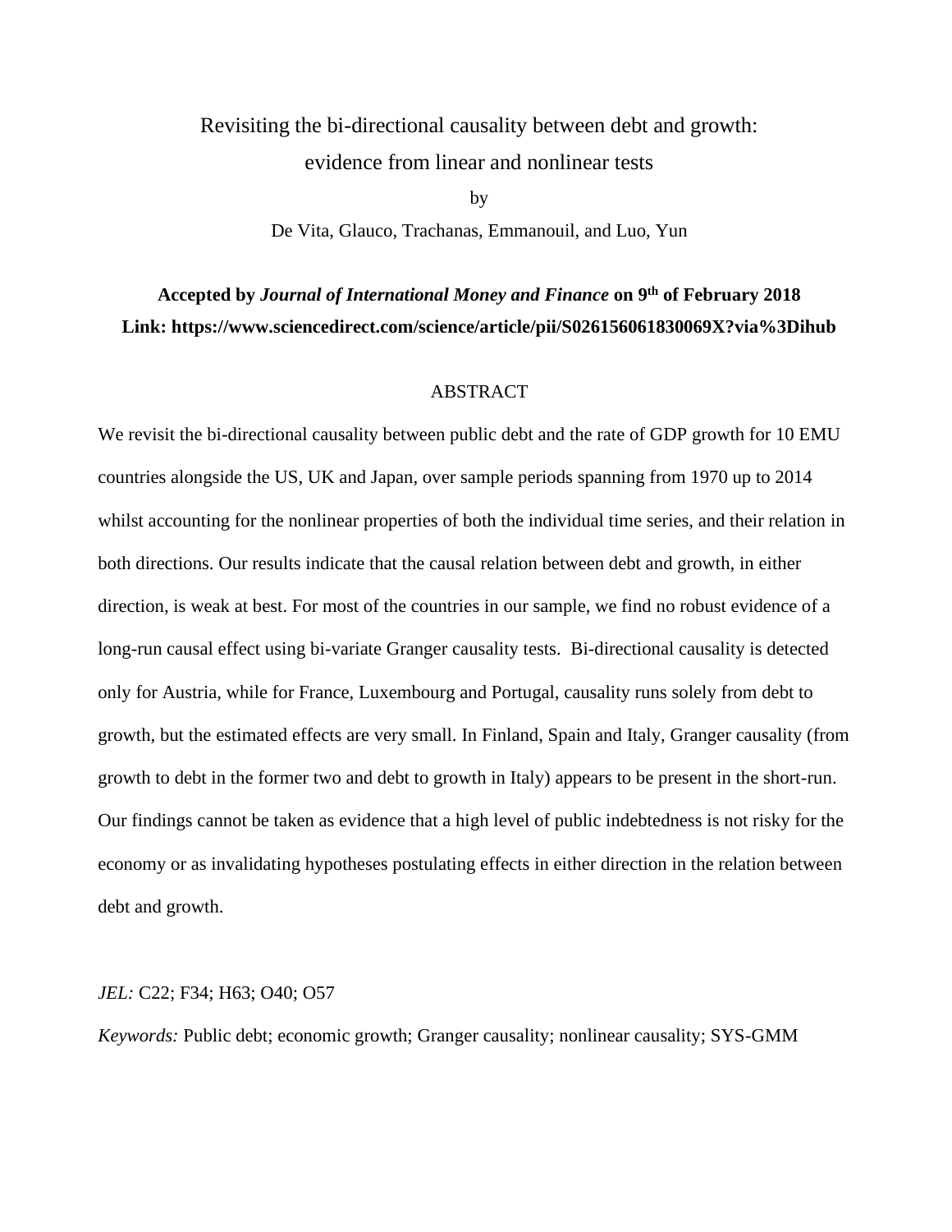# Revisiting the bi-directional causality between debt and growth: evidence from linear and nonlinear tests

by

De Vita, Glauco, Trachanas, Emmanouil, and Luo, Yun

**Accepted by *Journal of International Money and Finance* on 9th of February 2018**
**Link: https://www.sciencedirect.com/science/article/pii/S026156061830069X?via%3Dihub**

## ABSTRACT

We revisit the bi-directional causality between public debt and the rate of GDP growth for 10 EMU countries alongside the US, UK and Japan, over sample periods spanning from 1970 up to 2014 whilst accounting for the nonlinear properties of both the individual time series, and their relation in both directions. Our results indicate that the causal relation between debt and growth, in either direction, is weak at best. For most of the countries in our sample, we find no robust evidence of a long-run causal effect using bi-variate Granger causality tests. Bi-directional causality is detected only for Austria, while for France, Luxembourg and Portugal, causality runs solely from debt to growth, but the estimated effects are very small. In Finland, Spain and Italy, Granger causality (from growth to debt in the former two and debt to growth in Italy) appears to be present in the short-run. Our findings cannot be taken as evidence that a high level of public indebtedness is not risky for the economy or as invalidating hypotheses postulating effects in either direction in the relation between debt and growth.

*JEL:* C22; F34; H63; O40; O57

*Keywords:* Public debt; economic growth; Granger causality; nonlinear causality; SYS-GMM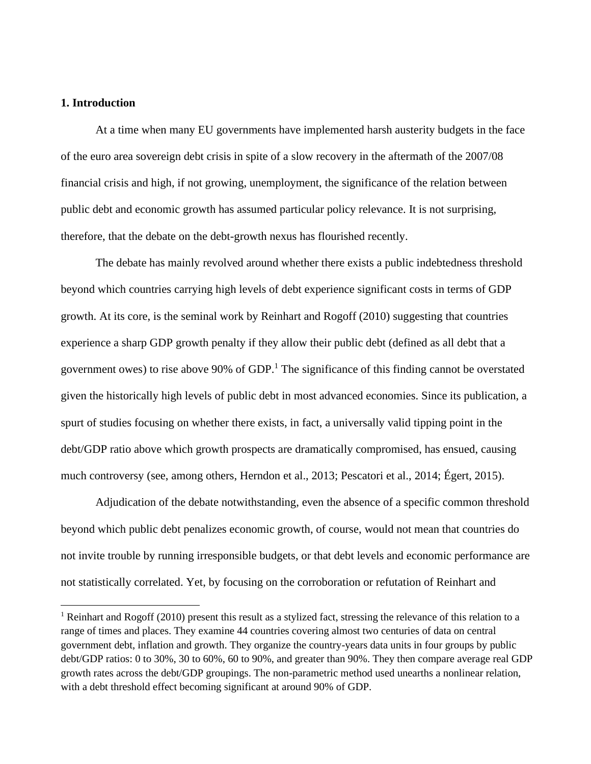## 1. Introduction

At a time when many EU governments have implemented harsh austerity budgets in the face of the euro area sovereign debt crisis in spite of a slow recovery in the aftermath of the 2007/08 financial crisis and high, if not growing, unemployment, the significance of the relation between public debt and economic growth has assumed particular policy relevance. It is not surprising, therefore, that the debate on the debt-growth nexus has flourished recently.

The debate has mainly revolved around whether there exists a public indebtedness threshold beyond which countries carrying high levels of debt experience significant costs in terms of GDP growth. At its core, is the seminal work by Reinhart and Rogoff (2010) suggesting that countries experience a sharp GDP growth penalty if they allow their public debt (defined as all debt that a government owes) to rise above 90% of GDP.[1] The significance of this finding cannot be overstated given the historically high levels of public debt in most advanced economies. Since its publication, a spurt of studies focusing on whether there exists, in fact, a universally valid tipping point in the debt/GDP ratio above which growth prospects are dramatically compromised, has ensued, causing much controversy (see, among others, Herndon et al., 2013; Pescatori et al., 2014; Égert, 2015).

Adjudication of the debate notwithstanding, even the absence of a specific common threshold beyond which public debt penalizes economic growth, of course, would not mean that countries do not invite trouble by running irresponsible budgets, or that debt levels and economic performance are not statistically correlated. Yet, by focusing on the corroboration or refutation of Reinhart and

[1] Reinhart and Rogoff (2010) present this result as a stylized fact, stressing the relevance of this relation to a range of times and places. They examine 44 countries covering almost two centuries of data on central government debt, inflation and growth. They organize the country-years data units in four groups by public debt/GDP ratios: 0 to 30%, 30 to 60%, 60 to 90%, and greater than 90%. They then compare average real GDP growth rates across the debt/GDP groupings. The non-parametric method used unearths a nonlinear relation, with a debt threshold effect becoming significant at around 90% of GDP.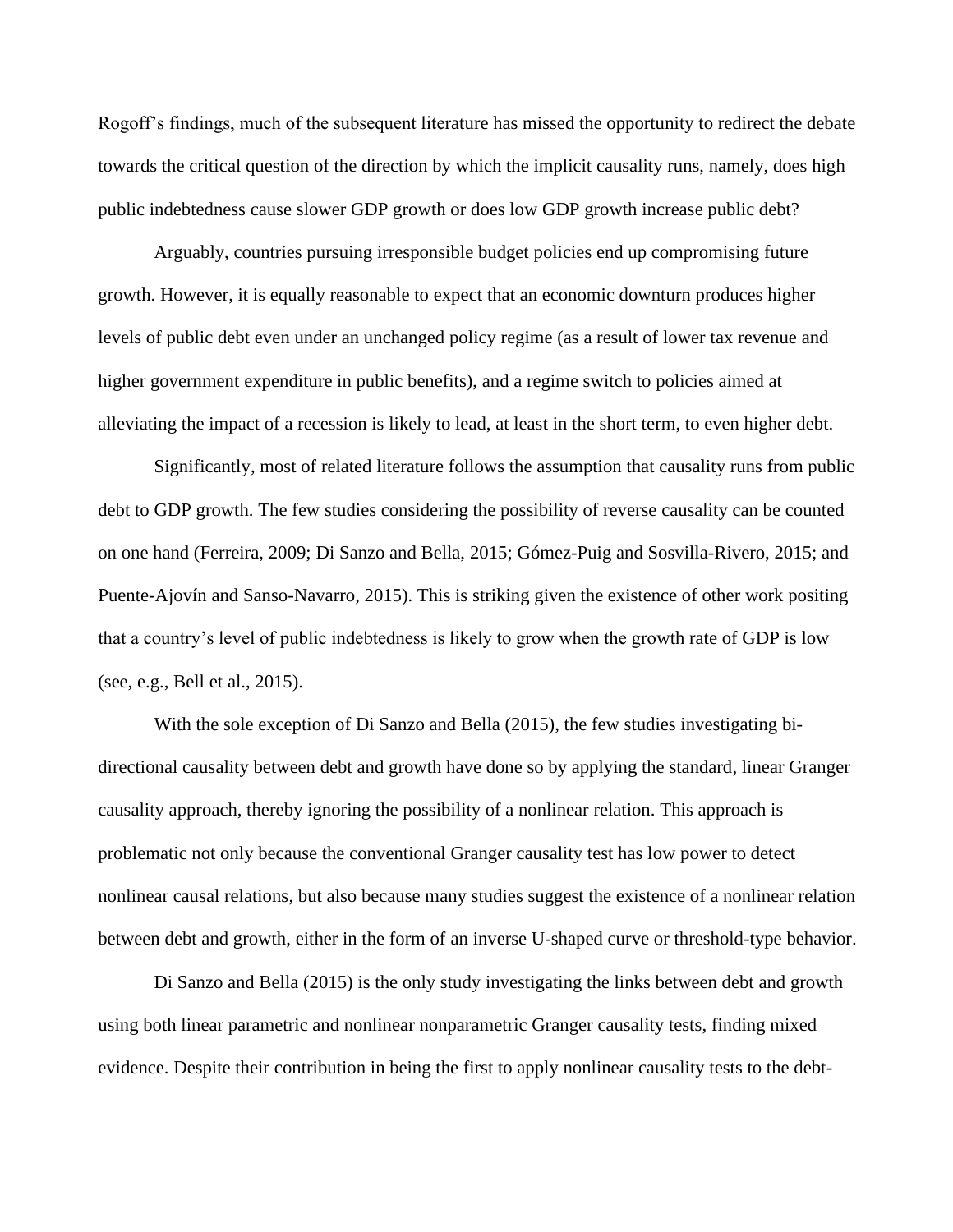Rogoff's findings, much of the subsequent literature has missed the opportunity to redirect the debate towards the critical question of the direction by which the implicit causality runs, namely, does high public indebtedness cause slower GDP growth or does low GDP growth increase public debt?

Arguably, countries pursuing irresponsible budget policies end up compromising future growth. However, it is equally reasonable to expect that an economic downturn produces higher levels of public debt even under an unchanged policy regime (as a result of lower tax revenue and higher government expenditure in public benefits), and a regime switch to policies aimed at alleviating the impact of a recession is likely to lead, at least in the short term, to even higher debt.

Significantly, most of related literature follows the assumption that causality runs from public debt to GDP growth. The few studies considering the possibility of reverse causality can be counted on one hand (Ferreira, 2009; Di Sanzo and Bella, 2015; Gómez-Puig and Sosvilla-Rivero, 2015; and Puente-Ajovín and Sanso-Navarro, 2015). This is striking given the existence of other work positing that a country's level of public indebtedness is likely to grow when the growth rate of GDP is low (see, e.g., Bell et al., 2015).

With the sole exception of Di Sanzo and Bella (2015), the few studies investigating bi-directional causality between debt and growth have done so by applying the standard, linear Granger causality approach, thereby ignoring the possibility of a nonlinear relation. This approach is problematic not only because the conventional Granger causality test has low power to detect nonlinear causal relations, but also because many studies suggest the existence of a nonlinear relation between debt and growth, either in the form of an inverse U-shaped curve or threshold-type behavior.

Di Sanzo and Bella (2015) is the only study investigating the links between debt and growth using both linear parametric and nonlinear nonparametric Granger causality tests, finding mixed evidence. Despite their contribution in being the first to apply nonlinear causality tests to the debt-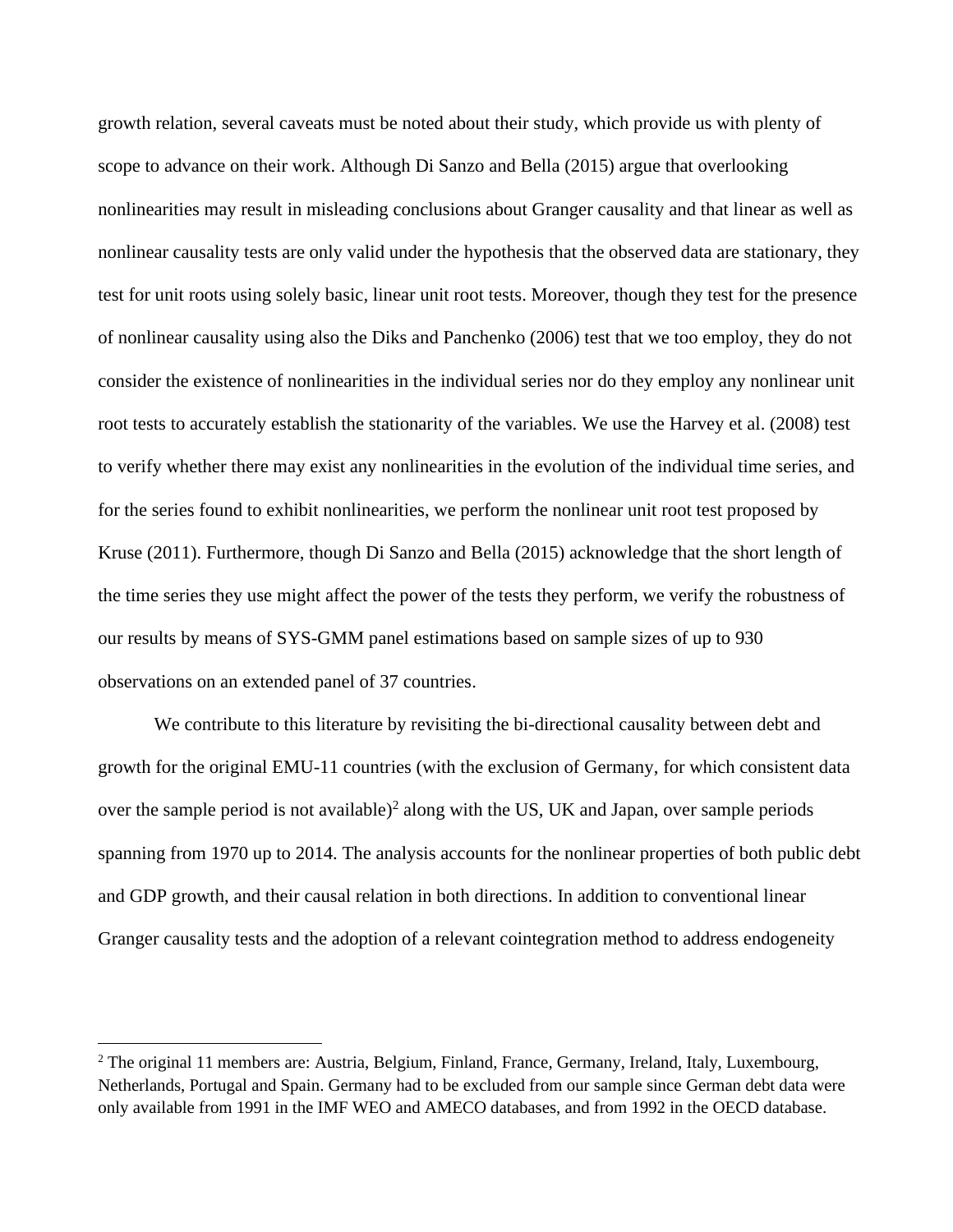growth relation, several caveats must be noted about their study, which provide us with plenty of scope to advance on their work. Although Di Sanzo and Bella (2015) argue that overlooking nonlinearities may result in misleading conclusions about Granger causality and that linear as well as nonlinear causality tests are only valid under the hypothesis that the observed data are stationary, they test for unit roots using solely basic, linear unit root tests. Moreover, though they test for the presence of nonlinear causality using also the Diks and Panchenko (2006) test that we too employ, they do not consider the existence of nonlinearities in the individual series nor do they employ any nonlinear unit root tests to accurately establish the stationarity of the variables. We use the Harvey et al. (2008) test to verify whether there may exist any nonlinearities in the evolution of the individual time series, and for the series found to exhibit nonlinearities, we perform the nonlinear unit root test proposed by Kruse (2011). Furthermore, though Di Sanzo and Bella (2015) acknowledge that the short length of the time series they use might affect the power of the tests they perform, we verify the robustness of our results by means of SYS-GMM panel estimations based on sample sizes of up to 930 observations on an extended panel of 37 countries.

We contribute to this literature by revisiting the bi-directional causality between debt and growth for the original EMU-11 countries (with the exclusion of Germany, for which consistent data over the sample period is not available)[2] along with the US, UK and Japan, over sample periods spanning from 1970 up to 2014. The analysis accounts for the nonlinear properties of both public debt and GDP growth, and their causal relation in both directions. In addition to conventional linear Granger causality tests and the adoption of a relevant cointegration method to address endogeneity

[2] The original 11 members are: Austria, Belgium, Finland, France, Germany, Ireland, Italy, Luxembourg, Netherlands, Portugal and Spain. Germany had to be excluded from our sample since German debt data were only available from 1991 in the IMF WEO and AMECO databases, and from 1992 in the OECD database.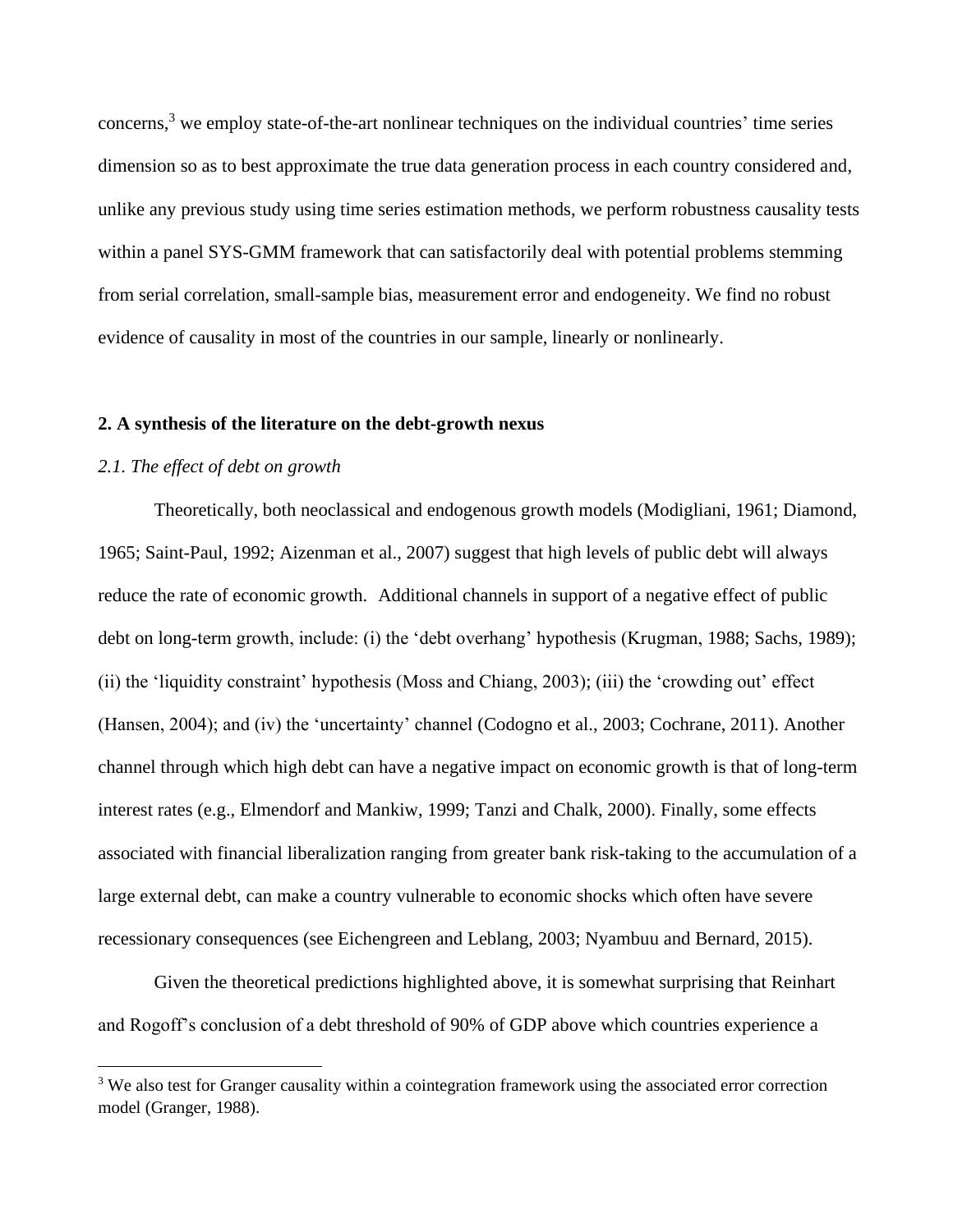concerns,[3] we employ state-of-the-art nonlinear techniques on the individual countries' time series dimension so as to best approximate the true data generation process in each country considered and, unlike any previous study using time series estimation methods, we perform robustness causality tests within a panel SYS-GMM framework that can satisfactorily deal with potential problems stemming from serial correlation, small-sample bias, measurement error and endogeneity. We find no robust evidence of causality in most of the countries in our sample, linearly or nonlinearly.

## 2. A synthesis of the literature on the debt-growth nexus

### *2.1. The effect of debt on growth*

Theoretically, both neoclassical and endogenous growth models (Modigliani, 1961; Diamond, 1965; Saint-Paul, 1992; Aizenman et al., 2007) suggest that high levels of public debt will always reduce the rate of economic growth. Additional channels in support of a negative effect of public debt on long-term growth, include: (i) the 'debt overhang' hypothesis (Krugman, 1988; Sachs, 1989); (ii) the 'liquidity constraint' hypothesis (Moss and Chiang, 2003); (iii) the 'crowding out' effect (Hansen, 2004); and (iv) the 'uncertainty' channel (Codogno et al., 2003; Cochrane, 2011). Another channel through which high debt can have a negative impact on economic growth is that of long-term interest rates (e.g., Elmendorf and Mankiw, 1999; Tanzi and Chalk, 2000). Finally, some effects associated with financial liberalization ranging from greater bank risk-taking to the accumulation of a large external debt, can make a country vulnerable to economic shocks which often have severe recessionary consequences (see Eichengreen and Leblang, 2003; Nyambuu and Bernard, 2015).

Given the theoretical predictions highlighted above, it is somewhat surprising that Reinhart and Rogoff's conclusion of a debt threshold of 90% of GDP above which countries experience a

[3] We also test for Granger causality within a cointegration framework using the associated error correction model (Granger, 1988).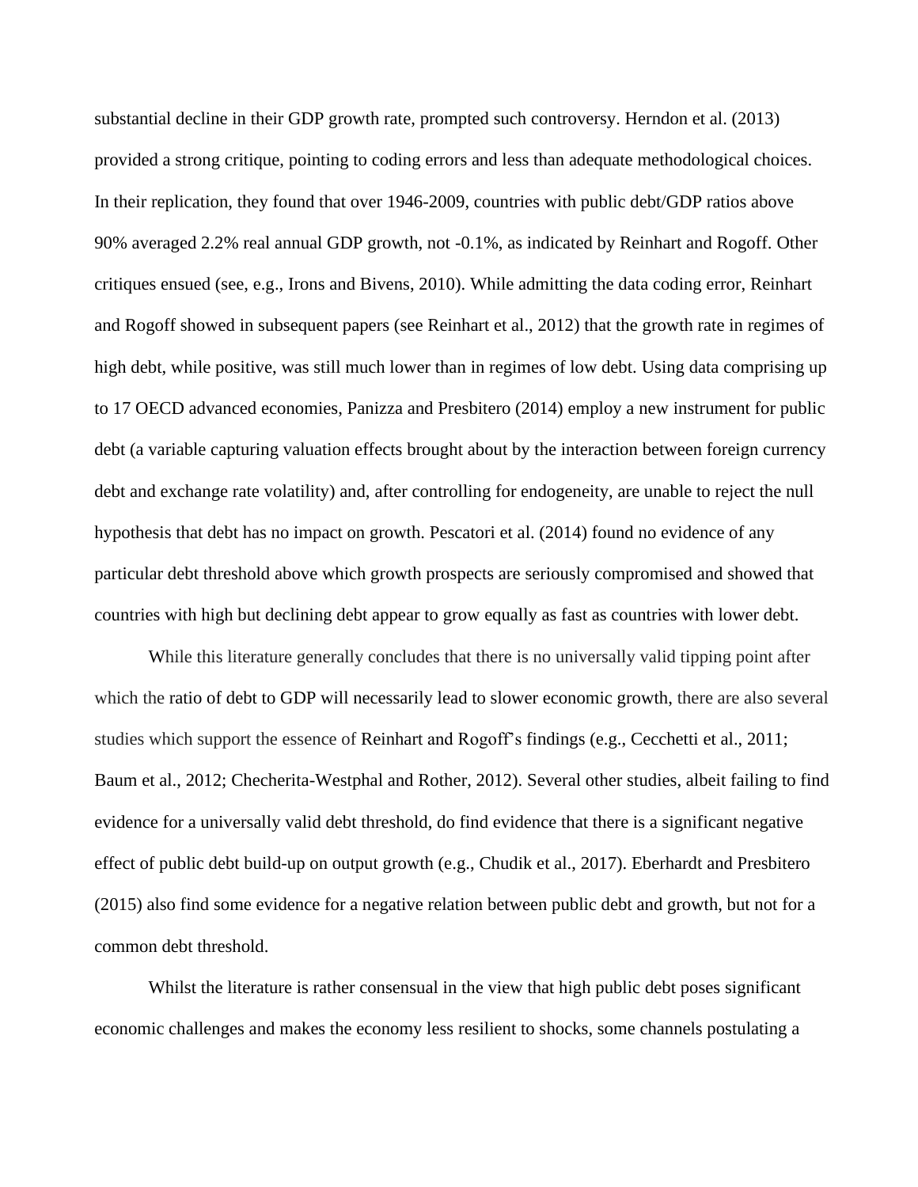substantial decline in their GDP growth rate, prompted such controversy. Herndon et al. (2013) provided a strong critique, pointing to coding errors and less than adequate methodological choices. In their replication, they found that over 1946-2009, countries with public debt/GDP ratios above 90% averaged 2.2% real annual GDP growth, not -0.1%, as indicated by Reinhart and Rogoff. Other critiques ensued (see, e.g., Irons and Bivens, 2010). While admitting the data coding error, Reinhart and Rogoff showed in subsequent papers (see Reinhart et al., 2012) that the growth rate in regimes of high debt, while positive, was still much lower than in regimes of low debt. Using data comprising up to 17 OECD advanced economies, Panizza and Presbitero (2014) employ a new instrument for public debt (a variable capturing valuation effects brought about by the interaction between foreign currency debt and exchange rate volatility) and, after controlling for endogeneity, are unable to reject the null hypothesis that debt has no impact on growth. Pescatori et al. (2014) found no evidence of any particular debt threshold above which growth prospects are seriously compromised and showed that countries with high but declining debt appear to grow equally as fast as countries with lower debt.

While this literature generally concludes that there is no universally valid tipping point after which the ratio of debt to GDP will necessarily lead to slower economic growth, there are also several studies which support the essence of Reinhart and Rogoff's findings (e.g., Cecchetti et al., 2011; Baum et al., 2012; Checherita-Westphal and Rother, 2012). Several other studies, albeit failing to find evidence for a universally valid debt threshold, do find evidence that there is a significant negative effect of public debt build-up on output growth (e.g., Chudik et al., 2017). Eberhardt and Presbitero (2015) also find some evidence for a negative relation between public debt and growth, but not for a common debt threshold.

Whilst the literature is rather consensual in the view that high public debt poses significant economic challenges and makes the economy less resilient to shocks, some channels postulating a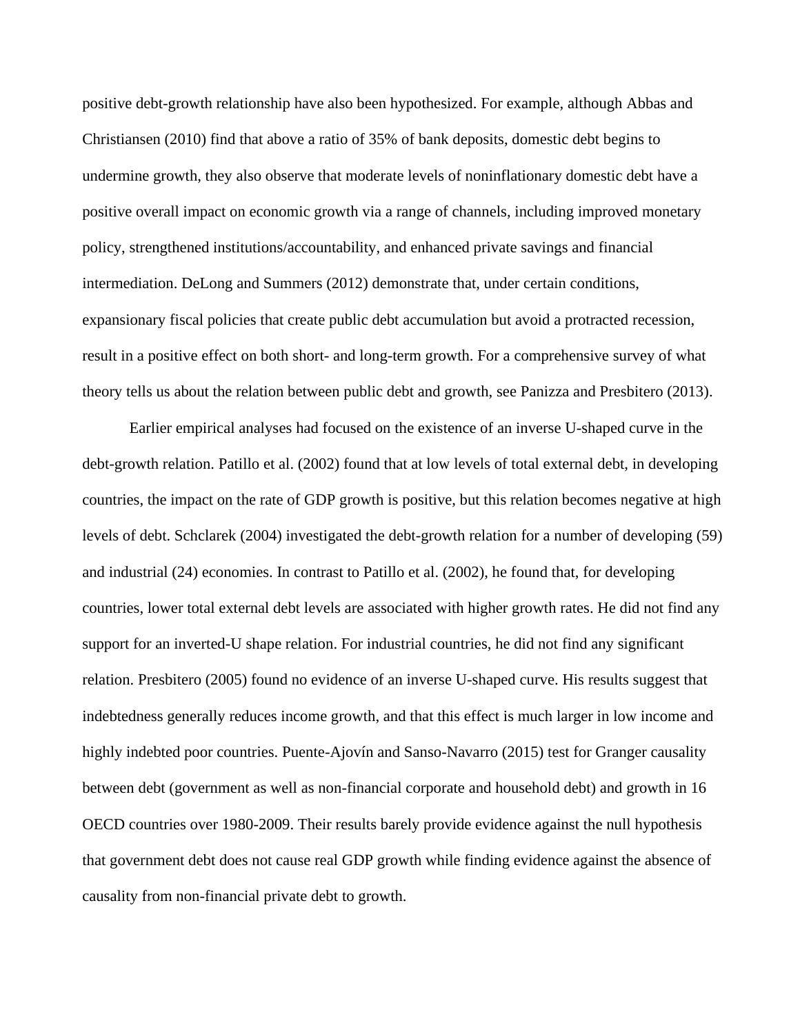positive debt-growth relationship have also been hypothesized. For example, although Abbas and Christiansen (2010) find that above a ratio of 35% of bank deposits, domestic debt begins to undermine growth, they also observe that moderate levels of noninflationary domestic debt have a positive overall impact on economic growth via a range of channels, including improved monetary policy, strengthened institutions/accountability, and enhanced private savings and financial intermediation. DeLong and Summers (2012) demonstrate that, under certain conditions, expansionary fiscal policies that create public debt accumulation but avoid a protracted recession, result in a positive effect on both short- and long-term growth. For a comprehensive survey of what theory tells us about the relation between public debt and growth, see Panizza and Presbitero (2013).

Earlier empirical analyses had focused on the existence of an inverse U-shaped curve in the debt-growth relation. Patillo et al. (2002) found that at low levels of total external debt, in developing countries, the impact on the rate of GDP growth is positive, but this relation becomes negative at high levels of debt. Schclarek (2004) investigated the debt-growth relation for a number of developing (59) and industrial (24) economies. In contrast to Patillo et al. (2002), he found that, for developing countries, lower total external debt levels are associated with higher growth rates. He did not find any support for an inverted-U shape relation. For industrial countries, he did not find any significant relation. Presbitero (2005) found no evidence of an inverse U-shaped curve. His results suggest that indebtedness generally reduces income growth, and that this effect is much larger in low income and highly indebted poor countries. Puente-Ajovín and Sanso-Navarro (2015) test for Granger causality between debt (government as well as non-financial corporate and household debt) and growth in 16 OECD countries over 1980-2009. Their results barely provide evidence against the null hypothesis that government debt does not cause real GDP growth while finding evidence against the absence of causality from non-financial private debt to growth.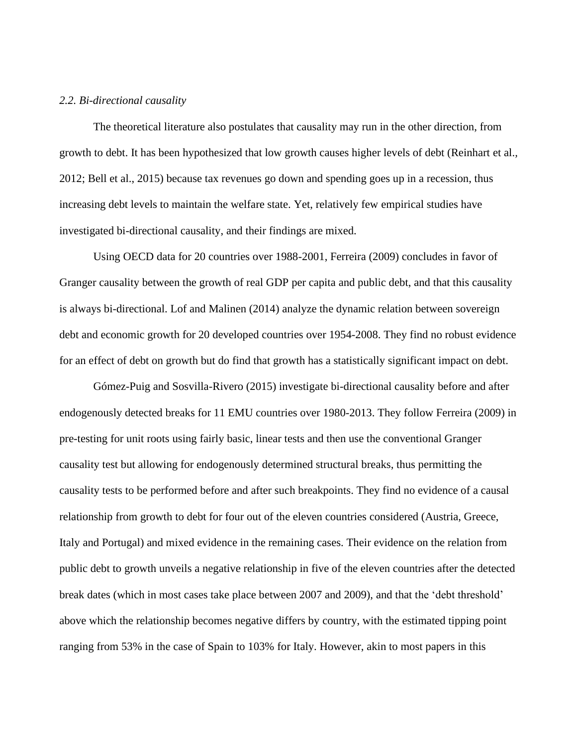### *2.2. Bi-directional causality*

The theoretical literature also postulates that causality may run in the other direction, from growth to debt. It has been hypothesized that low growth causes higher levels of debt (Reinhart et al., 2012; Bell et al., 2015) because tax revenues go down and spending goes up in a recession, thus increasing debt levels to maintain the welfare state. Yet, relatively few empirical studies have investigated bi-directional causality, and their findings are mixed.

Using OECD data for 20 countries over 1988-2001, Ferreira (2009) concludes in favor of Granger causality between the growth of real GDP per capita and public debt, and that this causality is always bi-directional. Lof and Malinen (2014) analyze the dynamic relation between sovereign debt and economic growth for 20 developed countries over 1954-2008. They find no robust evidence for an effect of debt on growth but do find that growth has a statistically significant impact on debt.

Gómez-Puig and Sosvilla-Rivero (2015) investigate bi-directional causality before and after endogenously detected breaks for 11 EMU countries over 1980-2013. They follow Ferreira (2009) in pre-testing for unit roots using fairly basic, linear tests and then use the conventional Granger causality test but allowing for endogenously determined structural breaks, thus permitting the causality tests to be performed before and after such breakpoints. They find no evidence of a causal relationship from growth to debt for four out of the eleven countries considered (Austria, Greece, Italy and Portugal) and mixed evidence in the remaining cases. Their evidence on the relation from public debt to growth unveils a negative relationship in five of the eleven countries after the detected break dates (which in most cases take place between 2007 and 2009), and that the 'debt threshold' above which the relationship becomes negative differs by country, with the estimated tipping point ranging from 53% in the case of Spain to 103% for Italy. However, akin to most papers in this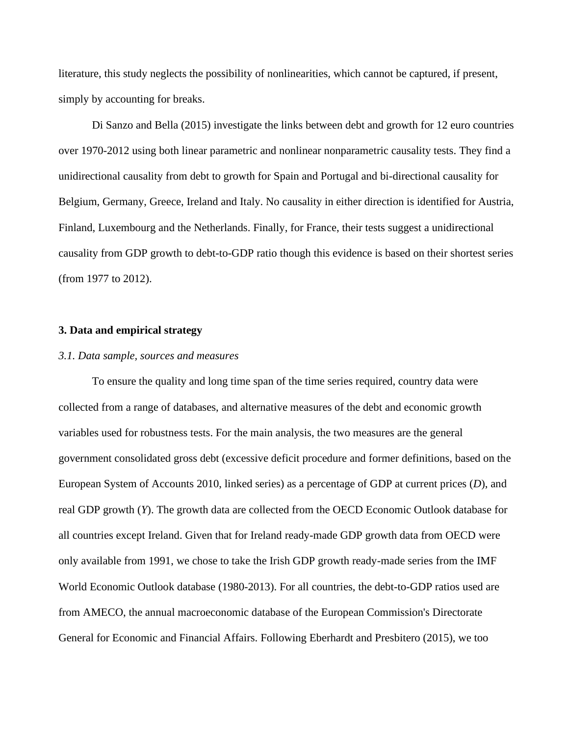literature, this study neglects the possibility of nonlinearities, which cannot be captured, if present, simply by accounting for breaks.

Di Sanzo and Bella (2015) investigate the links between debt and growth for 12 euro countries over 1970-2012 using both linear parametric and nonlinear nonparametric causality tests. They find a unidirectional causality from debt to growth for Spain and Portugal and bi-directional causality for Belgium, Germany, Greece, Ireland and Italy. No causality in either direction is identified for Austria, Finland, Luxembourg and the Netherlands. Finally, for France, their tests suggest a unidirectional causality from GDP growth to debt-to-GDP ratio though this evidence is based on their shortest series (from 1977 to 2012).

## 3. Data and empirical strategy

### *3.1. Data sample, sources and measures*

To ensure the quality and long time span of the time series required, country data were collected from a range of databases, and alternative measures of the debt and economic growth variables used for robustness tests. For the main analysis, the two measures are the general government consolidated gross debt (excessive deficit procedure and former definitions, based on the European System of Accounts 2010, linked series) as a percentage of GDP at current prices ($D$), and real GDP growth ($Y$). The growth data are collected from the OECD Economic Outlook database for all countries except Ireland. Given that for Ireland ready-made GDP growth data from OECD were only available from 1991, we chose to take the Irish GDP growth ready-made series from the IMF World Economic Outlook database (1980-2013). For all countries, the debt-to-GDP ratios used are from AMECO, the annual macroeconomic database of the European Commission's Directorate General for Economic and Financial Affairs. Following Eberhardt and Presbitero (2015), we too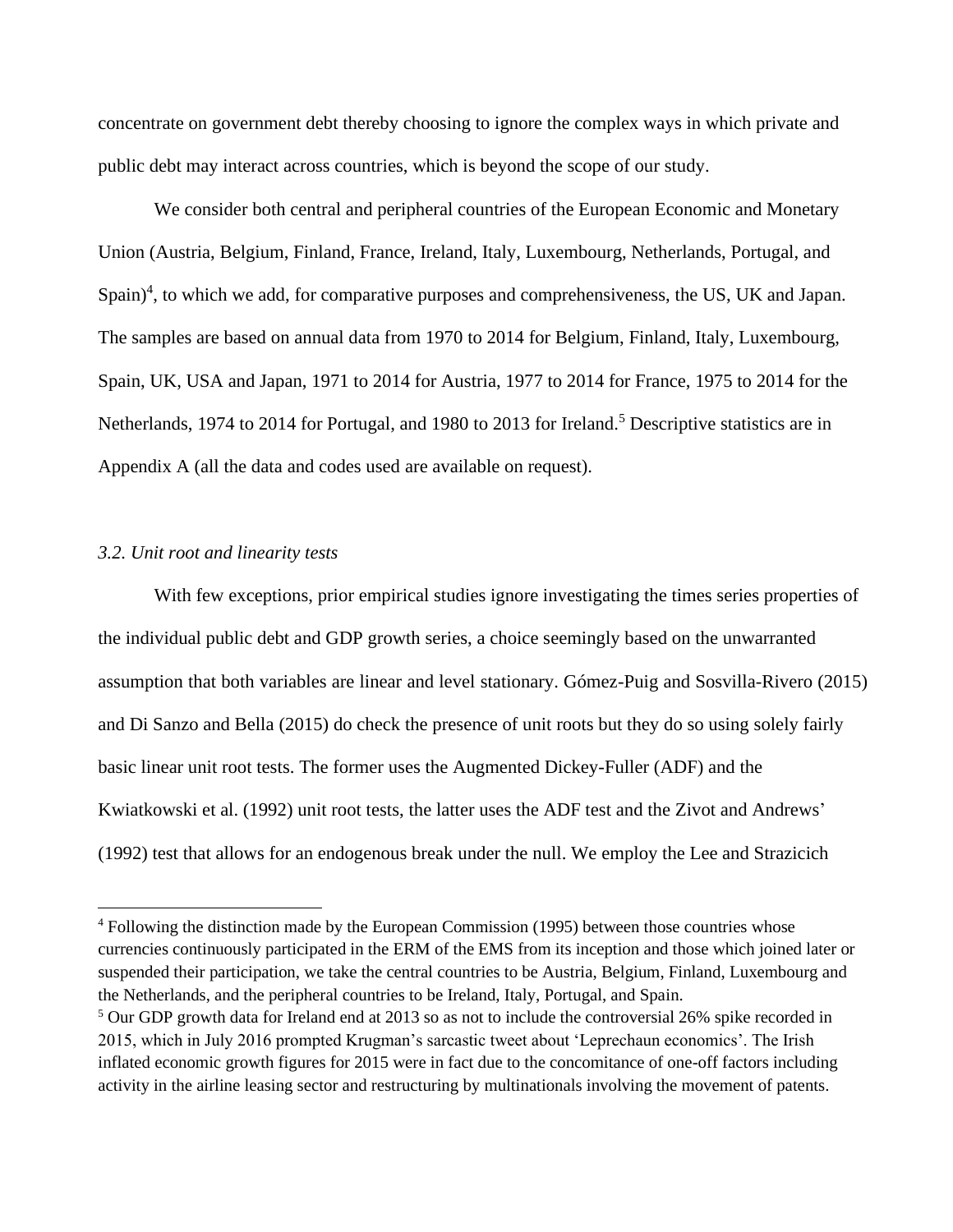concentrate on government debt thereby choosing to ignore the complex ways in which private and public debt may interact across countries, which is beyond the scope of our study.

We consider both central and peripheral countries of the European Economic and Monetary Union (Austria, Belgium, Finland, France, Ireland, Italy, Luxembourg, Netherlands, Portugal, and Spain)[4], to which we add, for comparative purposes and comprehensiveness, the US, UK and Japan. The samples are based on annual data from 1970 to 2014 for Belgium, Finland, Italy, Luxembourg, Spain, UK, USA and Japan, 1971 to 2014 for Austria, 1977 to 2014 for France, 1975 to 2014 for the Netherlands, 1974 to 2014 for Portugal, and 1980 to 2013 for Ireland.[5] Descriptive statistics are in Appendix A (all the data and codes used are available on request).

### *3.2. Unit root and linearity tests*

With few exceptions, prior empirical studies ignore investigating the times series properties of the individual public debt and GDP growth series, a choice seemingly based on the unwarranted assumption that both variables are linear and level stationary. Gómez-Puig and Sosvilla-Rivero (2015) and Di Sanzo and Bella (2015) do check the presence of unit roots but they do so using solely fairly basic linear unit root tests. The former uses the Augmented Dickey-Fuller (ADF) and the Kwiatkowski et al. (1992) unit root tests, the latter uses the ADF test and the Zivot and Andrews' (1992) test that allows for an endogenous break under the null. We employ the Lee and Strazicich

---

[4] Following the distinction made by the European Commission (1995) between those countries whose currencies continuously participated in the ERM of the EMS from its inception and those which joined later or suspended their participation, we take the central countries to be Austria, Belgium, Finland, Luxembourg and the Netherlands, and the peripheral countries to be Ireland, Italy, Portugal, and Spain.

[5] Our GDP growth data for Ireland end at 2013 so as not to include the controversial 26% spike recorded in 2015, which in July 2016 prompted Krugman's sarcastic tweet about 'Leprechaun economics'. The Irish inflated economic growth figures for 2015 were in fact due to the concomitance of one-off factors including activity in the airline leasing sector and restructuring by multinationals involving the movement of patents.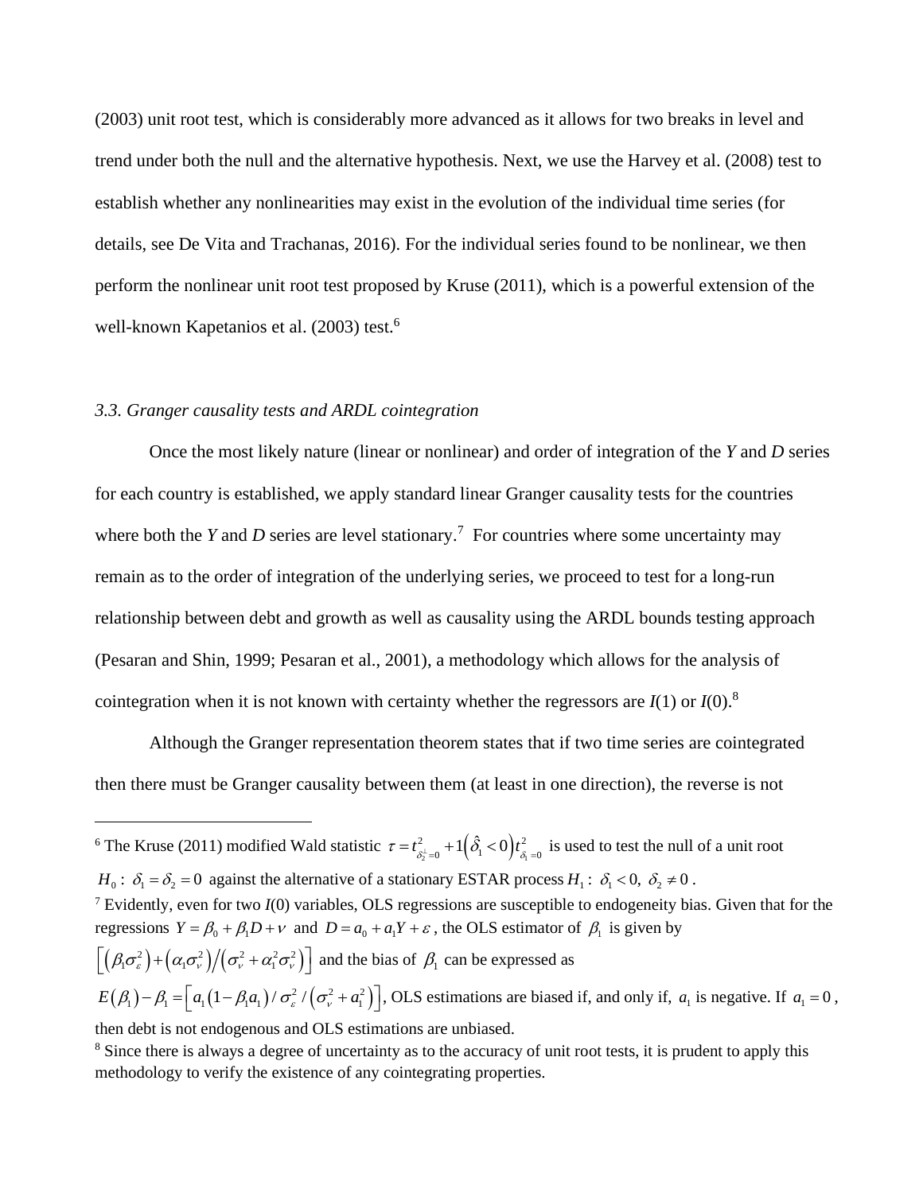(2003) unit root test, which is considerably more advanced as it allows for two breaks in level and trend under both the null and the alternative hypothesis. Next, we use the Harvey et al. (2008) test to establish whether any nonlinearities may exist in the evolution of the individual time series (for details, see De Vita and Trachanas, 2016). For the individual series found to be nonlinear, we then perform the nonlinear unit root test proposed by Kruse (2011), which is a powerful extension of the well-known Kapetanios et al. (2003) test.[6]

### *3.3. Granger causality tests and ARDL cointegration*

Once the most likely nature (linear or nonlinear) and order of integration of the *Y* and *D* series for each country is established, we apply standard linear Granger causality tests for the countries where both the *Y* and *D* series are level stationary.[7] For countries where some uncertainty may remain as to the order of integration of the underlying series, we proceed to test for a long-run relationship between debt and growth as well as causality using the ARDL bounds testing approach (Pesaran and Shin, 1999; Pesaran et al., 2001), a methodology which allows for the analysis of cointegration when it is not known with certainty whether the regressors are *I*(1) or *I*(0).[8]

Although the Granger representation theorem states that if two time series are cointegrated then there must be Granger causality between them (at least in one direction), the reverse is not

---

[6] The Kruse (2011) modified Wald statistic $\tau = t^2_{\delta_2^{\perp}=0} + 1\left(\hat{\delta}_1 < 0\right) t^2_{\delta_1=0}$ is used to test the null of a unit root $H_0:\ \delta_1 = \delta_2 = 0$ against the alternative of a stationary ESTAR process $H_1:\ \delta_1 < 0,\ \delta_2 \neq 0$.

[7] Evidently, even for two *I*(0) variables, OLS regressions are susceptible to endogeneity bias. Given that for the regressions $Y = \beta_0 + \beta_1 D + \nu$ and $D = a_0 + a_1 Y + \varepsilon$, the OLS estimator of $\beta_1$ is given by $\left[\left(\beta_1\sigma_\varepsilon^2\right) + \left(\alpha_1\sigma_\nu^2\right) / \left(\sigma_\nu^2 + \alpha_1^2\sigma_\nu^2\right)\right]$ and the bias of $\beta_1$ can be expressed as $E\left(\beta_1\right) - \beta_1 = \left[a_1\left(1-\beta_1 a_1\right) / \sigma_\varepsilon^2 / \left(\sigma_\nu^2 + a_1^2\right)\right]$, OLS estimations are biased if, and only if, $a_1$ is negative. If $a_1 = 0$, then debt is not endogenous and OLS estimations are unbiased.

[8] Since there is always a degree of uncertainty as to the accuracy of unit root tests, it is prudent to apply this methodology to verify the existence of any cointegrating properties.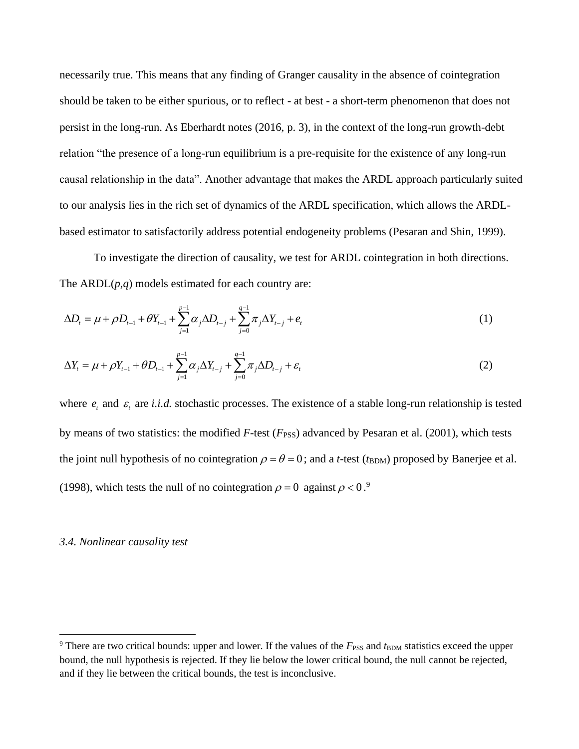necessarily true. This means that any finding of Granger causality in the absence of cointegration should be taken to be either spurious, or to reflect - at best - a short-term phenomenon that does not persist in the long-run. As Eberhardt notes (2016, p. 3), in the context of the long-run growth-debt relation "the presence of a long-run equilibrium is a pre-requisite for the existence of any long-run causal relationship in the data". Another advantage that makes the ARDL approach particularly suited to our analysis lies in the rich set of dynamics of the ARDL specification, which allows the ARDL-based estimator to satisfactorily address potential endogeneity problems (Pesaran and Shin, 1999).

To investigate the direction of causality, we test for ARDL cointegration in both directions. The ARDL($p$,$q$) models estimated for each country are:

$$\Delta D_t = \mu + \rho D_{t-1} + \theta Y_{t-1} + \sum_{j=1}^{p-1} \alpha_j \Delta D_{t-j} + \sum_{j=0}^{q-1} \pi_j \Delta Y_{t-j} + e_t \tag{1}$$

$$\Delta Y_t = \mu + \rho Y_{t-1} + \theta D_{t-1} + \sum_{j=1}^{p-1} \alpha_j \Delta Y_{t-j} + \sum_{j=0}^{q-1} \pi_j \Delta D_{t-j} + \varepsilon_t \tag{2}$$

where $e_t$ and $\varepsilon_t$ are *i.i.d.* stochastic processes. The existence of a stable long-run relationship is tested by means of two statistics: the modified $F$-test ($F_{PSS}$) advanced by Pesaran et al. (2001), which tests the joint null hypothesis of no cointegration $\rho = \theta = 0$; and a $t$-test ($t_{BDM}$) proposed by Banerjee et al. (1998), which tests the null of no cointegration $\rho = 0$ against $\rho < 0$.[9]

*3.4. Nonlinear causality test*

[9] There are two critical bounds: upper and lower. If the values of the $F_{PSS}$ and $t_{BDM}$ statistics exceed the upper bound, the null hypothesis is rejected. If they lie below the lower critical bound, the null cannot be rejected, and if they lie between the critical bounds, the test is inconclusive.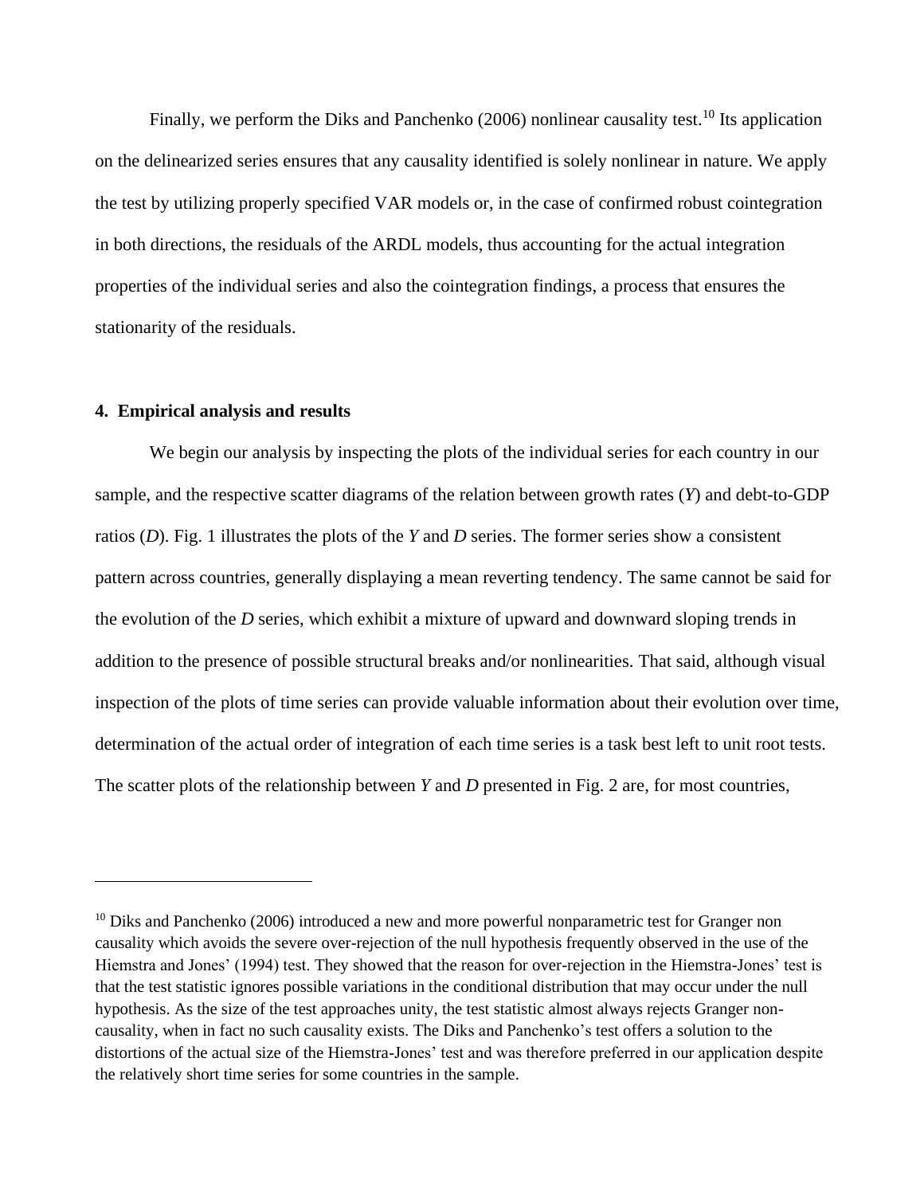Finally, we perform the Diks and Panchenko (2006) nonlinear causality test.[10] Its application on the delinearized series ensures that any causality identified is solely nonlinear in nature. We apply the test by utilizing properly specified VAR models or, in the case of confirmed robust cointegration in both directions, the residuals of the ARDL models, thus accounting for the actual integration properties of the individual series and also the cointegration findings, a process that ensures the stationarity of the residuals.

## 4. Empirical analysis and results

We begin our analysis by inspecting the plots of the individual series for each country in our sample, and the respective scatter diagrams of the relation between growth rates (*Y*) and debt-to-GDP ratios (*D*). Fig. 1 illustrates the plots of the *Y* and *D* series. The former series show a consistent pattern across countries, generally displaying a mean reverting tendency. The same cannot be said for the evolution of the *D* series, which exhibit a mixture of upward and downward sloping trends in addition to the presence of possible structural breaks and/or nonlinearities. That said, although visual inspection of the plots of time series can provide valuable information about their evolution over time, determination of the actual order of integration of each time series is a task best left to unit root tests. The scatter plots of the relationship between *Y* and *D* presented in Fig. 2 are, for most countries,

[10] Diks and Panchenko (2006) introduced a new and more powerful nonparametric test for Granger non causality which avoids the severe over-rejection of the null hypothesis frequently observed in the use of the Hiemstra and Jones' (1994) test. They showed that the reason for over-rejection in the Hiemstra-Jones' test is that the test statistic ignores possible variations in the conditional distribution that may occur under the null hypothesis. As the size of the test approaches unity, the test statistic almost always rejects Granger non-causality, when in fact no such causality exists. The Diks and Panchenko's test offers a solution to the distortions of the actual size of the Hiemstra-Jones' test and was therefore preferred in our application despite the relatively short time series for some countries in the sample.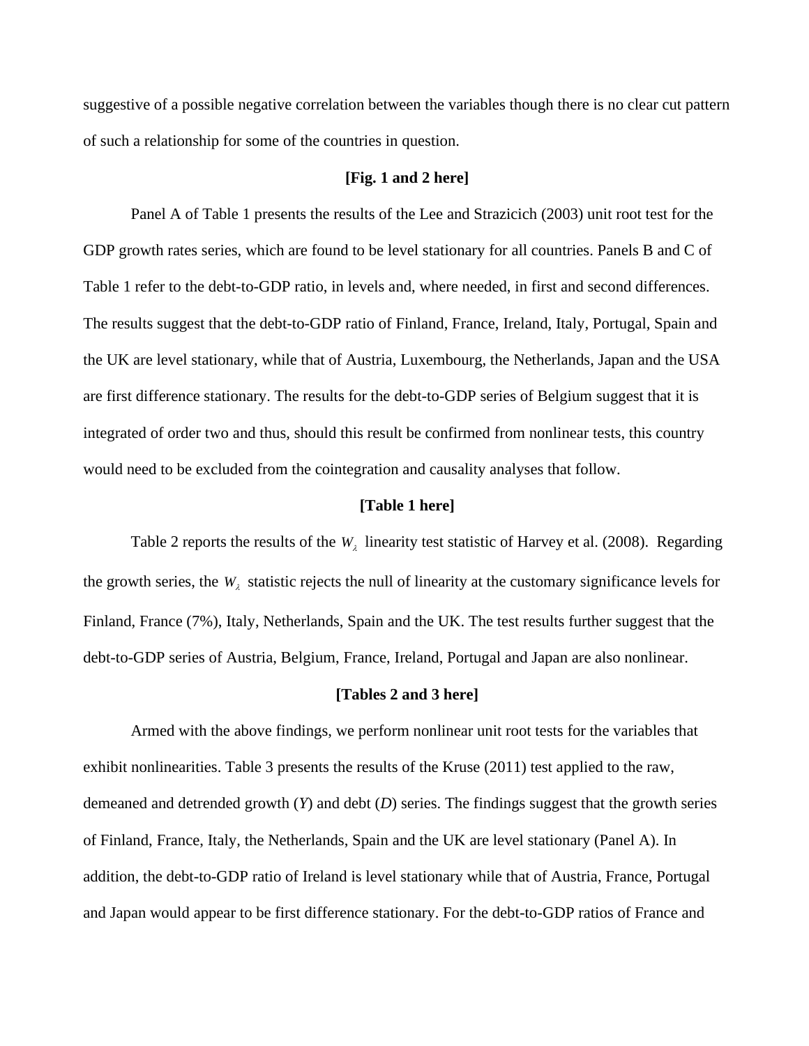suggestive of a possible negative correlation between the variables though there is no clear cut pattern of such a relationship for some of the countries in question.

**[Fig. 1 and 2 here]**

Panel A of Table 1 presents the results of the Lee and Strazicich (2003) unit root test for the GDP growth rates series, which are found to be level stationary for all countries. Panels B and C of Table 1 refer to the debt-to-GDP ratio, in levels and, where needed, in first and second differences. The results suggest that the debt-to-GDP ratio of Finland, France, Ireland, Italy, Portugal, Spain and the UK are level stationary, while that of Austria, Luxembourg, the Netherlands, Japan and the USA are first difference stationary. The results for the debt-to-GDP series of Belgium suggest that it is integrated of order two and thus, should this result be confirmed from nonlinear tests, this country would need to be excluded from the cointegration and causality analyses that follow.

**[Table 1 here]**

Table 2 reports the results of the $W_\lambda$ linearity test statistic of Harvey et al. (2008). Regarding the growth series, the $W_\lambda$ statistic rejects the null of linearity at the customary significance levels for Finland, France (7%), Italy, Netherlands, Spain and the UK. The test results further suggest that the debt-to-GDP series of Austria, Belgium, France, Ireland, Portugal and Japan are also nonlinear.

**[Tables 2 and 3 here]**

Armed with the above findings, we perform nonlinear unit root tests for the variables that exhibit nonlinearities. Table 3 presents the results of the Kruse (2011) test applied to the raw, demeaned and detrended growth ($Y$) and debt ($D$) series. The findings suggest that the growth series of Finland, France, Italy, the Netherlands, Spain and the UK are level stationary (Panel A). In addition, the debt-to-GDP ratio of Ireland is level stationary while that of Austria, France, Portugal and Japan would appear to be first difference stationary. For the debt-to-GDP ratios of France and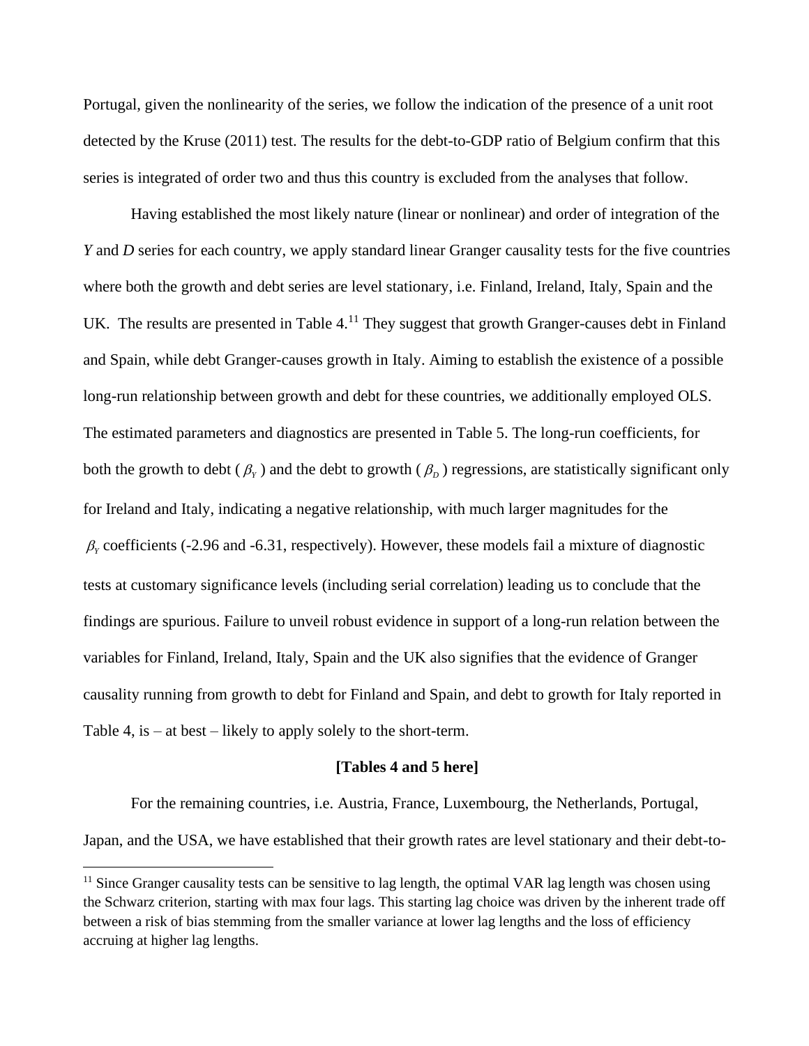Portugal, given the nonlinearity of the series, we follow the indication of the presence of a unit root detected by the Kruse (2011) test. The results for the debt-to-GDP ratio of Belgium confirm that this series is integrated of order two and thus this country is excluded from the analyses that follow.

Having established the most likely nature (linear or nonlinear) and order of integration of the *Y* and *D* series for each country, we apply standard linear Granger causality tests for the five countries where both the growth and debt series are level stationary, i.e. Finland, Ireland, Italy, Spain and the UK. The results are presented in Table 4.[11] They suggest that growth Granger-causes debt in Finland and Spain, while debt Granger-causes growth in Italy. Aiming to establish the existence of a possible long-run relationship between growth and debt for these countries, we additionally employed OLS. The estimated parameters and diagnostics are presented in Table 5. The long-run coefficients, for both the growth to debt ( $\beta_Y$ ) and the debt to growth ( $\beta_D$ ) regressions, are statistically significant only for Ireland and Italy, indicating a negative relationship, with much larger magnitudes for the $\beta_Y$ coefficients (-2.96 and -6.31, respectively). However, these models fail a mixture of diagnostic tests at customary significance levels (including serial correlation) leading us to conclude that the findings are spurious. Failure to unveil robust evidence in support of a long-run relation between the variables for Finland, Ireland, Italy, Spain and the UK also signifies that the evidence of Granger causality running from growth to debt for Finland and Spain, and debt to growth for Italy reported in Table 4, is – at best – likely to apply solely to the short-term.

**[Tables 4 and 5 here]**

For the remaining countries, i.e. Austria, France, Luxembourg, the Netherlands, Portugal, Japan, and the USA, we have established that their growth rates are level stationary and their debt-to-

[11] Since Granger causality tests can be sensitive to lag length, the optimal VAR lag length was chosen using the Schwarz criterion, starting with max four lags. This starting lag choice was driven by the inherent trade off between a risk of bias stemming from the smaller variance at lower lag lengths and the loss of efficiency accruing at higher lag lengths.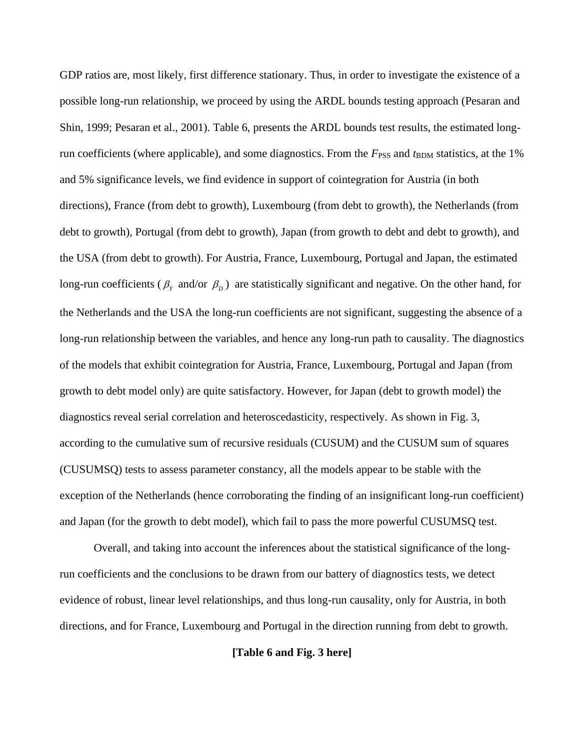GDP ratios are, most likely, first difference stationary. Thus, in order to investigate the existence of a possible long-run relationship, we proceed by using the ARDL bounds testing approach (Pesaran and Shin, 1999; Pesaran et al., 2001). Table 6, presents the ARDL bounds test results, the estimated long-run coefficients (where applicable), and some diagnostics. From the $F_{PSS}$ and $t_{BDM}$ statistics, at the 1% and 5% significance levels, we find evidence in support of cointegration for Austria (in both directions), France (from debt to growth), Luxembourg (from debt to growth), the Netherlands (from debt to growth), Portugal (from debt to growth), Japan (from growth to debt and debt to growth), and the USA (from debt to growth). For Austria, France, Luxembourg, Portugal and Japan, the estimated long-run coefficients ($\beta_Y$ and/or $\beta_D$) are statistically significant and negative. On the other hand, for the Netherlands and the USA the long-run coefficients are not significant, suggesting the absence of a long-run relationship between the variables, and hence any long-run path to causality. The diagnostics of the models that exhibit cointegration for Austria, France, Luxembourg, Portugal and Japan (from growth to debt model only) are quite satisfactory. However, for Japan (debt to growth model) the diagnostics reveal serial correlation and heteroscedasticity, respectively. As shown in Fig. 3, according to the cumulative sum of recursive residuals (CUSUM) and the CUSUM sum of squares (CUSUMSQ) tests to assess parameter constancy, all the models appear to be stable with the exception of the Netherlands (hence corroborating the finding of an insignificant long-run coefficient) and Japan (for the growth to debt model), which fail to pass the more powerful CUSUMSQ test.

Overall, and taking into account the inferences about the statistical significance of the long-run coefficients and the conclusions to be drawn from our battery of diagnostics tests, we detect evidence of robust, linear level relationships, and thus long-run causality, only for Austria, in both directions, and for France, Luxembourg and Portugal in the direction running from debt to growth.

**[Table 6 and Fig. 3 here]**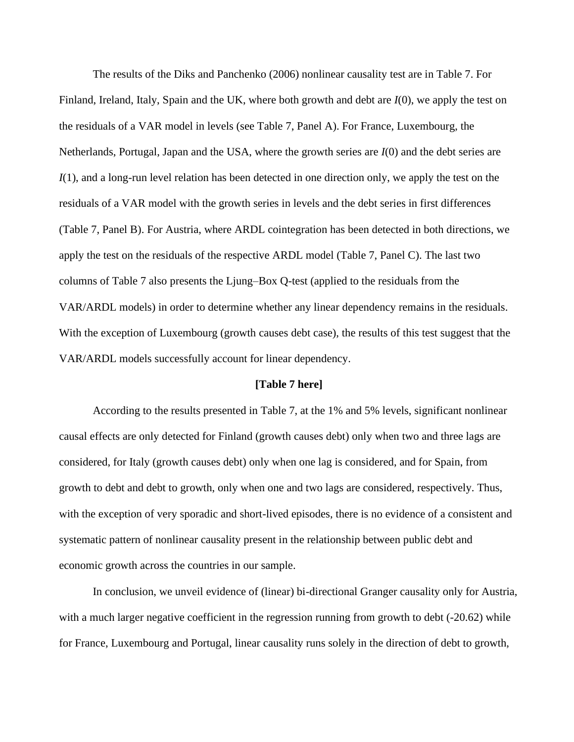The results of the Diks and Panchenko (2006) nonlinear causality test are in Table 7. For Finland, Ireland, Italy, Spain and the UK, where both growth and debt are $I(0)$, we apply the test on the residuals of a VAR model in levels (see Table 7, Panel A). For France, Luxembourg, the Netherlands, Portugal, Japan and the USA, where the growth series are $I(0)$ and the debt series are $I(1)$, and a long-run level relation has been detected in one direction only, we apply the test on the residuals of a VAR model with the growth series in levels and the debt series in first differences (Table 7, Panel B). For Austria, where ARDL cointegration has been detected in both directions, we apply the test on the residuals of the respective ARDL model (Table 7, Panel C). The last two columns of Table 7 also presents the Ljung–Box Q-test (applied to the residuals from the VAR/ARDL models) in order to determine whether any linear dependency remains in the residuals. With the exception of Luxembourg (growth causes debt case), the results of this test suggest that the VAR/ARDL models successfully account for linear dependency.

**[Table 7 here]**

According to the results presented in Table 7, at the 1% and 5% levels, significant nonlinear causal effects are only detected for Finland (growth causes debt) only when two and three lags are considered, for Italy (growth causes debt) only when one lag is considered, and for Spain, from growth to debt and debt to growth, only when one and two lags are considered, respectively. Thus, with the exception of very sporadic and short-lived episodes, there is no evidence of a consistent and systematic pattern of nonlinear causality present in the relationship between public debt and economic growth across the countries in our sample.

In conclusion, we unveil evidence of (linear) bi-directional Granger causality only for Austria, with a much larger negative coefficient in the regression running from growth to debt (-20.62) while for France, Luxembourg and Portugal, linear causality runs solely in the direction of debt to growth,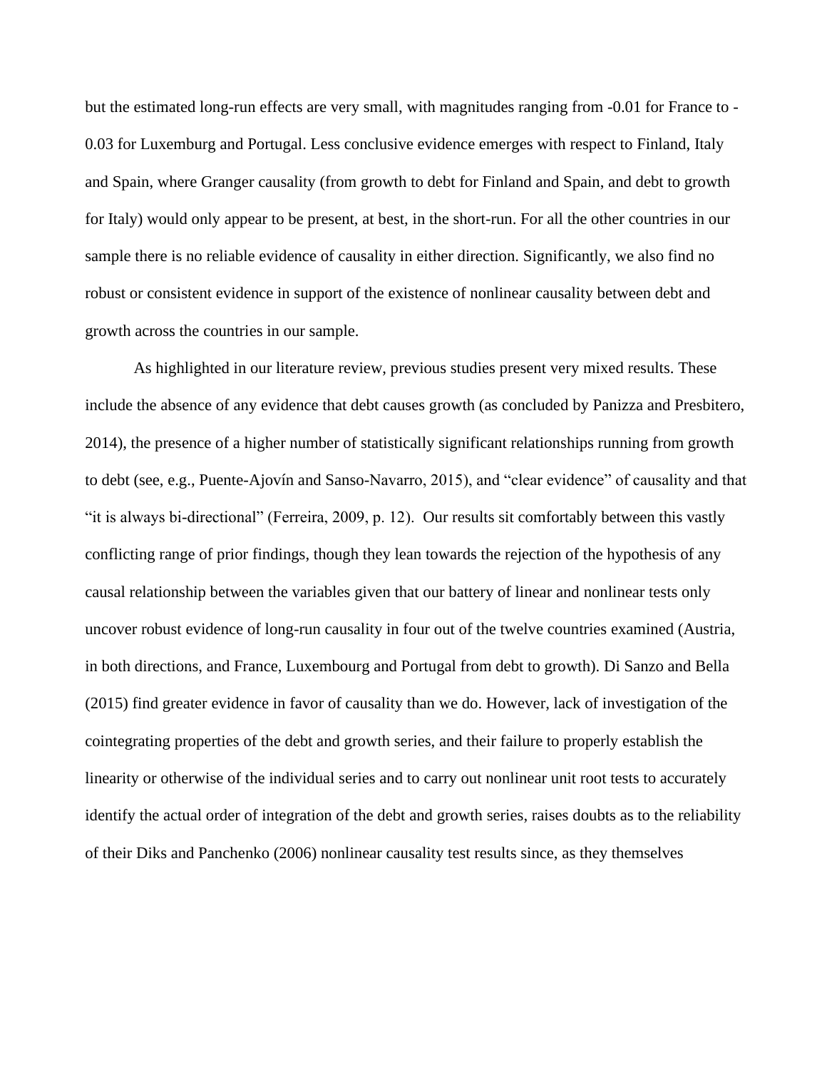but the estimated long-run effects are very small, with magnitudes ranging from -0.01 for France to -0.03 for Luxemburg and Portugal. Less conclusive evidence emerges with respect to Finland, Italy and Spain, where Granger causality (from growth to debt for Finland and Spain, and debt to growth for Italy) would only appear to be present, at best, in the short-run. For all the other countries in our sample there is no reliable evidence of causality in either direction. Significantly, we also find no robust or consistent evidence in support of the existence of nonlinear causality between debt and growth across the countries in our sample.

As highlighted in our literature review, previous studies present very mixed results. These include the absence of any evidence that debt causes growth (as concluded by Panizza and Presbitero, 2014), the presence of a higher number of statistically significant relationships running from growth to debt (see, e.g., Puente-Ajovín and Sanso-Navarro, 2015), and "clear evidence" of causality and that "it is always bi-directional" (Ferreira, 2009, p. 12). Our results sit comfortably between this vastly conflicting range of prior findings, though they lean towards the rejection of the hypothesis of any causal relationship between the variables given that our battery of linear and nonlinear tests only uncover robust evidence of long-run causality in four out of the twelve countries examined (Austria, in both directions, and France, Luxembourg and Portugal from debt to growth). Di Sanzo and Bella (2015) find greater evidence in favor of causality than we do. However, lack of investigation of the cointegrating properties of the debt and growth series, and their failure to properly establish the linearity or otherwise of the individual series and to carry out nonlinear unit root tests to accurately identify the actual order of integration of the debt and growth series, raises doubts as to the reliability of their Diks and Panchenko (2006) nonlinear causality test results since, as they themselves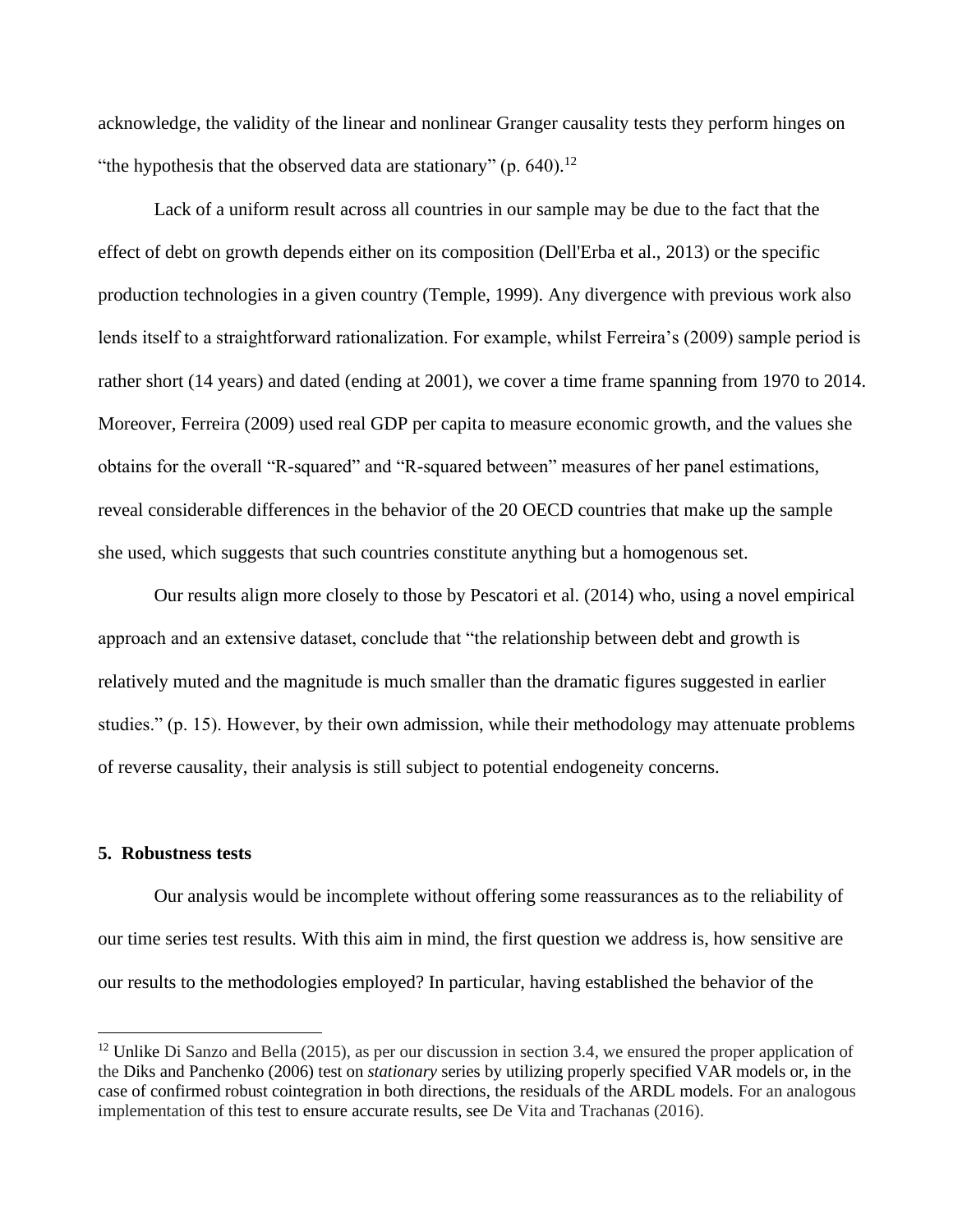acknowledge, the validity of the linear and nonlinear Granger causality tests they perform hinges on "the hypothesis that the observed data are stationary" (p. 640).[12]

Lack of a uniform result across all countries in our sample may be due to the fact that the effect of debt on growth depends either on its composition (Dell'Erba et al., 2013) or the specific production technologies in a given country (Temple, 1999). Any divergence with previous work also lends itself to a straightforward rationalization. For example, whilst Ferreira's (2009) sample period is rather short (14 years) and dated (ending at 2001), we cover a time frame spanning from 1970 to 2014. Moreover, Ferreira (2009) used real GDP per capita to measure economic growth, and the values she obtains for the overall "R-squared" and "R-squared between" measures of her panel estimations, reveal considerable differences in the behavior of the 20 OECD countries that make up the sample she used, which suggests that such countries constitute anything but a homogenous set.

Our results align more closely to those by Pescatori et al. (2014) who, using a novel empirical approach and an extensive dataset, conclude that "the relationship between debt and growth is relatively muted and the magnitude is much smaller than the dramatic figures suggested in earlier studies." (p. 15). However, by their own admission, while their methodology may attenuate problems of reverse causality, their analysis is still subject to potential endogeneity concerns.

## 5. Robustness tests

Our analysis would be incomplete without offering some reassurances as to the reliability of our time series test results. With this aim in mind, the first question we address is, how sensitive are our results to the methodologies employed? In particular, having established the behavior of the

---

[12] Unlike Di Sanzo and Bella (2015), as per our discussion in section 3.4, we ensured the proper application of the Diks and Panchenko (2006) test on *stationary* series by utilizing properly specified VAR models or, in the case of confirmed robust cointegration in both directions, the residuals of the ARDL models. For an analogous implementation of this test to ensure accurate results, see De Vita and Trachanas (2016).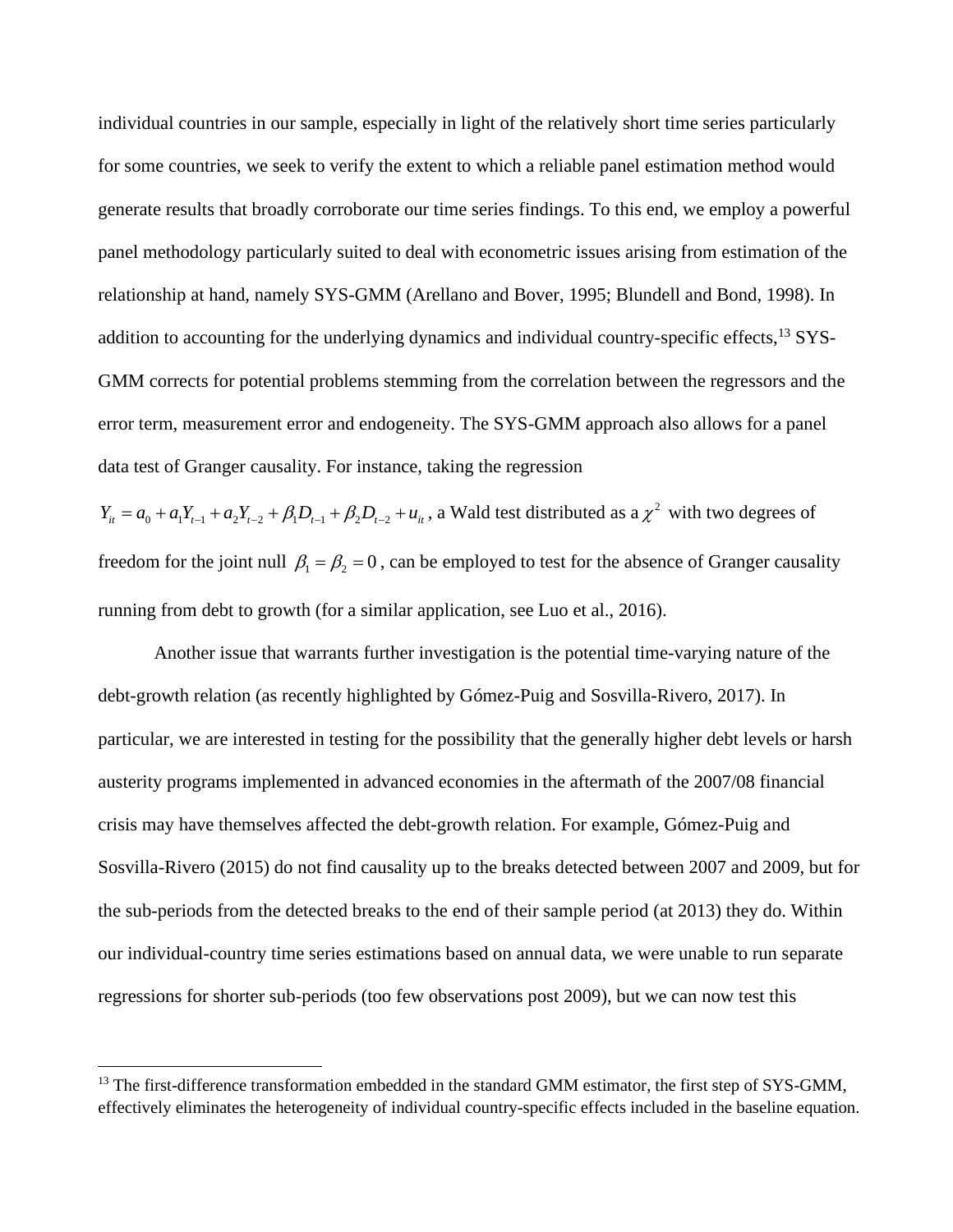individual countries in our sample, especially in light of the relatively short time series particularly for some countries, we seek to verify the extent to which a reliable panel estimation method would generate results that broadly corroborate our time series findings. To this end, we employ a powerful panel methodology particularly suited to deal with econometric issues arising from estimation of the relationship at hand, namely SYS-GMM (Arellano and Bover, 1995; Blundell and Bond, 1998). In addition to accounting for the underlying dynamics and individual country-specific effects,[13] SYS-GMM corrects for potential problems stemming from the correlation between the regressors and the error term, measurement error and endogeneity. The SYS-GMM approach also allows for a panel data test of Granger causality. For instance, taking the regression $Y_{it} = a_0 + a_1 Y_{t-1} + a_2 Y_{t-2} + \beta_1 D_{t-1} + \beta_2 D_{t-2} + u_{it}$, a Wald test distributed as a $\chi^2$ with two degrees of freedom for the joint null $\beta_1 = \beta_2 = 0$, can be employed to test for the absence of Granger causality running from debt to growth (for a similar application, see Luo et al., 2016).

Another issue that warrants further investigation is the potential time-varying nature of the debt-growth relation (as recently highlighted by Gómez-Puig and Sosvilla-Rivero, 2017). In particular, we are interested in testing for the possibility that the generally higher debt levels or harsh austerity programs implemented in advanced economies in the aftermath of the 2007/08 financial crisis may have themselves affected the debt-growth relation. For example, Gómez-Puig and Sosvilla-Rivero (2015) do not find causality up to the breaks detected between 2007 and 2009, but for the sub-periods from the detected breaks to the end of their sample period (at 2013) they do. Within our individual-country time series estimations based on annual data, we were unable to run separate regressions for shorter sub-periods (too few observations post 2009), but we can now test this

[13] The first-difference transformation embedded in the standard GMM estimator, the first step of SYS-GMM, effectively eliminates the heterogeneity of individual country-specific effects included in the baseline equation.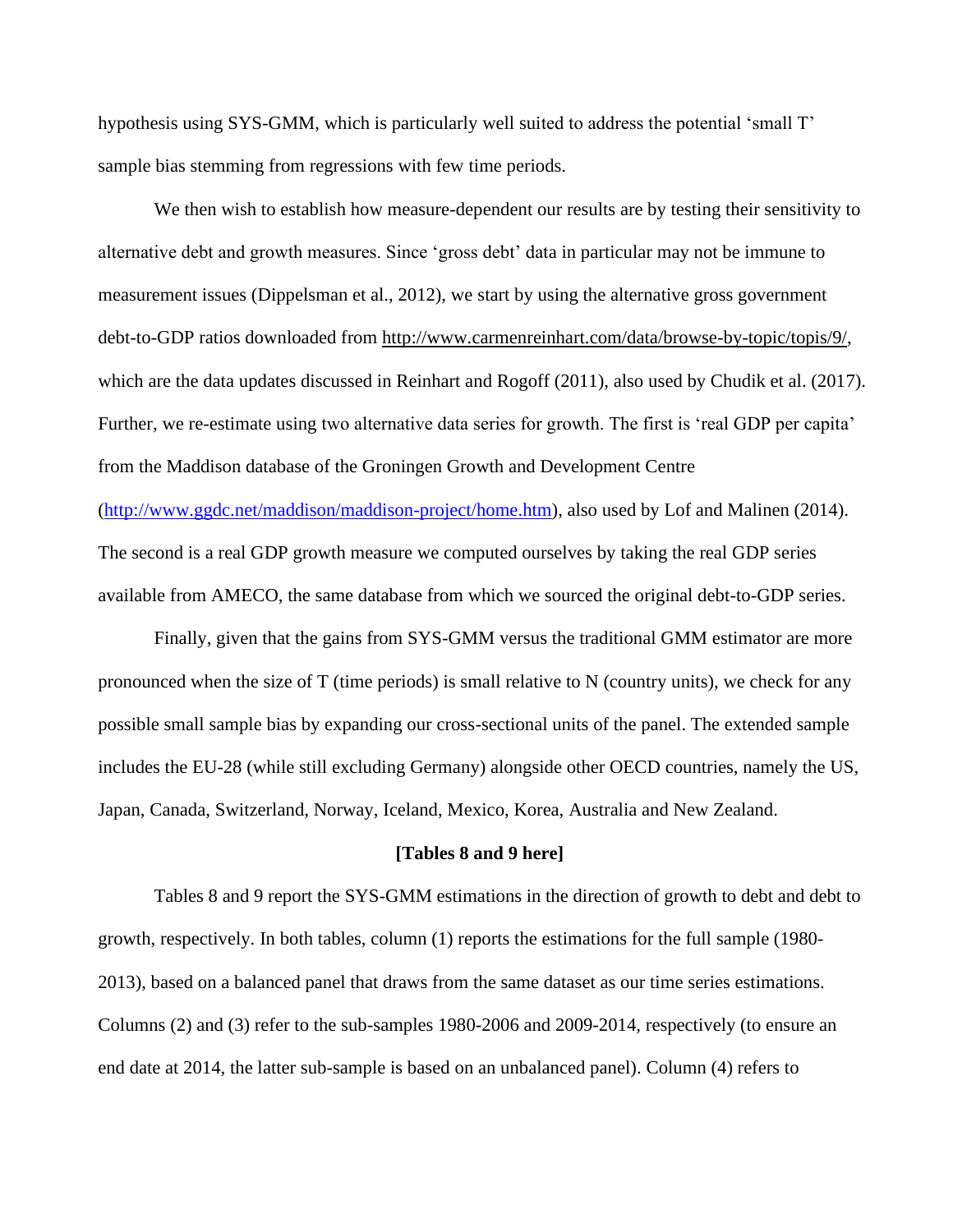hypothesis using SYS-GMM, which is particularly well suited to address the potential 'small T' sample bias stemming from regressions with few time periods.

We then wish to establish how measure-dependent our results are by testing their sensitivity to alternative debt and growth measures. Since 'gross debt' data in particular may not be immune to measurement issues (Dippelsman et al., 2012), we start by using the alternative gross government debt-to-GDP ratios downloaded from http://www.carmenreinhart.com/data/browse-by-topic/topis/9/, which are the data updates discussed in Reinhart and Rogoff (2011), also used by Chudik et al. (2017). Further, we re-estimate using two alternative data series for growth. The first is 'real GDP per capita' from the Maddison database of the Groningen Growth and Development Centre (http://www.ggdc.net/maddison/maddison-project/home.htm), also used by Lof and Malinen (2014). The second is a real GDP growth measure we computed ourselves by taking the real GDP series available from AMECO, the same database from which we sourced the original debt-to-GDP series.

Finally, given that the gains from SYS-GMM versus the traditional GMM estimator are more pronounced when the size of T (time periods) is small relative to N (country units), we check for any possible small sample bias by expanding our cross-sectional units of the panel. The extended sample includes the EU-28 (while still excluding Germany) alongside other OECD countries, namely the US, Japan, Canada, Switzerland, Norway, Iceland, Mexico, Korea, Australia and New Zealand.

**[Tables 8 and 9 here]**

Tables 8 and 9 report the SYS-GMM estimations in the direction of growth to debt and debt to growth, respectively. In both tables, column (1) reports the estimations for the full sample (1980-2013), based on a balanced panel that draws from the same dataset as our time series estimations. Columns (2) and (3) refer to the sub-samples 1980-2006 and 2009-2014, respectively (to ensure an end date at 2014, the latter sub-sample is based on an unbalanced panel). Column (4) refers to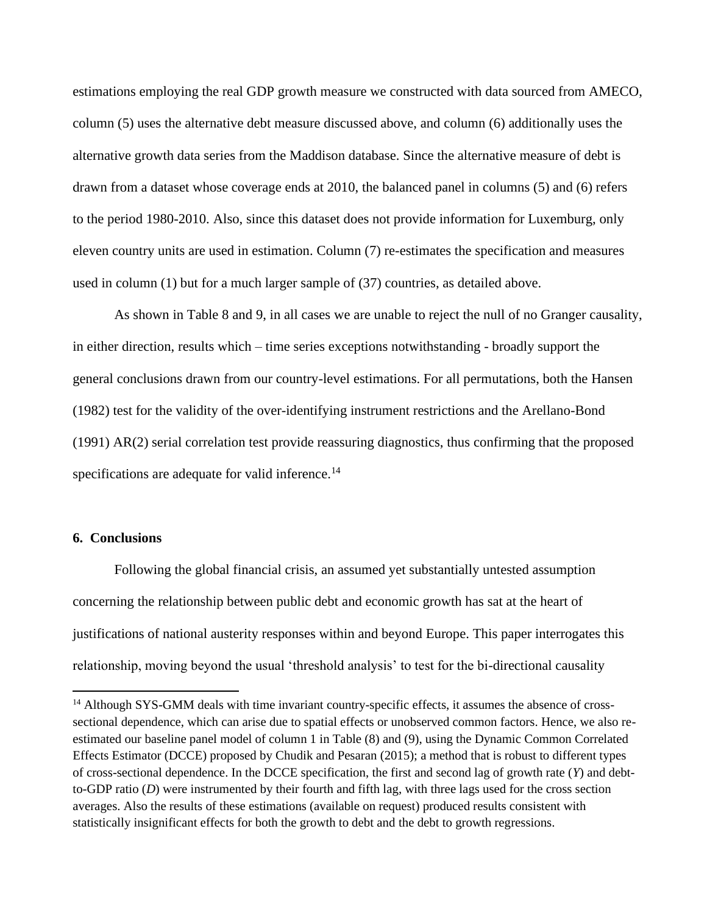estimations employing the real GDP growth measure we constructed with data sourced from AMECO, column (5) uses the alternative debt measure discussed above, and column (6) additionally uses the alternative growth data series from the Maddison database. Since the alternative measure of debt is drawn from a dataset whose coverage ends at 2010, the balanced panel in columns (5) and (6) refers to the period 1980-2010. Also, since this dataset does not provide information for Luxemburg, only eleven country units are used in estimation. Column (7) re-estimates the specification and measures used in column (1) but for a much larger sample of (37) countries, as detailed above.

As shown in Table 8 and 9, in all cases we are unable to reject the null of no Granger causality, in either direction, results which – time series exceptions notwithstanding - broadly support the general conclusions drawn from our country-level estimations. For all permutations, both the Hansen (1982) test for the validity of the over-identifying instrument restrictions and the Arellano-Bond (1991) AR(2) serial correlation test provide reassuring diagnostics, thus confirming that the proposed specifications are adequate for valid inference.[14]

## 6. Conclusions

Following the global financial crisis, an assumed yet substantially untested assumption concerning the relationship between public debt and economic growth has sat at the heart of justifications of national austerity responses within and beyond Europe. This paper interrogates this relationship, moving beyond the usual 'threshold analysis' to test for the bi-directional causality

[14] Although SYS-GMM deals with time invariant country-specific effects, it assumes the absence of cross-sectional dependence, which can arise due to spatial effects or unobserved common factors. Hence, we also re-estimated our baseline panel model of column 1 in Table (8) and (9), using the Dynamic Common Correlated Effects Estimator (DCCE) proposed by Chudik and Pesaran (2015); a method that is robust to different types of cross-sectional dependence. In the DCCE specification, the first and second lag of growth rate (*Y*) and debt-to-GDP ratio (*D*) were instrumented by their fourth and fifth lag, with three lags used for the cross section averages. Also the results of these estimations (available on request) produced results consistent with statistically insignificant effects for both the growth to debt and the debt to growth regressions.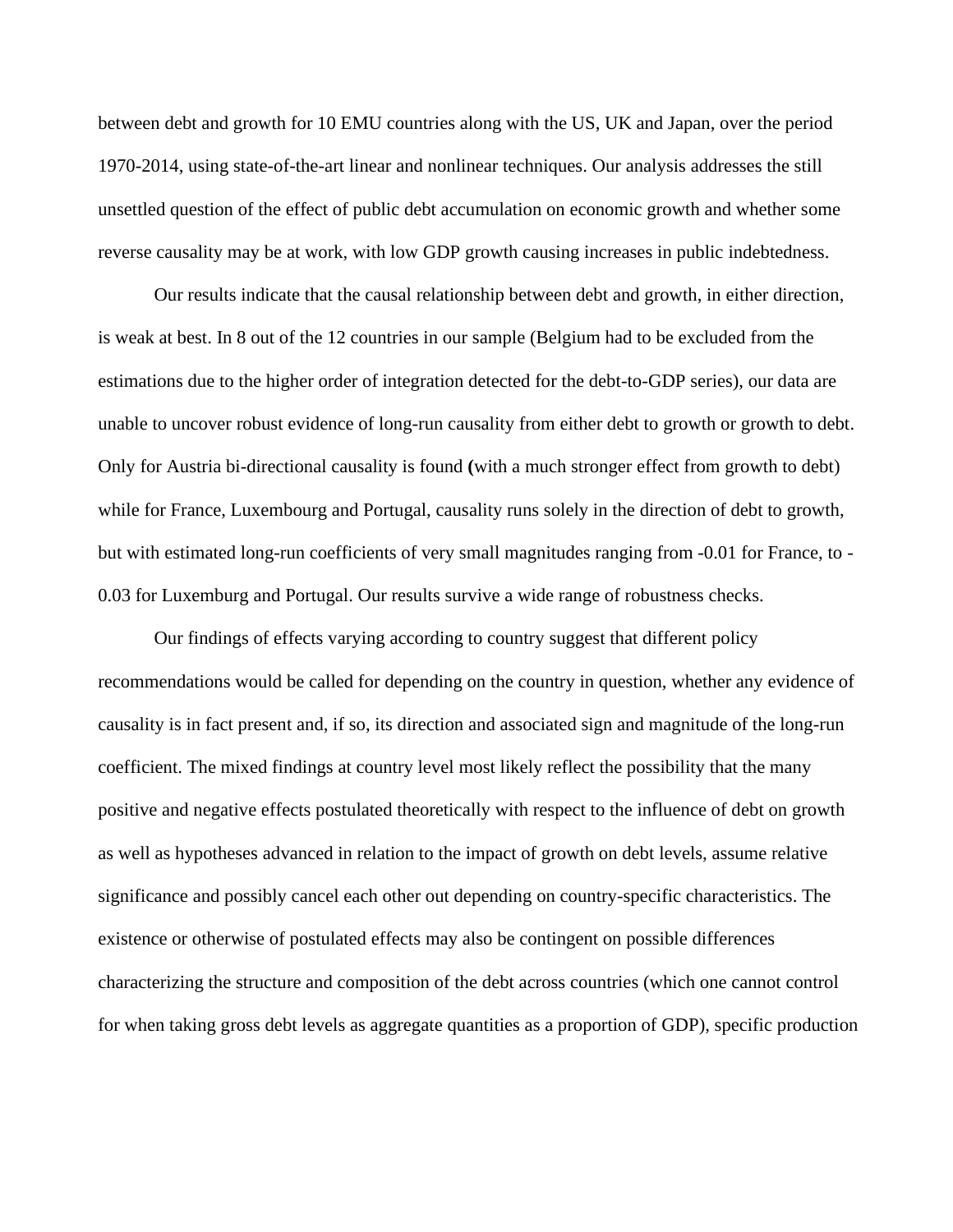between debt and growth for 10 EMU countries along with the US, UK and Japan, over the period 1970-2014, using state-of-the-art linear and nonlinear techniques. Our analysis addresses the still unsettled question of the effect of public debt accumulation on economic growth and whether some reverse causality may be at work, with low GDP growth causing increases in public indebtedness.

Our results indicate that the causal relationship between debt and growth, in either direction, is weak at best. In 8 out of the 12 countries in our sample (Belgium had to be excluded from the estimations due to the higher order of integration detected for the debt-to-GDP series), our data are unable to uncover robust evidence of long-run causality from either debt to growth or growth to debt. Only for Austria bi-directional causality is found **(**with a much stronger effect from growth to debt) while for France, Luxembourg and Portugal, causality runs solely in the direction of debt to growth, but with estimated long-run coefficients of very small magnitudes ranging from -0.01 for France, to -0.03 for Luxemburg and Portugal. Our results survive a wide range of robustness checks.

Our findings of effects varying according to country suggest that different policy recommendations would be called for depending on the country in question, whether any evidence of causality is in fact present and, if so, its direction and associated sign and magnitude of the long-run coefficient. The mixed findings at country level most likely reflect the possibility that the many positive and negative effects postulated theoretically with respect to the influence of debt on growth as well as hypotheses advanced in relation to the impact of growth on debt levels, assume relative significance and possibly cancel each other out depending on country-specific characteristics. The existence or otherwise of postulated effects may also be contingent on possible differences characterizing the structure and composition of the debt across countries (which one cannot control for when taking gross debt levels as aggregate quantities as a proportion of GDP), specific production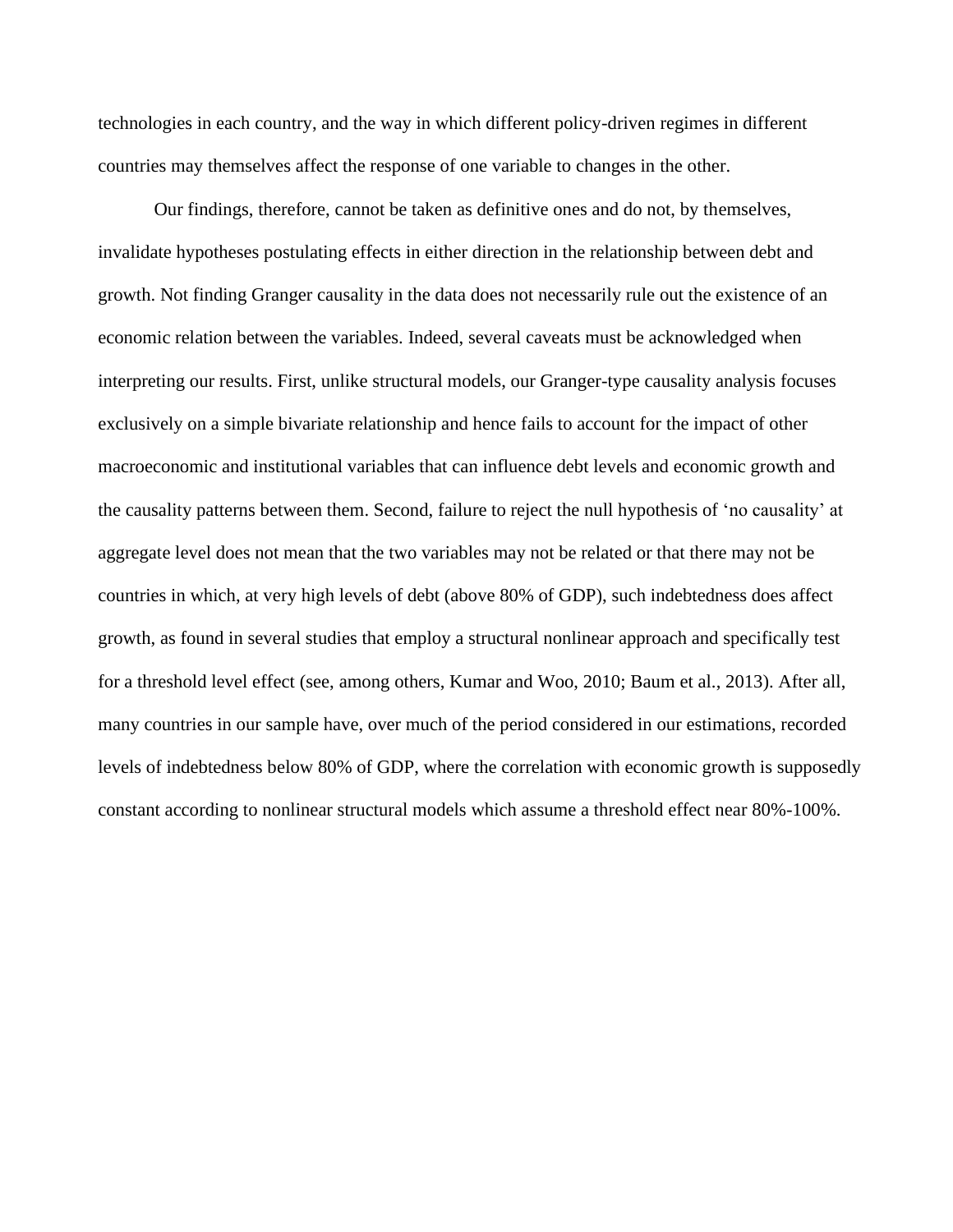technologies in each country, and the way in which different policy-driven regimes in different countries may themselves affect the response of one variable to changes in the other.

Our findings, therefore, cannot be taken as definitive ones and do not, by themselves, invalidate hypotheses postulating effects in either direction in the relationship between debt and growth. Not finding Granger causality in the data does not necessarily rule out the existence of an economic relation between the variables. Indeed, several caveats must be acknowledged when interpreting our results. First, unlike structural models, our Granger-type causality analysis focuses exclusively on a simple bivariate relationship and hence fails to account for the impact of other macroeconomic and institutional variables that can influence debt levels and economic growth and the causality patterns between them. Second, failure to reject the null hypothesis of 'no causality' at aggregate level does not mean that the two variables may not be related or that there may not be countries in which, at very high levels of debt (above 80% of GDP), such indebtedness does affect growth, as found in several studies that employ a structural nonlinear approach and specifically test for a threshold level effect (see, among others, Kumar and Woo, 2010; Baum et al., 2013). After all, many countries in our sample have, over much of the period considered in our estimations, recorded levels of indebtedness below 80% of GDP, where the correlation with economic growth is supposedly constant according to nonlinear structural models which assume a threshold effect near 80%-100%.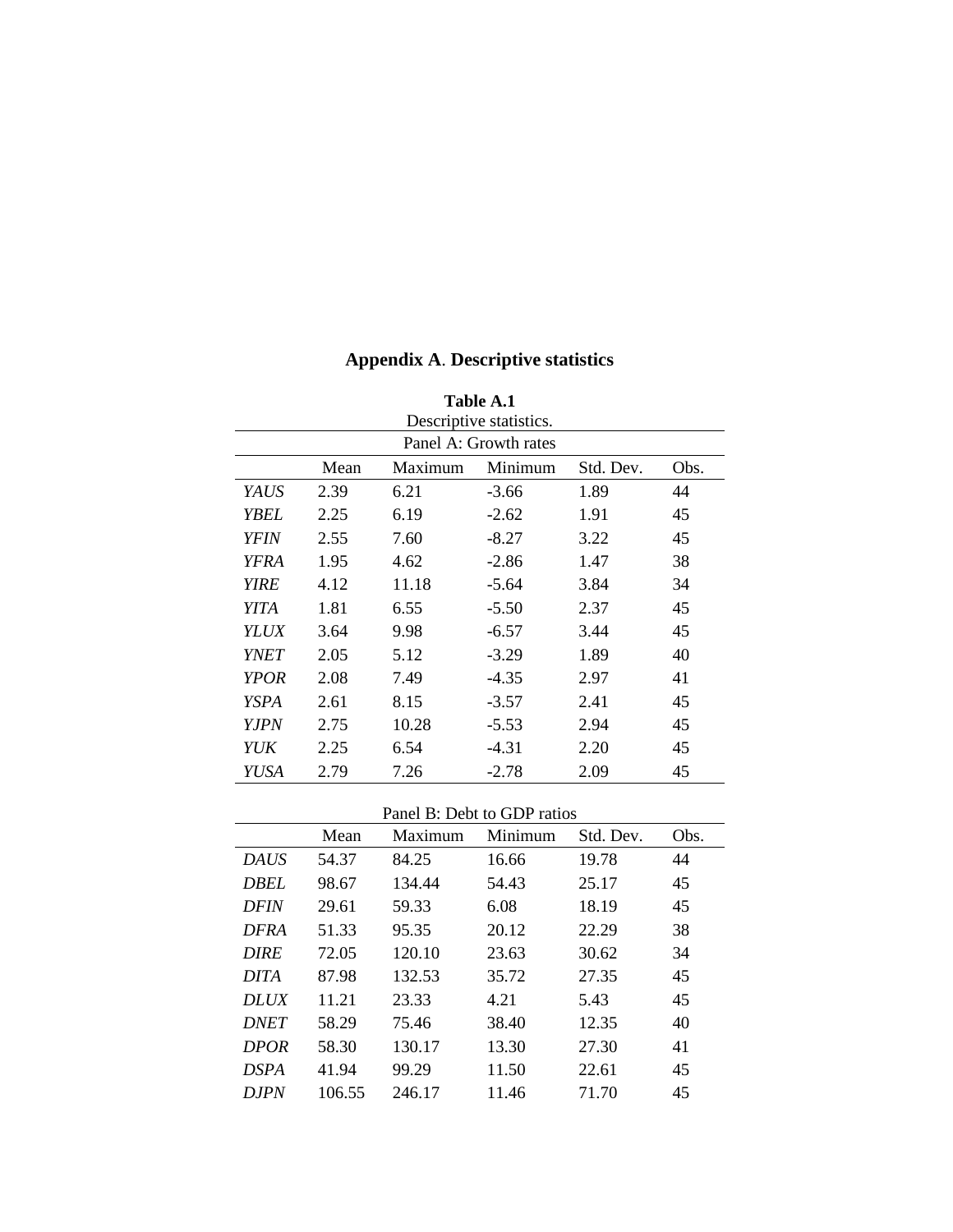## Appendix A. Descriptive statistics

**Table A.1**

Descriptive statistics.

Panel A: Growth rates

| | Mean | Maximum | Minimum | Std. Dev. | Obs. |
|---|---|---|---|---|---|
| *YAUS* | 2.39 | 6.21 | -3.66 | 1.89 | 44 |
| *YBEL* | 2.25 | 6.19 | -2.62 | 1.91 | 45 |
| *YFIN* | 2.55 | 7.60 | -8.27 | 3.22 | 45 |
| *YFRA* | 1.95 | 4.62 | -2.86 | 1.47 | 38 |
| *YIRE* | 4.12 | 11.18 | -5.64 | 3.84 | 34 |
| *YITA* | 1.81 | 6.55 | -5.50 | 2.37 | 45 |
| *YLUX* | 3.64 | 9.98 | -6.57 | 3.44 | 45 |
| *YNET* | 2.05 | 5.12 | -3.29 | 1.89 | 40 |
| *YPOR* | 2.08 | 7.49 | -4.35 | 2.97 | 41 |
| *YSPA* | 2.61 | 8.15 | -3.57 | 2.41 | 45 |
| *YJPN* | 2.75 | 10.28 | -5.53 | 2.94 | 45 |
| *YUK* | 2.25 | 6.54 | -4.31 | 2.20 | 45 |
| *YUSA* | 2.79 | 7.26 | -2.78 | 2.09 | 45 |

Panel B: Debt to GDP ratios

| | Mean | Maximum | Minimum | Std. Dev. | Obs. |
|---|---|---|---|---|---|
| *DAUS* | 54.37 | 84.25 | 16.66 | 19.78 | 44 |
| *DBEL* | 98.67 | 134.44 | 54.43 | 25.17 | 45 |
| *DFIN* | 29.61 | 59.33 | 6.08 | 18.19 | 45 |
| *DFRA* | 51.33 | 95.35 | 20.12 | 22.29 | 38 |
| *DIRE* | 72.05 | 120.10 | 23.63 | 30.62 | 34 |
| *DITA* | 87.98 | 132.53 | 35.72 | 27.35 | 45 |
| *DLUX* | 11.21 | 23.33 | 4.21 | 5.43 | 45 |
| *DNET* | 58.29 | 75.46 | 38.40 | 12.35 | 40 |
| *DPOR* | 58.30 | 130.17 | 13.30 | 27.30 | 41 |
| *DSPA* | 41.94 | 99.29 | 11.50 | 22.61 | 45 |
| *DJPN* | 106.55 | 246.17 | 11.46 | 71.70 | 45 |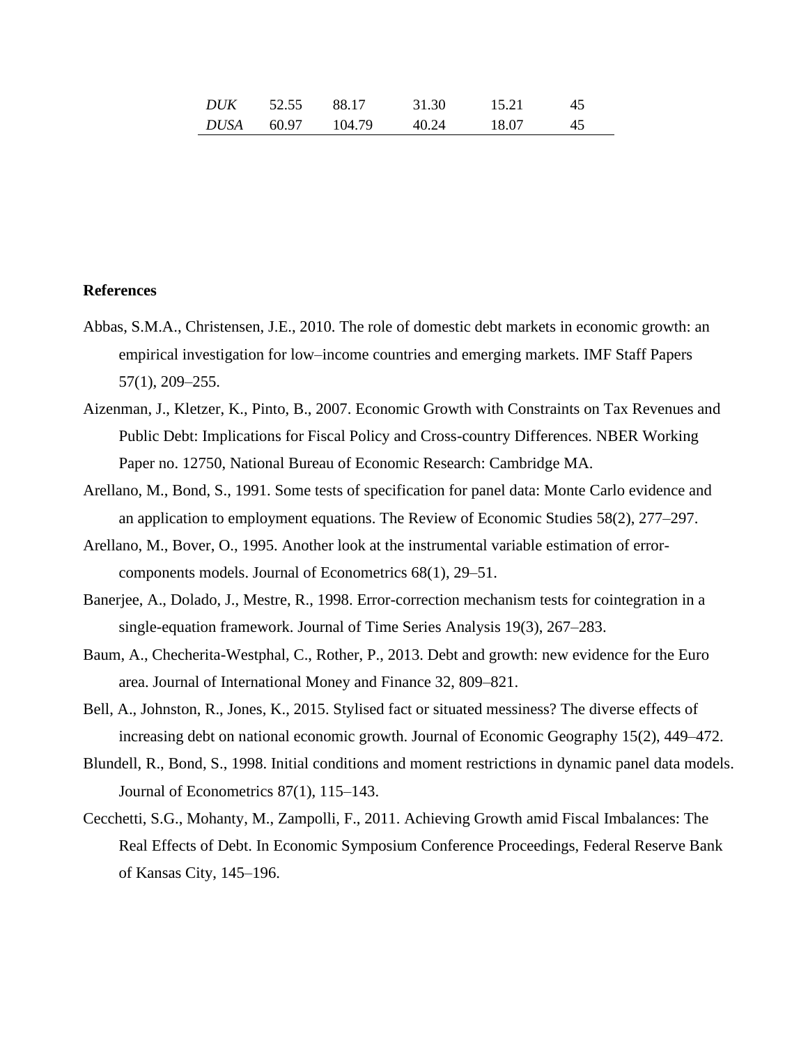| | | | | | |
|---|---|---|---|---|---|
| *DUK* | 52.55 | 88.17 | 31.30 | 15.21 | 45 |
| *DUSA* | 60.97 | 104.79 | 40.24 | 18.07 | 45 |

## References

Abbas, S.M.A., Christensen, J.E., 2010. The role of domestic debt markets in economic growth: an empirical investigation for low–income countries and emerging markets. IMF Staff Papers 57(1), 209–255.

Aizenman, J., Kletzer, K., Pinto, B., 2007. Economic Growth with Constraints on Tax Revenues and Public Debt: Implications for Fiscal Policy and Cross-country Differences. NBER Working Paper no. 12750, National Bureau of Economic Research: Cambridge MA.

Arellano, M., Bond, S., 1991. Some tests of specification for panel data: Monte Carlo evidence and an application to employment equations. The Review of Economic Studies 58(2), 277–297.

Arellano, M., Bover, O., 1995. Another look at the instrumental variable estimation of error-components models. Journal of Econometrics 68(1), 29–51.

Banerjee, A., Dolado, J., Mestre, R., 1998. Error-correction mechanism tests for cointegration in a single-equation framework. Journal of Time Series Analysis 19(3), 267–283.

Baum, A., Checherita-Westphal, C., Rother, P., 2013. Debt and growth: new evidence for the Euro area. Journal of International Money and Finance 32, 809–821.

Bell, A., Johnston, R., Jones, K., 2015. Stylised fact or situated messiness? The diverse effects of increasing debt on national economic growth. Journal of Economic Geography 15(2), 449–472.

Blundell, R., Bond, S., 1998. Initial conditions and moment restrictions in dynamic panel data models. Journal of Econometrics 87(1), 115–143.

Cecchetti, S.G., Mohanty, M., Zampolli, F., 2011. Achieving Growth amid Fiscal Imbalances: The Real Effects of Debt. In Economic Symposium Conference Proceedings, Federal Reserve Bank of Kansas City, 145–196.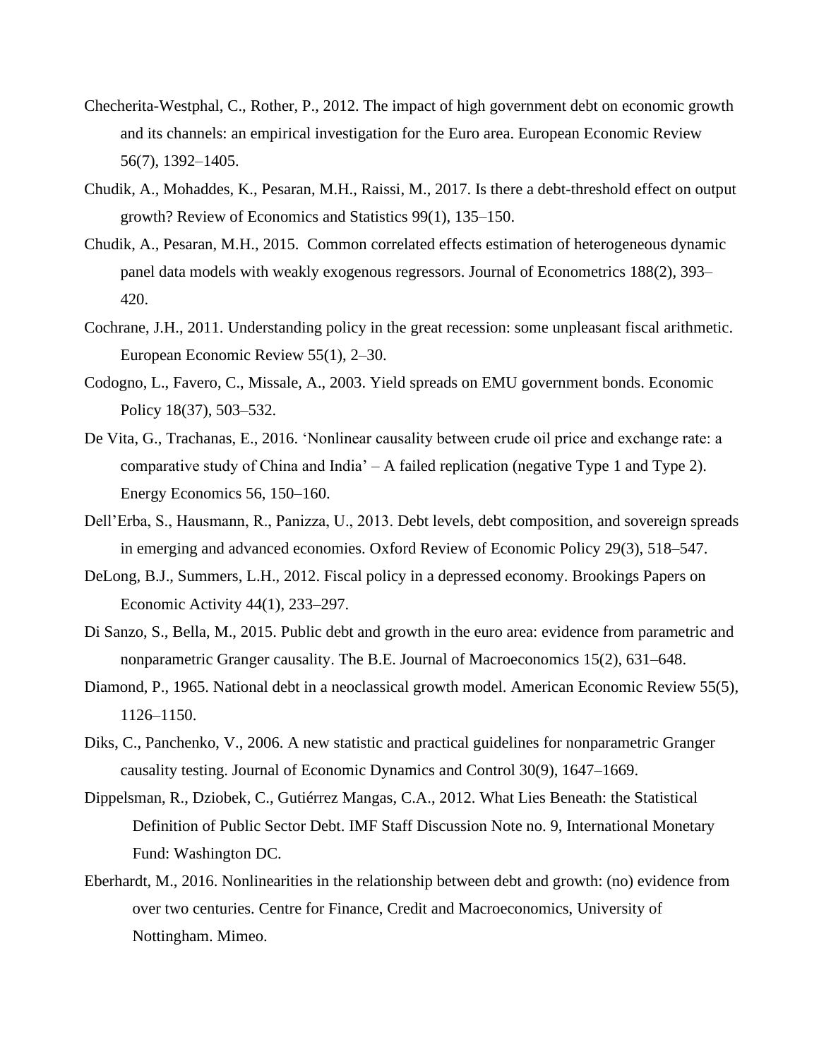Checherita-Westphal, C., Rother, P., 2012. The impact of high government debt on economic growth and its channels: an empirical investigation for the Euro area. European Economic Review 56(7), 1392–1405.

Chudik, A., Mohaddes, K., Pesaran, M.H., Raissi, M., 2017. Is there a debt-threshold effect on output growth? Review of Economics and Statistics 99(1), 135–150.

Chudik, A., Pesaran, M.H., 2015. Common correlated effects estimation of heterogeneous dynamic panel data models with weakly exogenous regressors. Journal of Econometrics 188(2), 393–420.

Cochrane, J.H., 2011. Understanding policy in the great recession: some unpleasant fiscal arithmetic. European Economic Review 55(1), 2–30.

Codogno, L., Favero, C., Missale, A., 2003. Yield spreads on EMU government bonds. Economic Policy 18(37), 503–532.

De Vita, G., Trachanas, E., 2016. 'Nonlinear causality between crude oil price and exchange rate: a comparative study of China and India' – A failed replication (negative Type 1 and Type 2). Energy Economics 56, 150–160.

Dell'Erba, S., Hausmann, R., Panizza, U., 2013. Debt levels, debt composition, and sovereign spreads in emerging and advanced economies. Oxford Review of Economic Policy 29(3), 518–547.

DeLong, B.J., Summers, L.H., 2012. Fiscal policy in a depressed economy. Brookings Papers on Economic Activity 44(1), 233–297.

Di Sanzo, S., Bella, M., 2015. Public debt and growth in the euro area: evidence from parametric and nonparametric Granger causality. The B.E. Journal of Macroeconomics 15(2), 631–648.

Diamond, P., 1965. National debt in a neoclassical growth model. American Economic Review 55(5), 1126–1150.

Diks, C., Panchenko, V., 2006. A new statistic and practical guidelines for nonparametric Granger causality testing. Journal of Economic Dynamics and Control 30(9), 1647–1669.

Dippelsman, R., Dziobek, C., Gutiérrez Mangas, C.A., 2012. What Lies Beneath: the Statistical Definition of Public Sector Debt. IMF Staff Discussion Note no. 9, International Monetary Fund: Washington DC.

Eberhardt, M., 2016. Nonlinearities in the relationship between debt and growth: (no) evidence from over two centuries. Centre for Finance, Credit and Macroeconomics, University of Nottingham. Mimeo.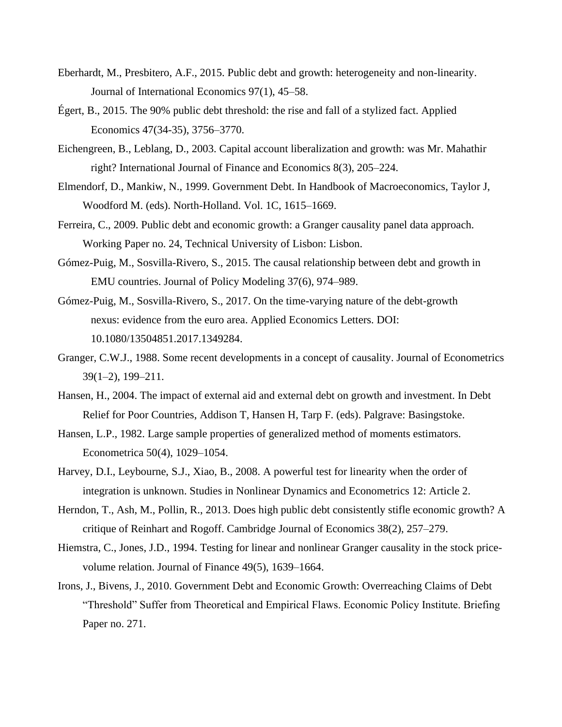Eberhardt, M., Presbitero, A.F., 2015. Public debt and growth: heterogeneity and non-linearity. Journal of International Economics 97(1), 45–58.

Égert, B., 2015. The 90% public debt threshold: the rise and fall of a stylized fact. Applied Economics 47(34-35), 3756–3770.

Eichengreen, B., Leblang, D., 2003. Capital account liberalization and growth: was Mr. Mahathir right? International Journal of Finance and Economics 8(3), 205–224.

Elmendorf, D., Mankiw, N., 1999. Government Debt. In Handbook of Macroeconomics, Taylor J, Woodford M. (eds). North-Holland. Vol. 1C, 1615–1669.

Ferreira, C., 2009. Public debt and economic growth: a Granger causality panel data approach. Working Paper no. 24, Technical University of Lisbon: Lisbon.

Gómez-Puig, M., Sosvilla-Rivero, S., 2015. The causal relationship between debt and growth in EMU countries. Journal of Policy Modeling 37(6), 974–989.

Gómez-Puig, M., Sosvilla-Rivero, S., 2017. On the time-varying nature of the debt-growth nexus: evidence from the euro area. Applied Economics Letters. DOI: 10.1080/13504851.2017.1349284.

Granger, C.W.J., 1988. Some recent developments in a concept of causality. Journal of Econometrics 39(1–2), 199–211.

Hansen, H., 2004. The impact of external aid and external debt on growth and investment. In Debt Relief for Poor Countries, Addison T, Hansen H, Tarp F. (eds). Palgrave: Basingstoke.

Hansen, L.P., 1982. Large sample properties of generalized method of moments estimators. Econometrica 50(4), 1029–1054.

Harvey, D.I., Leybourne, S.J., Xiao, B., 2008. A powerful test for linearity when the order of integration is unknown. Studies in Nonlinear Dynamics and Econometrics 12: Article 2.

Herndon, T., Ash, M., Pollin, R., 2013. Does high public debt consistently stifle economic growth? A critique of Reinhart and Rogoff. Cambridge Journal of Economics 38(2), 257–279.

Hiemstra, C., Jones, J.D., 1994. Testing for linear and nonlinear Granger causality in the stock price-volume relation. Journal of Finance 49(5), 1639–1664.

Irons, J., Bivens, J., 2010. Government Debt and Economic Growth: Overreaching Claims of Debt "Threshold" Suffer from Theoretical and Empirical Flaws. Economic Policy Institute. Briefing Paper no. 271.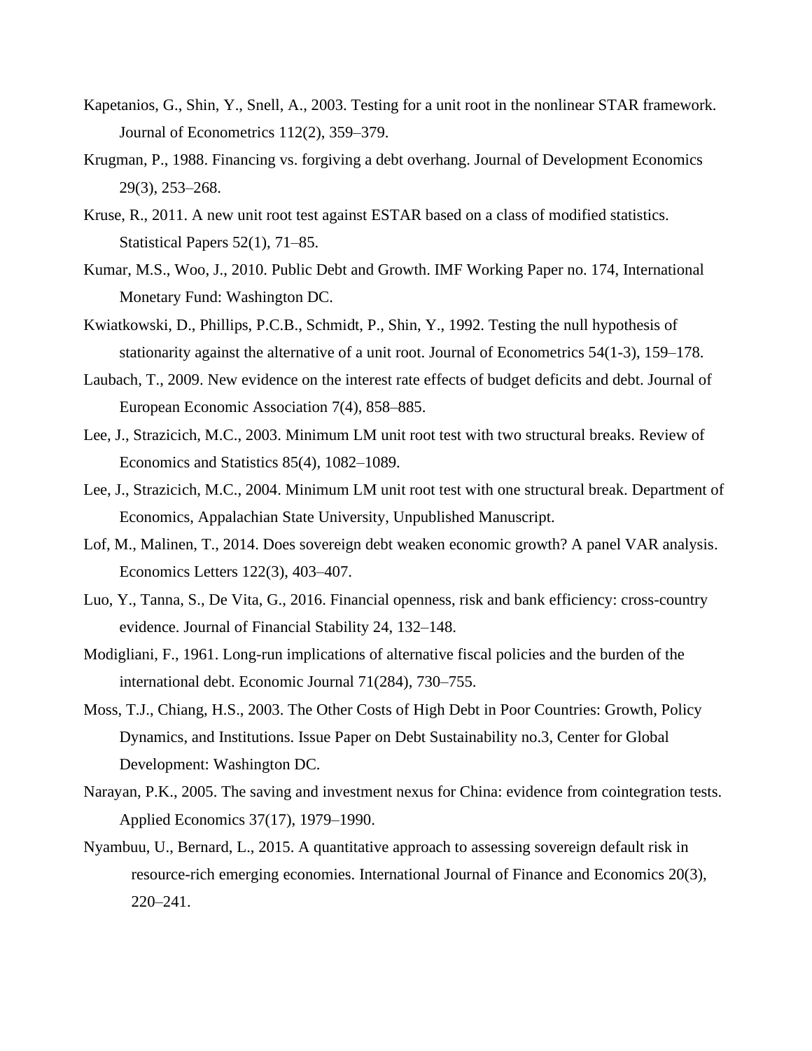Kapetanios, G., Shin, Y., Snell, A., 2003. Testing for a unit root in the nonlinear STAR framework. Journal of Econometrics 112(2), 359–379.

Krugman, P., 1988. Financing vs. forgiving a debt overhang. Journal of Development Economics 29(3), 253–268.

Kruse, R., 2011. A new unit root test against ESTAR based on a class of modified statistics. Statistical Papers 52(1), 71–85.

Kumar, M.S., Woo, J., 2010. Public Debt and Growth. IMF Working Paper no. 174, International Monetary Fund: Washington DC.

Kwiatkowski, D., Phillips, P.C.B., Schmidt, P., Shin, Y., 1992. Testing the null hypothesis of stationarity against the alternative of a unit root. Journal of Econometrics 54(1-3), 159–178.

Laubach, T., 2009. New evidence on the interest rate effects of budget deficits and debt. Journal of European Economic Association 7(4), 858–885.

Lee, J., Strazicich, M.C., 2003. Minimum LM unit root test with two structural breaks. Review of Economics and Statistics 85(4), 1082–1089.

Lee, J., Strazicich, M.C., 2004. Minimum LM unit root test with one structural break. Department of Economics, Appalachian State University, Unpublished Manuscript.

Lof, M., Malinen, T., 2014. Does sovereign debt weaken economic growth? A panel VAR analysis. Economics Letters 122(3), 403–407.

Luo, Y., Tanna, S., De Vita, G., 2016. Financial openness, risk and bank efficiency: cross-country evidence. Journal of Financial Stability 24, 132–148.

Modigliani, F., 1961. Long-run implications of alternative fiscal policies and the burden of the international debt. Economic Journal 71(284), 730–755.

Moss, T.J., Chiang, H.S., 2003. The Other Costs of High Debt in Poor Countries: Growth, Policy Dynamics, and Institutions. Issue Paper on Debt Sustainability no.3, Center for Global Development: Washington DC.

Narayan, P.K., 2005. The saving and investment nexus for China: evidence from cointegration tests. Applied Economics 37(17), 1979–1990.

Nyambuu, U., Bernard, L., 2015. A quantitative approach to assessing sovereign default risk in resource-rich emerging economies. International Journal of Finance and Economics 20(3), 220–241.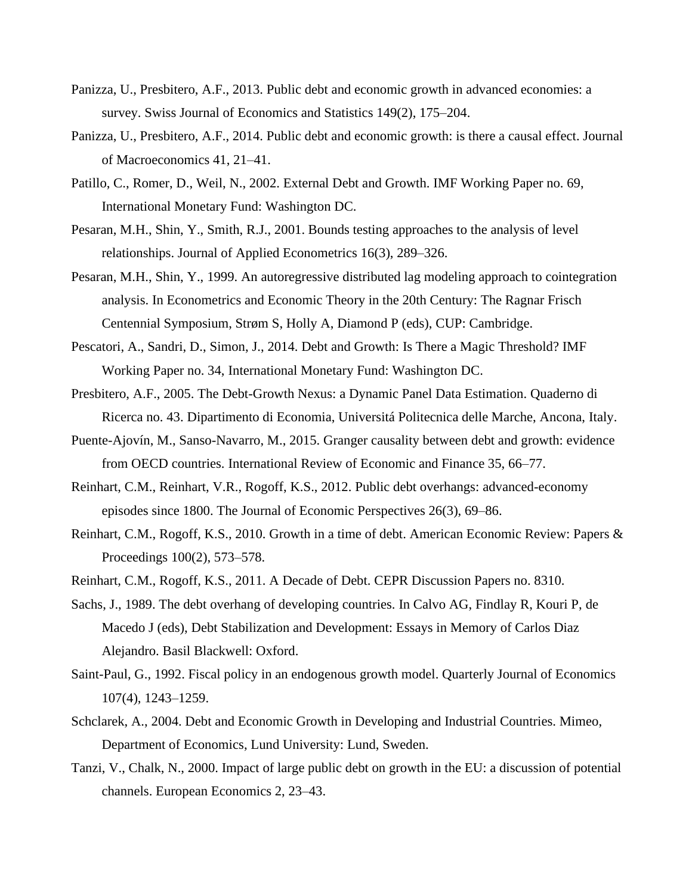Panizza, U., Presbitero, A.F., 2013. Public debt and economic growth in advanced economies: a survey. Swiss Journal of Economics and Statistics 149(2), 175–204.

Panizza, U., Presbitero, A.F., 2014. Public debt and economic growth: is there a causal effect. Journal of Macroeconomics 41, 21–41.

Patillo, C., Romer, D., Weil, N., 2002. External Debt and Growth. IMF Working Paper no. 69, International Monetary Fund: Washington DC.

Pesaran, M.H., Shin, Y., Smith, R.J., 2001. Bounds testing approaches to the analysis of level relationships. Journal of Applied Econometrics 16(3), 289–326.

Pesaran, M.H., Shin, Y., 1999. An autoregressive distributed lag modeling approach to cointegration analysis. In Econometrics and Economic Theory in the 20th Century: The Ragnar Frisch Centennial Symposium, Strøm S, Holly A, Diamond P (eds), CUP: Cambridge.

Pescatori, A., Sandri, D., Simon, J., 2014. Debt and Growth: Is There a Magic Threshold? IMF Working Paper no. 34, International Monetary Fund: Washington DC.

Presbitero, A.F., 2005. The Debt-Growth Nexus: a Dynamic Panel Data Estimation. Quaderno di Ricerca no. 43. Dipartimento di Economia, Universitá Politecnica delle Marche, Ancona, Italy.

Puente-Ajovín, M., Sanso-Navarro, M., 2015. Granger causality between debt and growth: evidence from OECD countries. International Review of Economic and Finance 35, 66–77.

Reinhart, C.M., Reinhart, V.R., Rogoff, K.S., 2012. Public debt overhangs: advanced-economy episodes since 1800. The Journal of Economic Perspectives 26(3), 69–86.

Reinhart, C.M., Rogoff, K.S., 2010. Growth in a time of debt. American Economic Review: Papers & Proceedings 100(2), 573–578.

Reinhart, C.M., Rogoff, K.S., 2011. A Decade of Debt. CEPR Discussion Papers no. 8310.

Sachs, J., 1989. The debt overhang of developing countries. In Calvo AG, Findlay R, Kouri P, de Macedo J (eds), Debt Stabilization and Development: Essays in Memory of Carlos Diaz Alejandro. Basil Blackwell: Oxford.

Saint-Paul, G., 1992. Fiscal policy in an endogenous growth model. Quarterly Journal of Economics 107(4), 1243–1259.

Schclarek, A., 2004. Debt and Economic Growth in Developing and Industrial Countries. Mimeo, Department of Economics, Lund University: Lund, Sweden.

Tanzi, V., Chalk, N., 2000. Impact of large public debt on growth in the EU: a discussion of potential channels. European Economics 2, 23–43.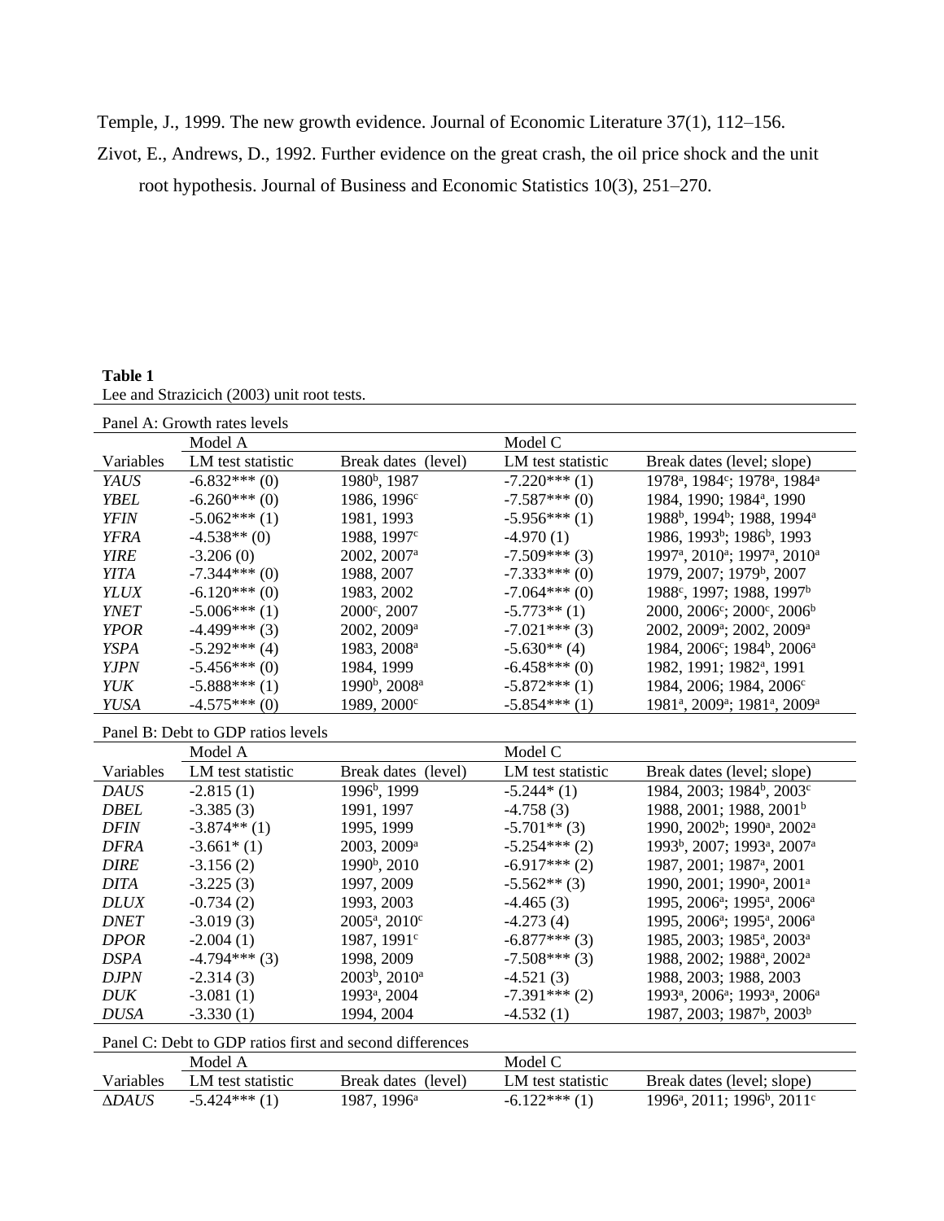Temple, J., 1999. The new growth evidence. Journal of Economic Literature 37(1), 112–156.

Zivot, E., Andrews, D., 1992. Further evidence on the great crash, the oil price shock and the unit root hypothesis. Journal of Business and Economic Statistics 10(3), 251–270.

**Table 1**
Lee and Strazicich (2003) unit root tests.

| | Model A | | Model C | |
|---|---|---|---|---|
| **Panel A: Growth rates levels** | | | | |
| Variables | LM test statistic | Break dates (level) | LM test statistic | Break dates (level; slope) |
| *YAUS* | -6.832*** (0) | 1980[b], 1987 | -7.220*** (1) | 1978[a], 1984[c]; 1978[a], 1984[a] |
| *YBEL* | -6.260*** (0) | 1986, 1996[c] | -7.587*** (0) | 1984, 1990; 1984[a], 1990 |
| *YFIN* | -5.062*** (1) | 1981, 1993 | -5.956*** (1) | 1988[b], 1994[b]; 1988, 1994[a] |
| *YFRA* | -4.538** (0) | 1988, 1997[c] | -4.970 (1) | 1986, 1993[b]; 1986[b], 1993 |
| *YIRE* | -3.206 (0) | 2002, 2007[a] | -7.509*** (3) | 1997[a], 2010[a]; 1997[a], 2010[a] |
| *YITA* | -7.344*** (0) | 1988, 2007 | -7.333*** (0) | 1979, 2007; 1979[b], 2007 |
| *YLUX* | -6.120*** (0) | 1983, 2002 | -7.064*** (0) | 1988[c], 1997; 1988, 1997[b] |
| *YNET* | -5.006*** (1) | 2000[c], 2007 | -5.773** (1) | 2000, 2006[c]; 2000[c], 2006[b] |
| *YPOR* | -4.499*** (3) | 2002, 2009[a] | -7.021*** (3) | 2002, 2009[a]; 2002, 2009[a] |
| *YSPA* | -5.292*** (4) | 1983, 2008[a] | -5.630** (4) | 1984, 2006[c]; 1984[b], 2006[a] |
| *YJPN* | -5.456*** (0) | 1984, 1999 | -6.458*** (0) | 1982, 1991; 1982[a], 1991 |
| *YUK* | -5.888*** (1) | 1990[b], 2008[a] | -5.872*** (1) | 1984, 2006; 1984, 2006[c] |
| *YUSA* | -4.575*** (0) | 1989, 2000[c] | -5.854*** (1) | 1981[a], 2009[a]; 1981[a], 2009[a] |
| **Panel B: Debt to GDP ratios levels** | | | | |
| | Model A | | Model C | |
| Variables | LM test statistic | Break dates (level) | LM test statistic | Break dates (level; slope) |
| *DAUS* | -2.815 (1) | 1996[b], 1999 | -5.244* (1) | 1984, 2003; 1984[b], 2003[c] |
| *DBEL* | -3.385 (3) | 1991, 1997 | -4.758 (3) | 1988, 2001; 1988, 2001[b] |
| *DFIN* | -3.874** (1) | 1995, 1999 | -5.701** (3) | 1990, 2002[b]; 1990[a], 2002[a] |
| *DFRA* | -3.661* (1) | 2003, 2009[a] | -5.254*** (2) | 1993[b], 2007; 1993[a], 2007[a] |
| *DIRE* | -3.156 (2) | 1990[b], 2010 | -6.917*** (2) | 1987, 2001; 1987[a], 2001 |
| *DITA* | -3.225 (3) | 1997, 2009 | -5.562** (3) | 1990, 2001; 1990[a], 2001[a] |
| *DLUX* | -0.734 (2) | 1993, 2003 | -4.465 (3) | 1995, 2006[a]; 1995[a], 2006[a] |
| *DNET* | -3.019 (3) | 2005[a], 2010[c] | -4.273 (4) | 1995, 2006[a]; 1995[a], 2006[a] |
| *DPOR* | -2.004 (1) | 1987, 1991[c] | -6.877*** (3) | 1985, 2003; 1985[a], 2003[a] |
| *DSPA* | -4.794*** (3) | 1998, 2009 | -7.508*** (3) | 1988, 2002; 1988[a], 2002[a] |
| *DJPN* | -2.314 (3) | 2003[b], 2010[a] | -4.521 (3) | 1988, 2003; 1988, 2003 |
| *DUK* | -3.081 (1) | 1993[a], 2004 | -7.391*** (2) | 1993[a], 2006[a]; 1993[a], 2006[a] |
| *DUSA* | -3.330 (1) | 1994, 2004 | -4.532 (1) | 1987, 2003; 1987[b], 2003[b] |
| **Panel C: Debt to GDP ratios first and second differences** | | | | |
| | Model A | | Model C | |
| Variables | LM test statistic | Break dates (level) | LM test statistic | Break dates (level; slope) |
| $\Delta$*DAUS* | -5.424*** (1) | 1987, 1996[a] | -6.122*** (1) | 1996[a], 2011; 1996[b], 2011[c] |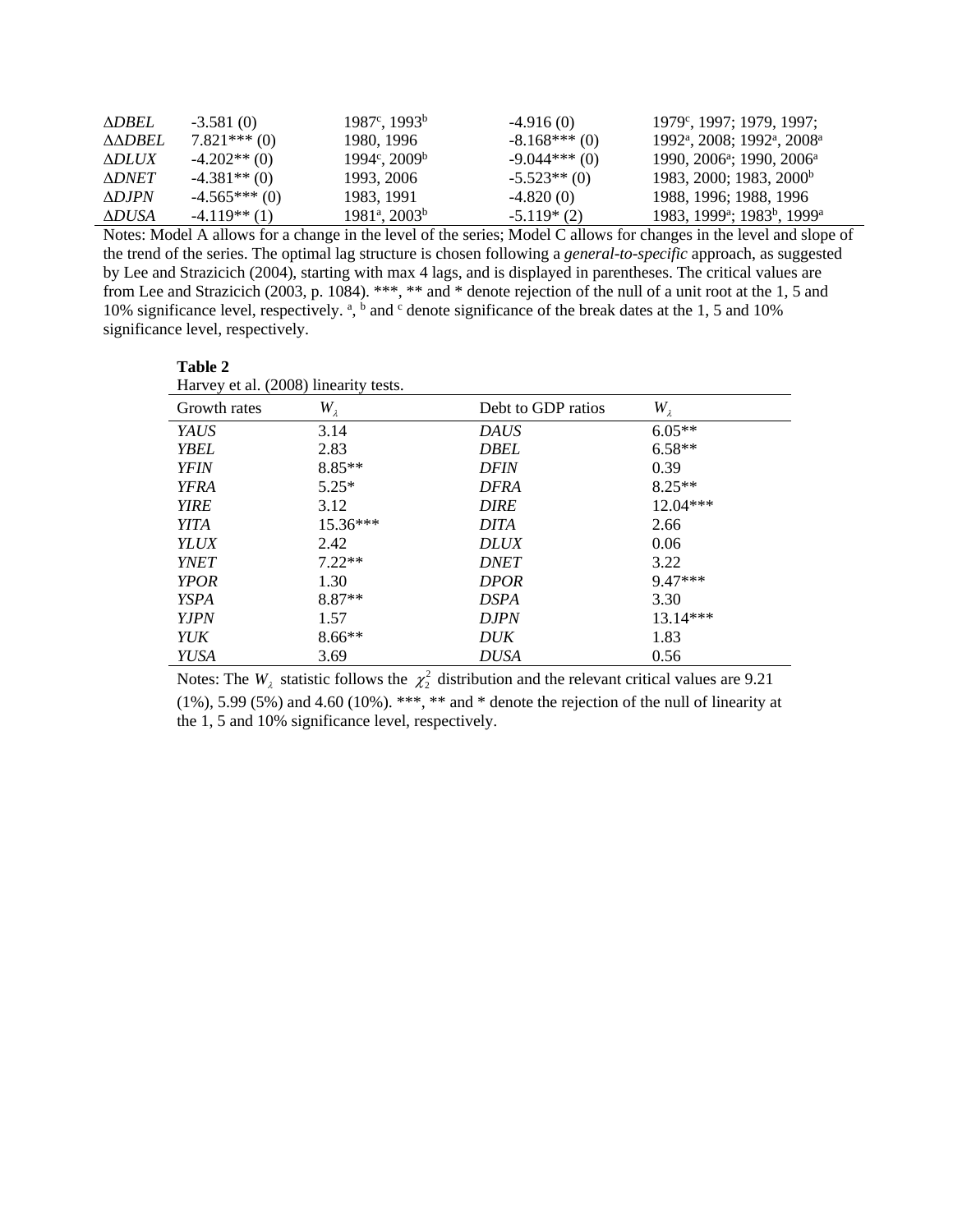| | | | | |
|---|---|---|---|---|
| $\Delta DBEL$ | -3.581 (0) | 1987[c], 1993[b] | -4.916 (0) | 1979[c], 1997; 1979, 1997; |
| $\Delta\Delta DBEL$ | 7.821*** (0) | 1980, 1996 | -8.168*** (0) | 1992[a], 2008; 1992[a], 2008[a] |
| $\Delta DLUX$ | -4.202** (0) | 1994[c], 2009[b] | -9.044*** (0) | 1990, 2006[a]; 1990, 2006[a] |
| $\Delta DNET$ | -4.381** (0) | 1993, 2006 | -5.523** (0) | 1983, 2000; 1983, 2000[b] |
| $\Delta DJPN$ | -4.565*** (0) | 1983, 1991 | -4.820 (0) | 1988, 1996; 1988, 1996 |
| $\Delta DUSA$ | -4.119** (1) | 1981[a], 2003[b] | -5.119* (2) | 1983, 1999[a]; 1983[b], 1999[a] |

Notes: Model A allows for a change in the level of the series; Model C allows for changes in the level and slope of the trend of the series. The optimal lag structure is chosen following a *general-to-specific* approach, as suggested by Lee and Strazicich (2004), starting with max 4 lags, and is displayed in parentheses. The critical values are from Lee and Strazicich (2003, p. 1084). ***, ** and * denote rejection of the null of a unit root at the 1, 5 and 10% significance level, respectively. [a], [b] and [c] denote significance of the break dates at the 1, 5 and 10% significance level, respectively.

**Table 2**

Harvey et al. (2008) linearity tests.

| Growth rates | $W_\lambda$ | Debt to GDP ratios | $W_\lambda$ |
|---|---|---|---|
| *YAUS* | 3.14 | *DAUS* | 6.05** |
| *YBEL* | 2.83 | *DBEL* | 6.58** |
| *YFIN* | 8.85** | *DFIN* | 0.39 |
| *YFRA* | 5.25* | *DFRA* | 8.25** |
| *YIRE* | 3.12 | *DIRE* | 12.04*** |
| *YITA* | 15.36*** | *DITA* | 2.66 |
| *YLUX* | 2.42 | *DLUX* | 0.06 |
| *YNET* | 7.22** | *DNET* | 3.22 |
| *YPOR* | 1.30 | *DPOR* | 9.47*** |
| *YSPA* | 8.87** | *DSPA* | 3.30 |
| *YJPN* | 1.57 | *DJPN* | 13.14*** |
| *YUK* | 8.66** | *DUK* | 1.83 |
| *YUSA* | 3.69 | *DUSA* | 0.56 |

Notes: The $W_\lambda$ statistic follows the $\chi^2_2$ distribution and the relevant critical values are 9.21 (1%), 5.99 (5%) and 4.60 (10%). ***, ** and * denote the rejection of the null of linearity at the 1, 5 and 10% significance level, respectively.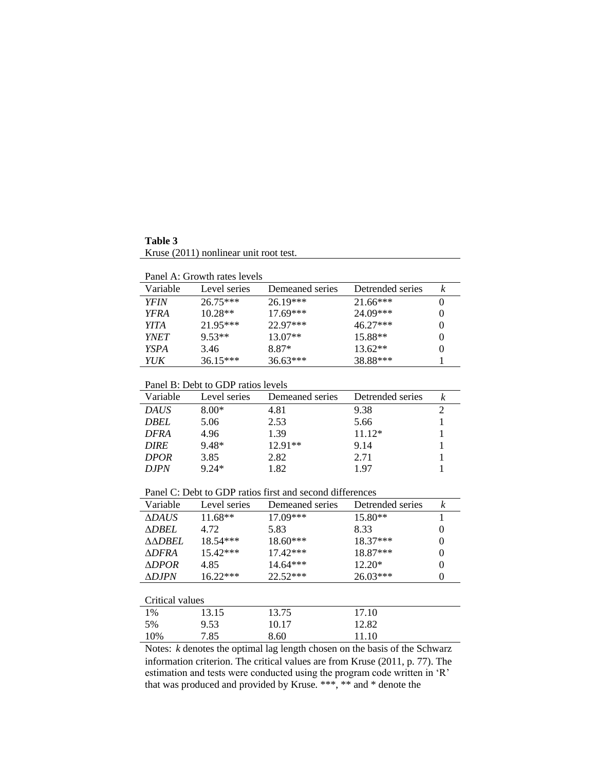**Table 3**
Kruse (2011) nonlinear unit root test.

| Variable | Level series | Demeaned series | Detrended series | *k* |
|---|---|---|---|---|
| Panel A: Growth rates levels | | | | |
| *YFIN* | 26.75*** | 26.19*** | 21.66*** | 0 |
| *YFRA* | 10.28** | 17.69*** | 24.09*** | 0 |
| *YITA* | 21.95*** | 22.97*** | 46.27*** | 0 |
| *YNET* | 9.53** | 13.07** | 15.88** | 0 |
| *YSPA* | 3.46 | 8.87* | 13.62** | 0 |
| *YUK* | 36.15*** | 36.63*** | 38.88*** | 1 |
| Panel B: Debt to GDP ratios levels | | | | |
| *DAUS* | 8.00* | 4.81 | 9.38 | 2 |
| *DBEL* | 5.06 | 2.53 | 5.66 | 1 |
| *DFRA* | 4.96 | 1.39 | 11.12* | 1 |
| *DIRE* | 9.48* | 12.91** | 9.14 | 1 |
| *DPOR* | 3.85 | 2.82 | 2.71 | 1 |
| *DJPN* | 9.24* | 1.82 | 1.97 | 1 |
| Panel C: Debt to GDP ratios first and second differences | | | | |
| $\Delta$*DAUS* | 11.68** | 17.09*** | 15.80** | 1 |
| $\Delta$*DBEL* | 4.72 | 5.83 | 8.33 | 0 |
| $\Delta\Delta$*DBEL* | 18.54*** | 18.60*** | 18.37*** | 0 |
| $\Delta$*DFRA* | 15.42*** | 17.42*** | 18.87*** | 0 |
| $\Delta$*DPOR* | 4.85 | 14.64*** | 12.20* | 0 |
| $\Delta$*DJPN* | 16.22*** | 22.52*** | 26.03*** | 0 |
| Critical values | | | | |
| 1% | 13.15 | 13.75 | 17.10 | |
| 5% | 9.53 | 10.17 | 12.82 | |
| 10% | 7.85 | 8.60 | 11.10 | |

Notes: *k* denotes the optimal lag length chosen on the basis of the Schwarz information criterion. The critical values are from Kruse (2011, p. 77). The estimation and tests were conducted using the program code written in 'R' that was produced and provided by Kruse. ***, ** and * denote the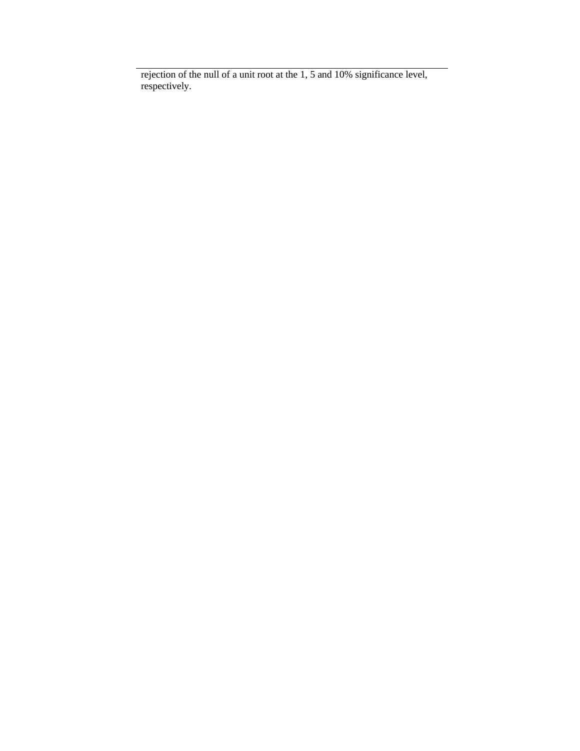rejection of the null of a unit root at the 1, 5 and 10% significance level, respectively.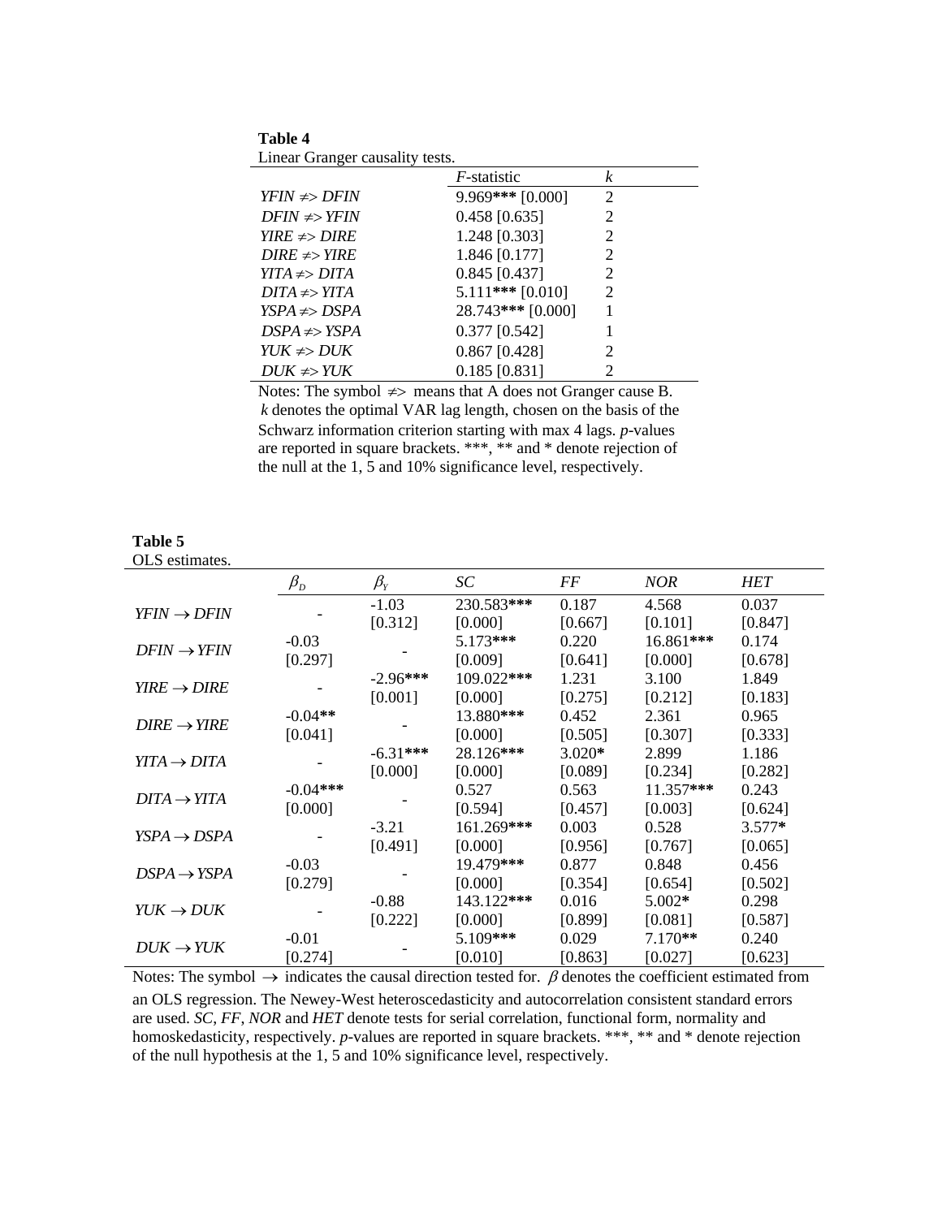**Table 4**
Linear Granger causality tests.

| | $F$-statistic | $k$ |
|---|---|---|
| $YFIN \not\Rightarrow DFIN$ | 9.969*** [0.000] | 2 |
| $DFIN \not\Rightarrow YFIN$ | 0.458 [0.635] | 2 |
| $YIRE \not\Rightarrow DIRE$ | 1.248 [0.303] | 2 |
| $DIRE \not\Rightarrow YIRE$ | 1.846 [0.177] | 2 |
| $YITA \not\Rightarrow DITA$ | 0.845 [0.437] | 2 |
| $DITA \not\Rightarrow YITA$ | 5.111*** [0.010] | 2 |
| $YSPA \not\Rightarrow DSPA$ | 28.743*** [0.000] | 1 |
| $DSPA \not\Rightarrow YSPA$ | 0.377 [0.542] | 1 |
| $YUK \not\Rightarrow DUK$ | 0.867 [0.428] | 2 |
| $DUK \not\Rightarrow YUK$ | 0.185 [0.831] | 2 |

Notes: The symbol $\not\Rightarrow$ means that A does not Granger cause B. $k$ denotes the optimal VAR lag length, chosen on the basis of the Schwarz information criterion starting with max 4 lags. $p$-values are reported in square brackets. ***, ** and * denote rejection of the null at the 1, 5 and 10% significance level, respectively.

**Table 5**
OLS estimates.

| | $\beta_D$ | $\beta_Y$ | $SC$ | $FF$ | $NOR$ | $HET$ |
|---|---|---|---|---|---|---|
| $YFIN \rightarrow DFIN$ | - | -1.03 [0.312] | 230.583*** [0.000] | 0.187 [0.667] | 4.568 [0.101] | 0.037 [0.847] |
| $DFIN \rightarrow YFIN$ | -0.03 [0.297] | - | 5.173*** [0.009] | 0.220 [0.641] | 16.861*** [0.000] | 0.174 [0.678] |
| $YIRE \rightarrow DIRE$ | - | -2.96*** [0.001] | 109.022*** [0.000] | 1.231 [0.275] | 3.100 [0.212] | 1.849 [0.183] |
| $DIRE \rightarrow YIRE$ | -0.04** [0.041] | - | 13.880*** [0.000] | 0.452 [0.505] | 2.361 [0.307] | 0.965 [0.333] |
| $YITA \rightarrow DITA$ | - | -6.31*** [0.000] | 28.126*** [0.000] | 3.020* [0.089] | 2.899 [0.234] | 1.186 [0.282] |
| $DITA \rightarrow YITA$ | -0.04*** [0.000] | - | 0.527 [0.594] | 0.563 [0.457] | 11.357*** [0.003] | 0.243 [0.624] |
| $YSPA \rightarrow DSPA$ | - | -3.21 [0.491] | 161.269*** [0.000] | 0.003 [0.956] | 0.528 [0.767] | 3.577* [0.065] |
| $DSPA \rightarrow YSPA$ | -0.03 [0.279] | - | 19.479*** [0.000] | 0.877 [0.354] | 0.848 [0.654] | 0.456 [0.502] |
| $YUK \rightarrow DUK$ | - | -0.88 [0.222] | 143.122*** [0.000] | 0.016 [0.899] | 5.002* [0.081] | 0.298 [0.587] |
| $DUK \rightarrow YUK$ | -0.01 [0.274] | - | 5.109*** [0.010] | 0.029 [0.863] | 7.170** [0.027] | 0.240 [0.623] |

Notes: The symbol $\rightarrow$ indicates the causal direction tested for. $\beta$ denotes the coefficient estimated from an OLS regression. The Newey-West heteroscedasticity and autocorrelation consistent standard errors are used. $SC$, $FF$, $NOR$ and $HET$ denote tests for serial correlation, functional form, normality and homoskedasticity, respectively. $p$-values are reported in square brackets. ***, ** and * denote rejection of the null hypothesis at the 1, 5 and 10% significance level, respectively.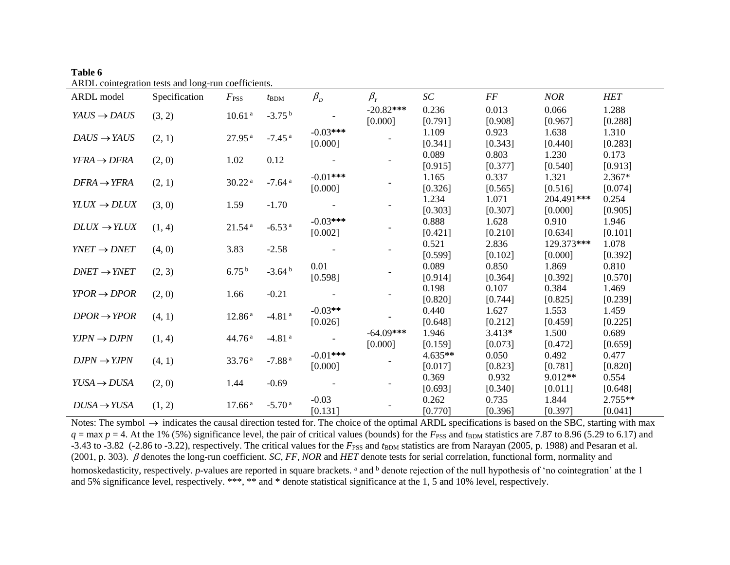**Table 6**
ARDL cointegration tests and long-run coefficients.

| ARDL model | Specification | $F_{PSS}$ | $t_{BDM}$ | $\beta_D$ | $\beta_Y$ | *SC* | *FF* | *NOR* | *HET* |
|---|---|---|---|---|---|---|---|---|---|
| $YAUS \rightarrow DAUS$ | (3, 2) | 10.61 [a] | -3.75 [b] | - | -20.82*** [0.000] | 0.236 [0.791] | 0.013 [0.908] | 0.066 [0.967] | 1.288 [0.288] |
| $DAUS \rightarrow YAUS$ | (2, 1) | 27.95 [a] | -7.45 [a] | -0.03*** [0.000] | - | 1.109 [0.341] | 0.923 [0.343] | 1.638 [0.440] | 1.310 [0.283] |
| $YFRA \rightarrow DFRA$ | (2, 0) | 1.02 | 0.12 | - | - | 0.089 [0.915] | 0.803 [0.377] | 1.230 [0.540] | 0.173 [0.913] |
| $DFRA \rightarrow YFRA$ | (2, 1) | 30.22 [a] | -7.64 [a] | -0.01*** [0.000] | - | 1.165 [0.326] | 0.337 [0.565] | 1.321 [0.516] | 2.367* [0.074] |
| $YLUX \rightarrow DLUX$ | (3, 0) | 1.59 | -1.70 | - | - | 1.234 [0.303] | 1.071 [0.307] | 204.491*** [0.000] | 0.254 [0.905] |
| $DLUX \rightarrow YLUX$ | (1, 4) | 21.54 [a] | -6.53 [a] | -0.03*** [0.002] | - | 0.888 [0.421] | 1.628 [0.210] | 0.910 [0.634] | 1.946 [0.101] |
| $YNET \rightarrow DNET$ | (4, 0) | 3.83 | -2.58 | - | - | 0.521 [0.599] | 2.836 [0.102] | 129.373*** [0.000] | 1.078 [0.392] |
| $DNET \rightarrow YNET$ | (2, 3) | 6.75 [b] | -3.64 [b] | 0.01 [0.598] | - | 0.089 [0.914] | 0.850 [0.364] | 1.869 [0.392] | 0.810 [0.570] |
| $YPOR \rightarrow DPOR$ | (2, 0) | 1.66 | -0.21 | - | - | 0.198 [0.820] | 0.107 [0.744] | 0.384 [0.825] | 1.469 [0.239] |
| $DPOR \rightarrow YPOR$ | (4, 1) | 12.86 [a] | -4.81 [a] | -0.03** [0.026] | - | 0.440 [0.648] | 1.627 [0.212] | 1.553 [0.459] | 1.459 [0.225] |
| $YJPN \rightarrow DJPN$ | (1, 4) | 44.76 [a] | -4.81 [a] | - | -64.09*** [0.000] | 1.946 [0.159] | 3.413* [0.073] | 1.500 [0.472] | 0.689 [0.659] |
| $DJPN \rightarrow YJPN$ | (4, 1) | 33.76 [a] | -7.88 [a] | -0.01*** [0.000] | - | 4.635** [0.017] | 0.050 [0.823] | 0.492 [0.781] | 0.477 [0.820] |
| $YUSA \rightarrow DUSA$ | (2, 0) | 1.44 | -0.69 | - | - | 0.369 [0.693] | 0.932 [0.340] | 9.012** [0.011] | 0.554 [0.648] |
| $DUSA \rightarrow YUSA$ | (1, 2) | 17.66 [a] | -5.70 [a] | -0.03 [0.131] | - | 0.262 [0.770] | 0.735 [0.396] | 1.844 [0.397] | 2.755** [0.041] |

Notes: The symbol $\rightarrow$ indicates the causal direction tested for. The choice of the optimal ARDL specifications is based on the SBC, starting with max $q$ = max $p$ = 4. At the 1% (5%) significance level, the pair of critical values (bounds) for the $F_{PSS}$ and $t_{BDM}$ statistics are 7.87 to 8.96 (5.29 to 6.17) and -3.43 to -3.82 (-2.86 to -3.22), respectively. The critical values for the $F_{PSS}$ and $t_{BDM}$ statistics are from Narayan (2005, p. 1988) and Pesaran et al. (2001, p. 303). $\beta$ denotes the long-run coefficient. *SC*, *FF*, *NOR* and *HET* denote tests for serial correlation, functional form, normality and homoskedasticity, respectively. *p*-values are reported in square brackets. [a] and [b] denote rejection of the null hypothesis of 'no cointegration' at the 1 and 5% significance level, respectively. ***, ** and * denote statistical significance at the 1, 5 and 10% level, respectively.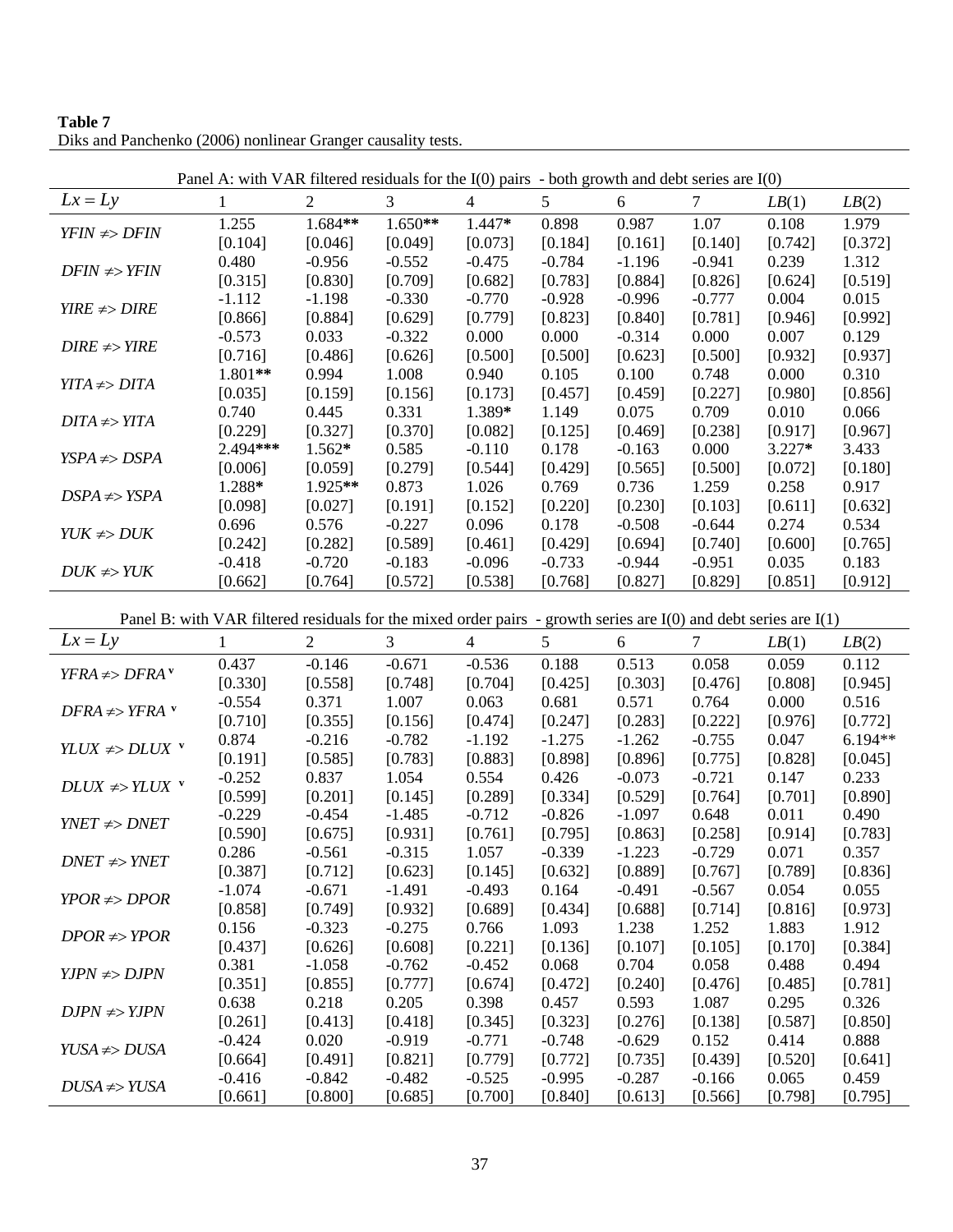**Table 7**
Diks and Panchenko (2006) nonlinear Granger causality tests.

| Panel A: with VAR filtered residuals for the I(0) pairs - both growth and debt series are I(0) | | | | | | | | | |
|---|---|---|---|---|---|---|---|---|---|
| $Lx = Ly$ | 1 | 2 | 3 | 4 | 5 | 6 | 7 | $LB(1)$ | $LB(2)$ |
| $YFIN \not=> DFIN$ | 1.255 | 1.684** | 1.650** | 1.447* | 0.898 | 0.987 | 1.07 | 0.108 | 1.979 |
| | [0.104] | [0.046] | [0.049] | [0.073] | [0.184] | [0.161] | [0.140] | [0.742] | [0.372] |
| $DFIN \not=> YFIN$ | 0.480 | -0.956 | -0.552 | -0.475 | -0.784 | -1.196 | -0.941 | 0.239 | 1.312 |
| | [0.315] | [0.830] | [0.709] | [0.682] | [0.783] | [0.884] | [0.826] | [0.624] | [0.519] |
| $YIRE \not=> DIRE$ | -1.112 | -1.198 | -0.330 | -0.770 | -0.928 | -0.996 | -0.777 | 0.004 | 0.015 |
| | [0.866] | [0.884] | [0.629] | [0.779] | [0.823] | [0.840] | [0.781] | [0.946] | [0.992] |
| $DIRE \not=> YIRE$ | -0.573 | 0.033 | -0.322 | 0.000 | 0.000 | -0.314 | 0.000 | 0.007 | 0.129 |
| | [0.716] | [0.486] | [0.626] | [0.500] | [0.500] | [0.623] | [0.500] | [0.932] | [0.937] |
| $YITA \not=> DITA$ | 1.801** | 0.994 | 1.008 | 0.940 | 0.105 | 0.100 | 0.748 | 0.000 | 0.310 |
| | [0.035] | [0.159] | [0.156] | [0.173] | [0.457] | [0.459] | [0.227] | [0.980] | [0.856] |
| $DITA \not=> YITA$ | 0.740 | 0.445 | 0.331 | 1.389* | 1.149 | 0.075 | 0.709 | 0.010 | 0.066 |
| | [0.229] | [0.327] | [0.370] | [0.082] | [0.125] | [0.469] | [0.238] | [0.917] | [0.967] |
| $YSPA \not=> DSPA$ | 2.494*** | 1.562* | 0.585 | -0.110 | 0.178 | -0.163 | 0.000 | 3.227* | 3.433 |
| | [0.006] | [0.059] | [0.279] | [0.544] | [0.429] | [0.565] | [0.500] | [0.072] | [0.180] |
| $DSPA \not=> YSPA$ | 1.288* | 1.925** | 0.873 | 1.026 | 0.769 | 0.736 | 1.259 | 0.258 | 0.917 |
| | [0.098] | [0.027] | [0.191] | [0.152] | [0.220] | [0.230] | [0.103] | [0.611] | [0.632] |
| $YUK \not=> DUK$ | 0.696 | 0.576 | -0.227 | 0.096 | 0.178 | -0.508 | -0.644 | 0.274 | 0.534 |
| | [0.242] | [0.282] | [0.589] | [0.461] | [0.429] | [0.694] | [0.740] | [0.600] | [0.765] |
| $DUK \not=> YUK$ | -0.418 | -0.720 | -0.183 | -0.096 | -0.733 | -0.944 | -0.951 | 0.035 | 0.183 |
| | [0.662] | [0.764] | [0.572] | [0.538] | [0.768] | [0.827] | [0.829] | [0.851] | [0.912] |

| Panel B: with VAR filtered residuals for the mixed order pairs - growth series are I(0) and debt series are I(1) | | | | | | | | | |
|---|---|---|---|---|---|---|---|---|---|
| $Lx = Ly$ | 1 | 2 | 3 | 4 | 5 | 6 | 7 | $LB(1)$ | $LB(2)$ |
| $YFRA \not=> DFRA^{v}$ | 0.437 | -0.146 | -0.671 | -0.536 | 0.188 | 0.513 | 0.058 | 0.059 | 0.112 |
| | [0.330] | [0.558] | [0.748] | [0.704] | [0.425] | [0.303] | [0.476] | [0.808] | [0.945] |
| $DFRA \not=> YFRA^{v}$ | -0.554 | 0.371 | 1.007 | 0.063 | 0.681 | 0.571 | 0.764 | 0.000 | 0.516 |
| | [0.710] | [0.355] | [0.156] | [0.474] | [0.247] | [0.283] | [0.222] | [0.976] | [0.772] |
| $YLUX \not=> DLUX^{v}$ | 0.874 | -0.216 | -0.782 | -1.192 | -1.275 | -1.262 | -0.755 | 0.047 | 6.194** |
| | [0.191] | [0.585] | [0.783] | [0.883] | [0.898] | [0.896] | [0.775] | [0.828] | [0.045] |
| $DLUX \not=> YLUX^{v}$ | -0.252 | 0.837 | 1.054 | 0.554 | 0.426 | -0.073 | -0.721 | 0.147 | 0.233 |
| | [0.599] | [0.201] | [0.145] | [0.289] | [0.334] | [0.529] | [0.764] | [0.701] | [0.890] |
| $YNET \not=> DNET$ | -0.229 | -0.454 | -1.485 | -0.712 | -0.826 | -1.097 | 0.648 | 0.011 | 0.490 |
| | [0.590] | [0.675] | [0.931] | [0.761] | [0.795] | [0.863] | [0.258] | [0.914] | [0.783] |
| $DNET \not=> YNET$ | 0.286 | -0.561 | -0.315 | 1.057 | -0.339 | -1.223 | -0.729 | 0.071 | 0.357 |
| | [0.387] | [0.712] | [0.623] | [0.145] | [0.632] | [0.889] | [0.767] | [0.789] | [0.836] |
| $YPOR \not=> DPOR$ | -1.074 | -0.671 | -1.491 | -0.493 | 0.164 | -0.491 | -0.567 | 0.054 | 0.055 |
| | [0.858] | [0.749] | [0.932] | [0.689] | [0.434] | [0.688] | [0.714] | [0.816] | [0.973] |
| $DPOR \not=> YPOR$ | 0.156 | -0.323 | -0.275 | 0.766 | 1.093 | 1.238 | 1.252 | 1.883 | 1.912 |
| | [0.437] | [0.626] | [0.608] | [0.221] | [0.136] | [0.107] | [0.105] | [0.170] | [0.384] |
| $YJPN \not=> DJPN$ | 0.381 | -1.058 | -0.762 | -0.452 | 0.068 | 0.704 | 0.058 | 0.488 | 0.494 |
| | [0.351] | [0.855] | [0.777] | [0.674] | [0.472] | [0.240] | [0.476] | [0.485] | [0.781] |
| $DJPN \not=> YJPN$ | 0.638 | 0.218 | 0.205 | 0.398 | 0.457 | 0.593 | 1.087 | 0.295 | 0.326 |
| | [0.261] | [0.413] | [0.418] | [0.345] | [0.323] | [0.276] | [0.138] | [0.587] | [0.850] |
| $YUSA \not=> DUSA$ | -0.424 | 0.020 | -0.919 | -0.771 | -0.748 | -0.629 | 0.152 | 0.414 | 0.888 |
| | [0.664] | [0.491] | [0.821] | [0.779] | [0.772] | [0.735] | [0.439] | [0.520] | [0.641] |
| $DUSA \not=> YUSA$ | -0.416 | -0.842 | -0.482 | -0.525 | -0.995 | -0.287 | -0.166 | 0.065 | 0.459 |
| | [0.661] | [0.800] | [0.685] | [0.700] | [0.840] | [0.613] | [0.566] | [0.798] | [0.795] |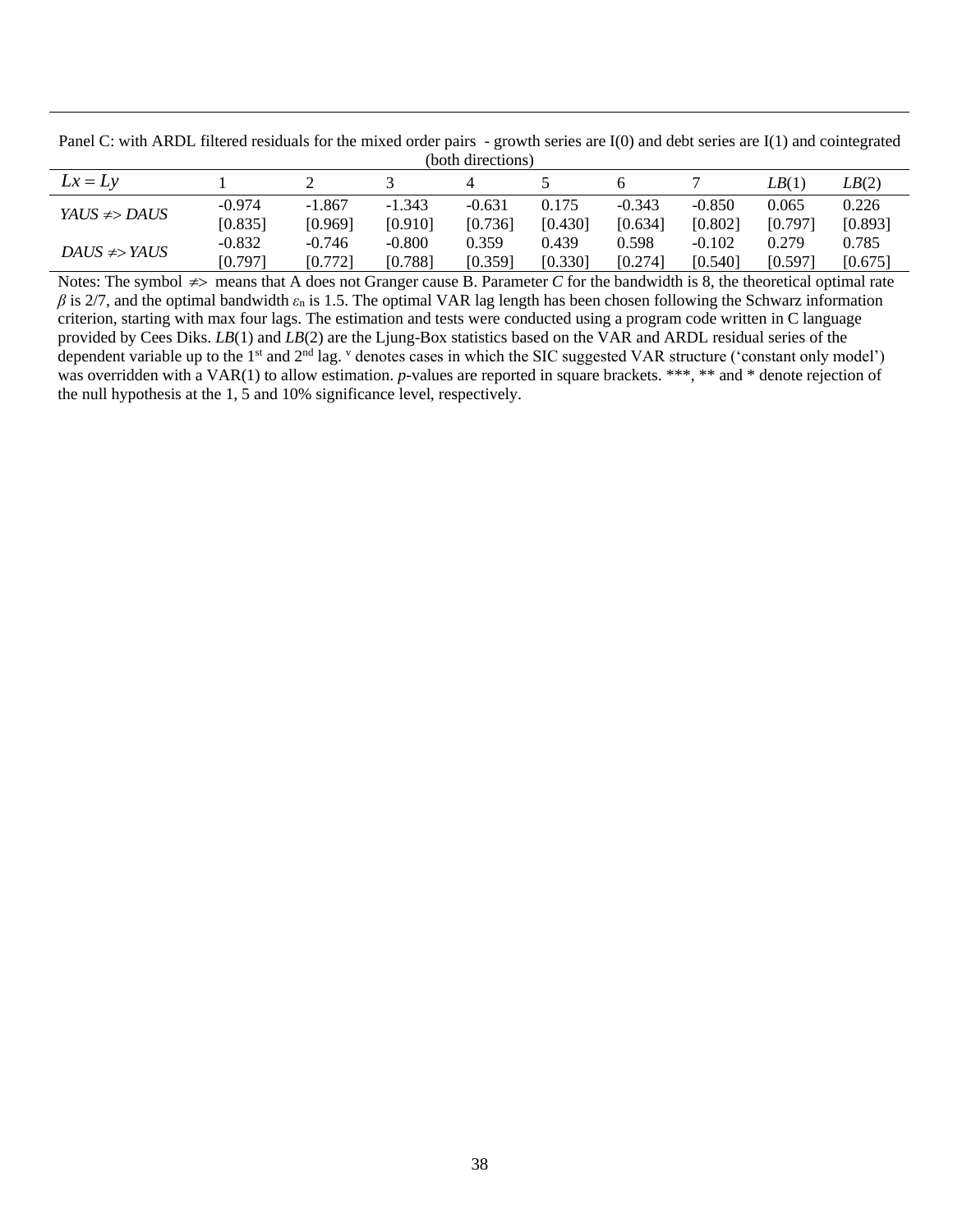Panel C: with ARDL filtered residuals for the mixed order pairs - growth series are I(0) and debt series are I(1) and cointegrated (both directions)

| $Lx = Ly$ | 1 | 2 | 3 | 4 | 5 | 6 | 7 | $LB(1)$ | $LB(2)$ |
|---|---|---|---|---|---|---|---|---|---|
| *YAUS* $\neq>$ *DAUS* | -0.974 | -1.867 | -1.343 | -0.631 | 0.175 | -0.343 | -0.850 | 0.065 | 0.226 |
| | [0.835] | [0.969] | [0.910] | [0.736] | [0.430] | [0.634] | [0.802] | [0.797] | [0.893] |
| *DAUS* $\neq>$ *YAUS* | -0.832 | -0.746 | -0.800 | 0.359 | 0.439 | 0.598 | -0.102 | 0.279 | 0.785 |
| | [0.797] | [0.772] | [0.788] | [0.359] | [0.330] | [0.274] | [0.540] | [0.597] | [0.675] |

Notes: The symbol $\neq>$ means that A does not Granger cause B. Parameter *C* for the bandwidth is 8, the theoretical optimal rate $\beta$ is 2/7, and the optimal bandwidth $\varepsilon_n$ is 1.5. The optimal VAR lag length has been chosen following the Schwarz information criterion, starting with max four lags. The estimation and tests were conducted using a program code written in C language provided by Cees Diks. *LB*(1) and *LB*(2) are the Ljung-Box statistics based on the VAR and ARDL residual series of the dependent variable up to the 1st and 2nd lag. [v] denotes cases in which the SIC suggested VAR structure ('constant only model') was overridden with a VAR(1) to allow estimation. *p*-values are reported in square brackets. \*\*\*, \*\* and \* denote rejection of the null hypothesis at the 1, 5 and 10% significance level, respectively.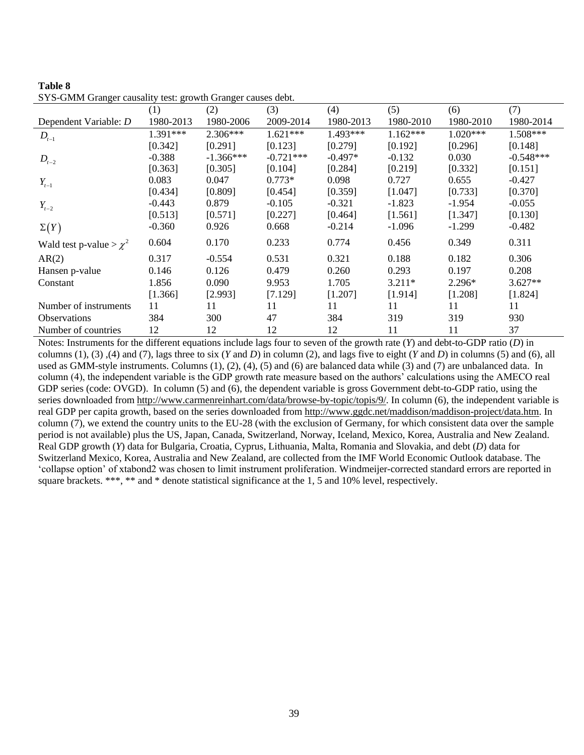**Table 8**

SYS-GMM Granger causality test: growth Granger causes debt.

| Dependent Variable: $D$ | (1) 1980-2013 | (2) 1980-2006 | (3) 2009-2014 | (4) 1980-2013 | (5) 1980-2010 | (6) 1980-2010 | (7) 1980-2014 |
|---|---|---|---|---|---|---|---|
| $D_{t-1}$ | 1.391*** | 2.306*** | 1.621*** | 1.493*** | 1.162*** | 1.020*** | 1.508*** |
| | [0.342] | [0.291] | [0.123] | [0.279] | [0.192] | [0.296] | [0.148] |
| $D_{t-2}$ | -0.388 | -1.366*** | -0.721*** | -0.497* | -0.132 | 0.030 | -0.548*** |
| | [0.363] | [0.305] | [0.104] | [0.284] | [0.219] | [0.332] | [0.151] |
| $Y_{t-1}$ | 0.083 | 0.047 | 0.773* | 0.098 | 0.727 | 0.655 | -0.427 |
| | [0.434] | [0.809] | [0.454] | [0.359] | [1.047] | [0.733] | [0.370] |
| $Y_{t-2}$ | -0.443 | 0.879 | -0.105 | -0.321 | -1.823 | -1.954 | -0.055 |
| | [0.513] | [0.571] | [0.227] | [0.464] | [1.561] | [1.347] | [0.130] |
| $\Sigma(Y)$ | -0.360 | 0.926 | 0.668 | -0.214 | -1.096 | -1.299 | -0.482 |
| Wald test p-value > $\chi^2$ | 0.604 | 0.170 | 0.233 | 0.774 | 0.456 | 0.349 | 0.311 |
| AR(2) | 0.317 | -0.554 | 0.531 | 0.321 | 0.188 | 0.182 | 0.306 |
| Hansen p-value | 0.146 | 0.126 | 0.479 | 0.260 | 0.293 | 0.197 | 0.208 |
| Constant | 1.856 | 0.090 | 9.953 | 1.705 | 3.211* | 2.296* | 3.627** |
| | [1.366] | [2.993] | [7.129] | [1.207] | [1.914] | [1.208] | [1.824] |
| Number of instruments | 11 | 11 | 11 | 11 | 11 | 11 | 11 |
| Observations | 384 | 300 | 47 | 384 | 319 | 319 | 930 |
| Number of countries | 12 | 12 | 12 | 12 | 11 | 11 | 37 |

Notes: Instruments for the different equations include lags four to seven of the growth rate ($Y$) and debt-to-GDP ratio ($D$) in columns (1), (3) ,(4) and (7), lags three to six ($Y$ and $D$) in column (2), and lags five to eight ($Y$ and $D$) in columns (5) and (6), all used as GMM-style instruments. Columns (1), (2), (4), (5) and (6) are balanced data while (3) and (7) are unbalanced data. In column (4), the independent variable is the GDP growth rate measure based on the authors' calculations using the AMECO real GDP series (code: OVGD). In column (5) and (6), the dependent variable is gross Government debt-to-GDP ratio, using the series downloaded from http://www.carmenreinhart.com/data/browse-by-topic/topis/9/. In column (6), the independent variable is real GDP per capita growth, based on the series downloaded from http://www.ggdc.net/maddison/maddison-project/data.htm. In column (7), we extend the country units to the EU-28 (with the exclusion of Germany, for which consistent data over the sample period is not available) plus the US, Japan, Canada, Switzerland, Norway, Iceland, Mexico, Korea, Australia and New Zealand. Real GDP growth ($Y$) data for Bulgaria, Croatia, Cyprus, Lithuania, Malta, Romania and Slovakia, and debt ($D$) data for Switzerland Mexico, Korea, Australia and New Zealand, are collected from the IMF World Economic Outlook database. The 'collapse option' of xtabond2 was chosen to limit instrument proliferation. Windmeijer-corrected standard errors are reported in square brackets. ***, ** and * denote statistical significance at the 1, 5 and 10% level, respectively.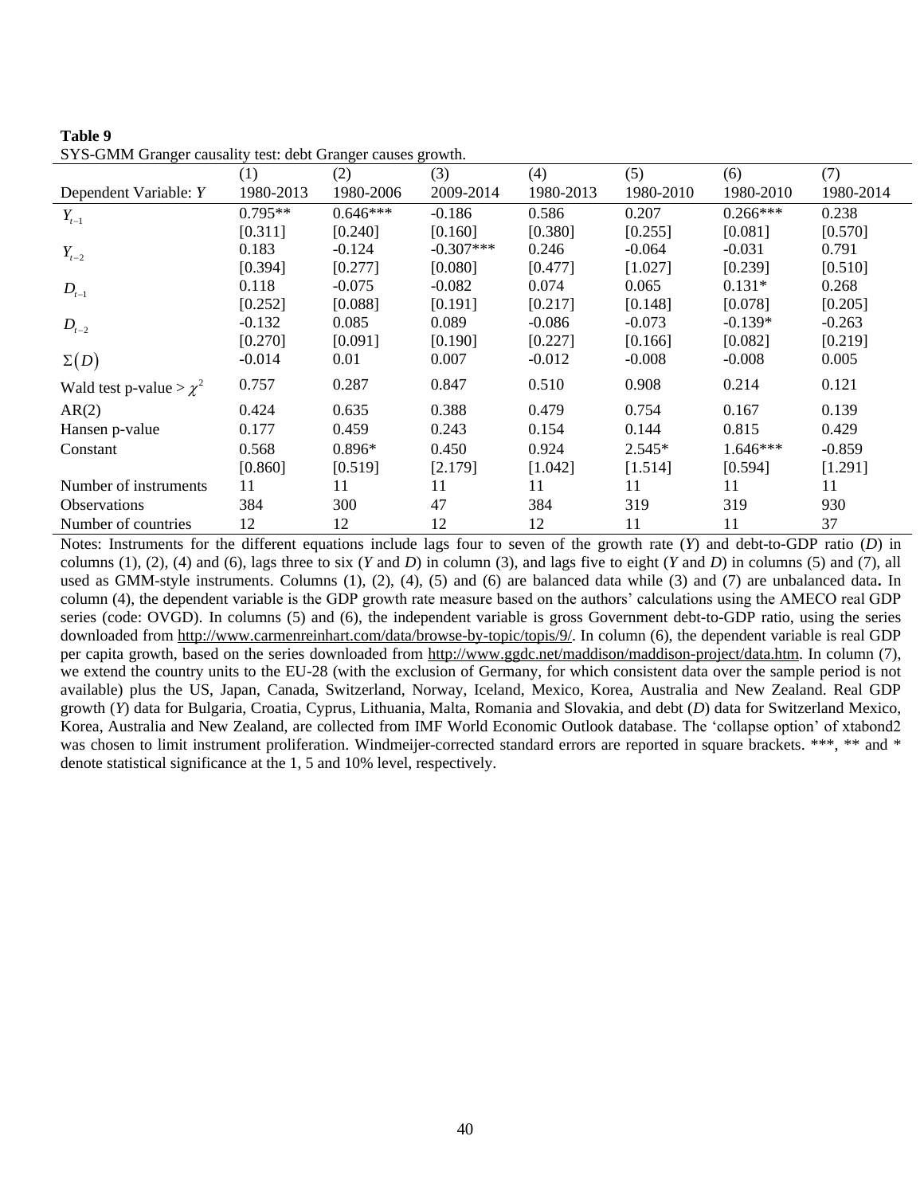**Table 9**

SYS-GMM Granger causality test: debt Granger causes growth.

| Dependent Variable: $Y$ | (1)<br>1980-2013 | (2)<br>1980-2006 | (3)<br>2009-2014 | (4)<br>1980-2013 | (5)<br>1980-2010 | (6)<br>1980-2010 | (7)<br>1980-2014 |
|---|---|---|---|---|---|---|---|
| $Y_{t-1}$ | 0.795** | 0.646*** | -0.186 | 0.586 | 0.207 | 0.266*** | 0.238 |
| | [0.311] | [0.240] | [0.160] | [0.380] | [0.255] | [0.081] | [0.570] |
| $Y_{t-2}$ | 0.183 | -0.124 | -0.307*** | 0.246 | -0.064 | -0.031 | 0.791 |
| | [0.394] | [0.277] | [0.080] | [0.477] | [1.027] | [0.239] | [0.510] |
| $D_{t-1}$ | 0.118 | -0.075 | -0.082 | 0.074 | 0.065 | 0.131* | 0.268 |
| | [0.252] | [0.088] | [0.191] | [0.217] | [0.148] | [0.078] | [0.205] |
| $D_{t-2}$ | -0.132 | 0.085 | 0.089 | -0.086 | -0.073 | -0.139* | -0.263 |
| | [0.270] | [0.091] | [0.190] | [0.227] | [0.166] | [0.082] | [0.219] |
| $\Sigma(D)$ | -0.014 | 0.01 | 0.007 | -0.012 | -0.008 | -0.008 | 0.005 |
| Wald test p-value > $\chi^2$ | 0.757 | 0.287 | 0.847 | 0.510 | 0.908 | 0.214 | 0.121 |
| AR(2) | 0.424 | 0.635 | 0.388 | 0.479 | 0.754 | 0.167 | 0.139 |
| Hansen p-value | 0.177 | 0.459 | 0.243 | 0.154 | 0.144 | 0.815 | 0.429 |
| Constant | 0.568 | 0.896* | 0.450 | 0.924 | 2.545* | 1.646*** | -0.859 |
| | [0.860] | [0.519] | [2.179] | [1.042] | [1.514] | [0.594] | [1.291] |
| Number of instruments | 11 | 11 | 11 | 11 | 11 | 11 | 11 |
| Observations | 384 | 300 | 47 | 384 | 319 | 319 | 930 |
| Number of countries | 12 | 12 | 12 | 12 | 11 | 11 | 37 |

Notes: Instruments for the different equations include lags four to seven of the growth rate ($Y$) and debt-to-GDP ratio ($D$) in columns (1), (2), (4) and (6), lags three to six ($Y$ and $D$) in column (3), and lags five to eight ($Y$ and $D$) in columns (5) and (7), all used as GMM-style instruments. Columns (1), (2), (4), (5) and (6) are balanced data while (3) and (7) are unbalanced data**.** In column (4), the dependent variable is the GDP growth rate measure based on the authors' calculations using the AMECO real GDP series (code: OVGD). In columns (5) and (6), the independent variable is gross Government debt-to-GDP ratio, using the series downloaded from http://www.carmenreinhart.com/data/browse-by-topic/topis/9/. In column (6), the dependent variable is real GDP per capita growth, based on the series downloaded from http://www.ggdc.net/maddison/maddison-project/data.htm. In column (7), we extend the country units to the EU-28 (with the exclusion of Germany, for which consistent data over the sample period is not available) plus the US, Japan, Canada, Switzerland, Norway, Iceland, Mexico, Korea, Australia and New Zealand. Real GDP growth ($Y$) data for Bulgaria, Croatia, Cyprus, Lithuania, Malta, Romania and Slovakia, and debt ($D$) data for Switzerland Mexico, Korea, Australia and New Zealand, are collected from IMF World Economic Outlook database. The 'collapse option' of xtabond2 was chosen to limit instrument proliferation. Windmeijer-corrected standard errors are reported in square brackets. ***, ** and * denote statistical significance at the 1, 5 and 10% level, respectively.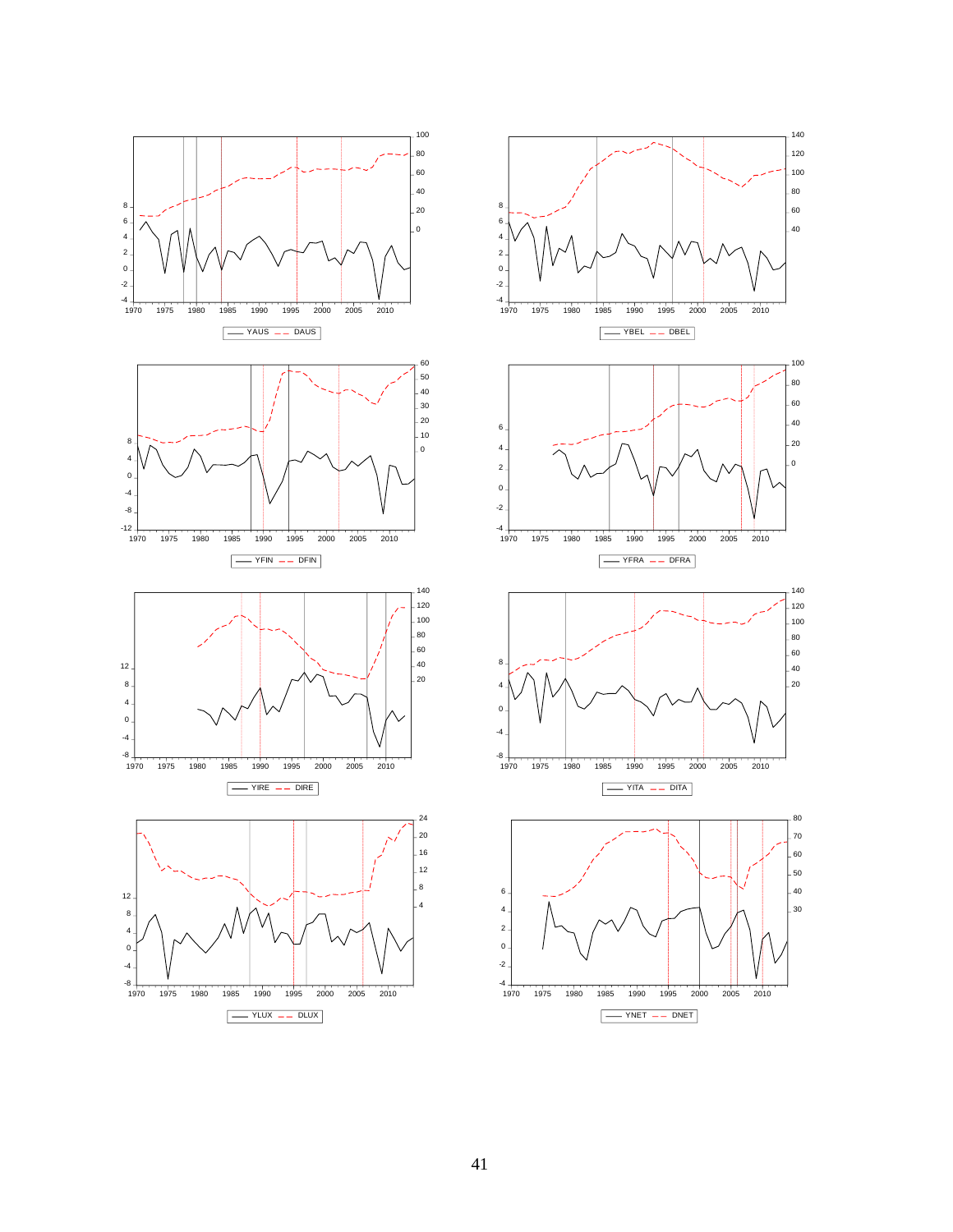YAUS DAUS

YBEL DBEL

YFIN DFIN

YFRA DFRA

YIRE DIRE

YITA DITA

YLUX DLUX

YNET DNET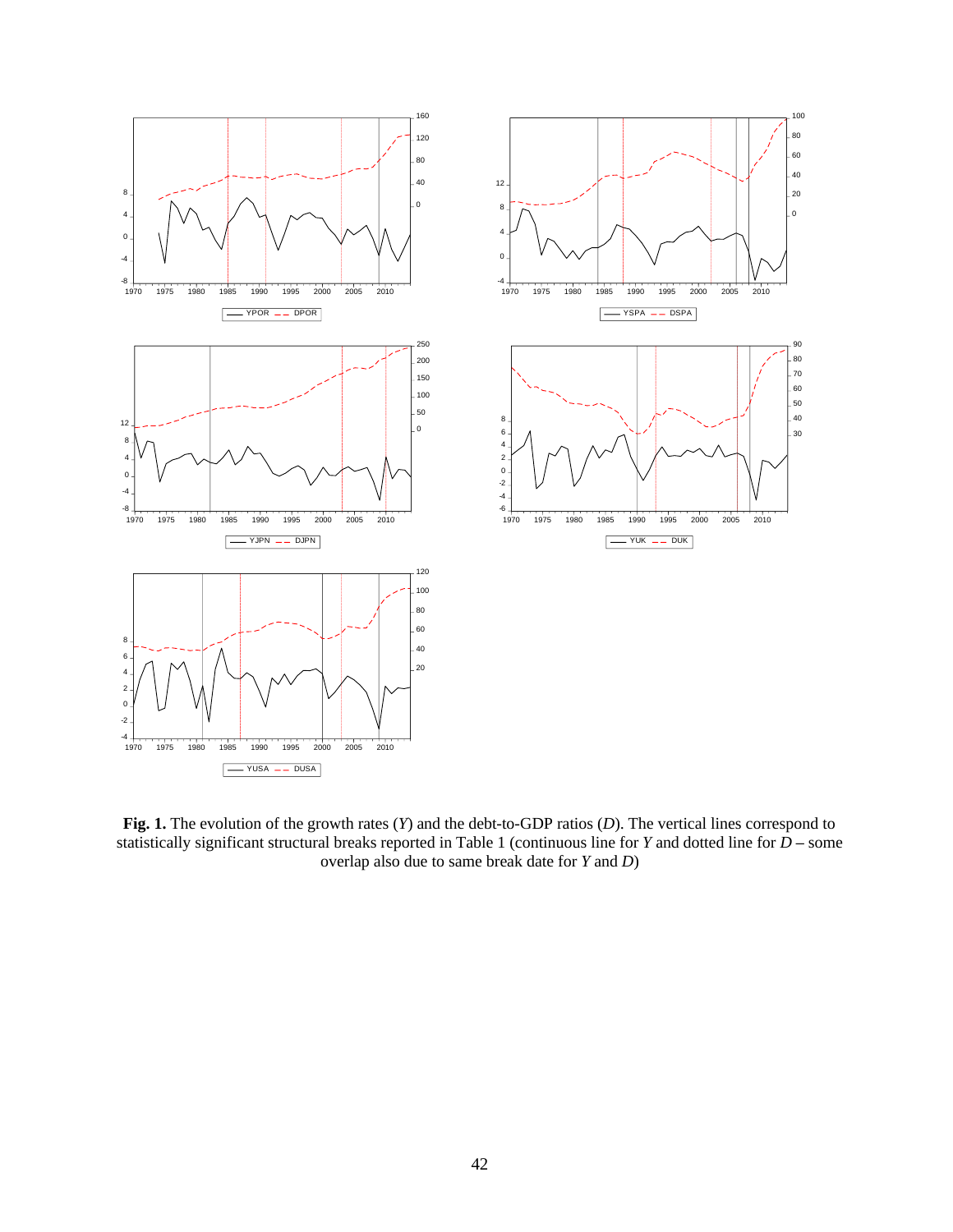**Fig. 1.** The evolution of the growth rates (*Y*) and the debt-to-GDP ratios (*D*). The vertical lines correspond to statistically significant structural breaks reported in Table 1 (continuous line for *Y* and dotted line for *D* – some overlap also due to same break date for *Y* and *D*)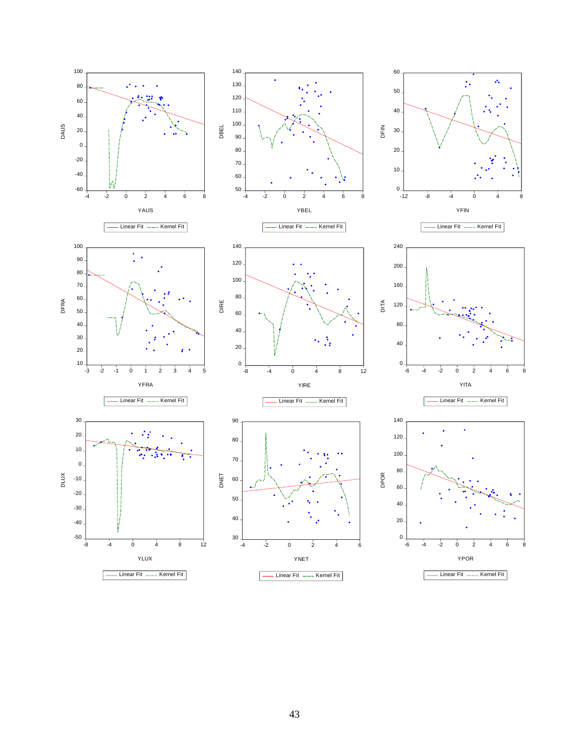DAUS

YAUS

Linear Fit —— Kernel Fit

DBEL

YBEL

Linear Fit —— Kernel Fit

DFIN

YFIN

Linear Fit —— Kernel Fit

DFRA

YFRA

Linear Fit —— Kernel Fit

DIRE

YIRE

Linear Fit —— Kernel Fit

DITA

YITA

Linear Fit —— Kernel Fit

DLUX

YLUX

Linear Fit —— Kernel Fit

DNET

YNET

Linear Fit —— Kernel Fit

DPOR

YPOR

Linear Fit —— Kernel Fit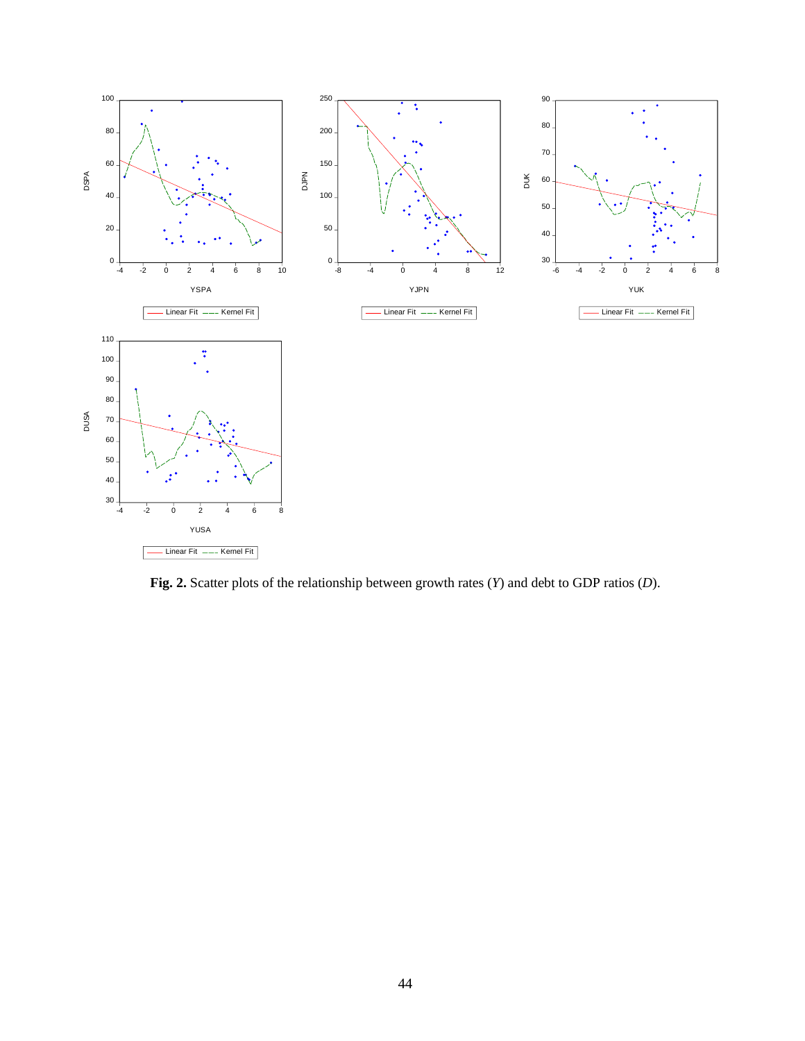**Fig. 2.** Scatter plots of the relationship between growth rates (*Y*) and debt to GDP ratios (*D*).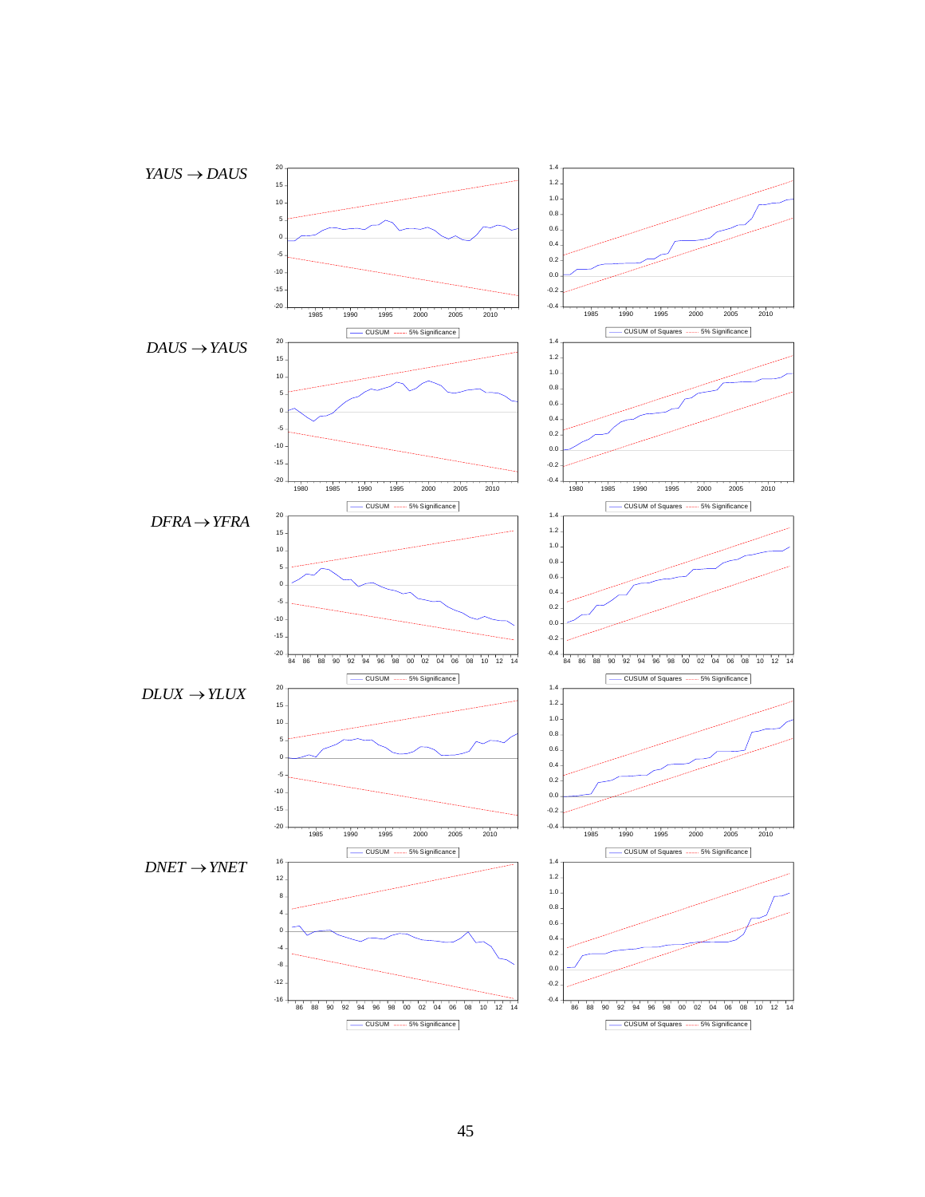$YAUS \rightarrow DAUS$

$DAUS \rightarrow YAUS$

$DFRA \rightarrow YFRA$

$DLUX \rightarrow YLUX$

$DNET \rightarrow YNET$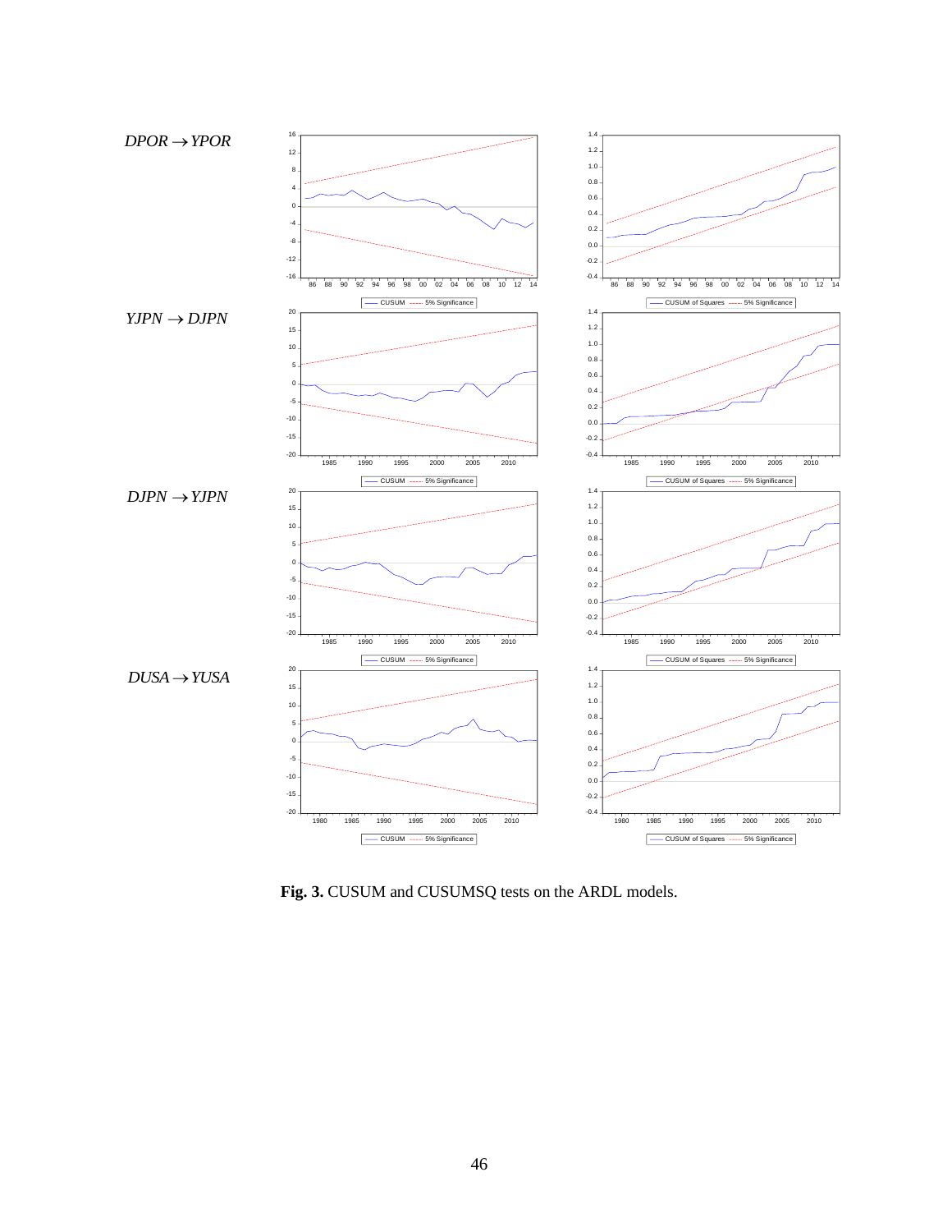$DPOR \rightarrow YPOR$

16
12
8
4
0
-4
-8
-12
-16
86 88 90 92 94 96 98 00 02 04 06 08 10 12 14
CUSUM ----- 5% Significance

1.4
1.2
1.0
0.8
0.6
0.4
0.2
0.0
-0.2
-0.4
86 88 90 92 94 96 98 00 02 04 06 08 10 12 14
CUSUM of Squares ----- 5% Significance

$YJPN \rightarrow DJPN$

20
15
10
5
0
-5
-10
-15
-20
1985 1990 1995 2000 2005 2010
CUSUM ----- 5% Significance

1.4
1.2
1.0
0.8
0.6
0.4
0.2
0.0
-0.2
-0.4
1985 1990 1995 2000 2005 2010
CUSUM of Squares ----- 5% Significance

$DJPN \rightarrow YJPN$

20
15
10
5
0
-5
-10
-15
-20
1985 1990 1995 2000 2005 2010
CUSUM ----- 5% Significance

1.4
1.2
1.0
0.8
0.6
0.4
0.2
0.0
-0.2
-0.4
1985 1990 1995 2000 2005 2010
CUSUM of Squares ----- 5% Significance

$DUSA \rightarrow YUSA$

20
15
10
5
0
-5
-10
-15
-20
1980 1985 1990 1995 2000 2005 2010
CUSUM ----- 5% Significance

1.4
1.2
1.0
0.8
0.6
0.4
0.2
0.0
-0.2
-0.4
1980 1985 1990 1995 2000 2005 2010
CUSUM of Squares ----- 5% Significance

**Fig. 3.** CUSUM and CUSUMSQ tests on the ARDL models.